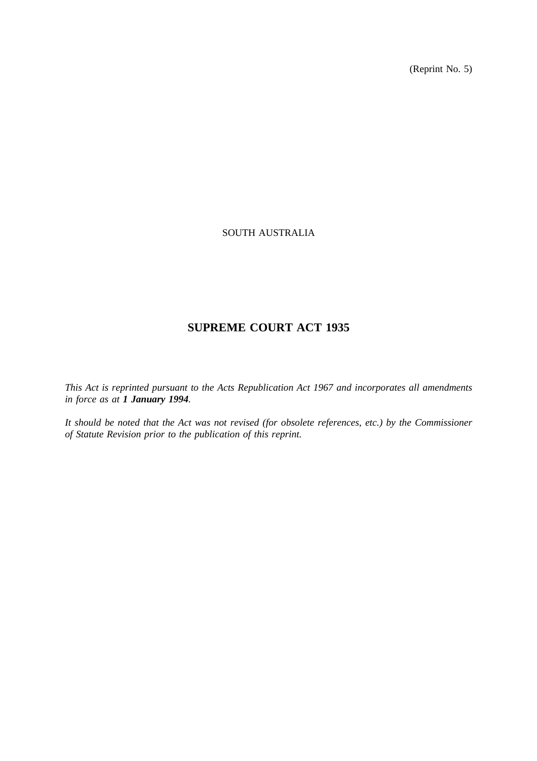(Reprint No. 5)

SOUTH AUSTRALIA

# SUPREME COURT ACT 1935

*This Act is reprinted pursuant to the Acts Republication Act 1967 and incorporates all amendments in force as at **1 January 1994**.*

*It should be noted that the Act was not revised (for obsolete references, etc.) by the Commissioner of Statute Revision prior to the publication of this reprint.*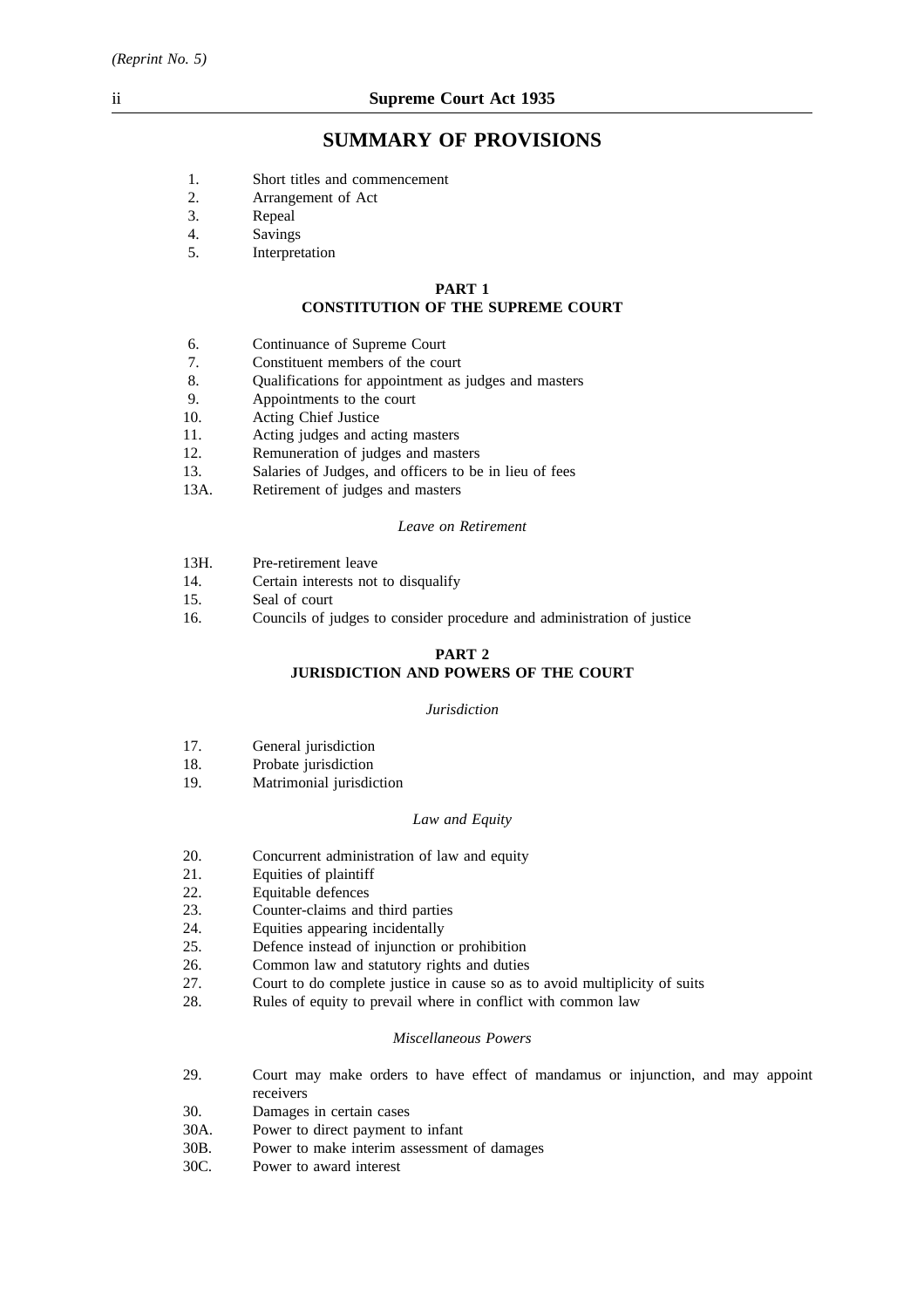# SUMMARY OF PROVISIONS

1. Short titles and commencement
2. Arrangement of Act
3. Repeal
4. Savings
5. Interpretation

## PART 1
## CONSTITUTION OF THE SUPREME COURT

6. Continuance of Supreme Court
7. Constituent members of the court
8. Qualifications for appointment as judges and masters
9. Appointments to the court
10. Acting Chief Justice
11. Acting judges and acting masters
12. Remuneration of judges and masters
13. Salaries of Judges, and officers to be in lieu of fees
13A. Retirement of judges and masters

*Leave on Retirement*

13H. Pre-retirement leave
14. Certain interests not to disqualify
15. Seal of court
16. Councils of judges to consider procedure and administration of justice

## PART 2
## JURISDICTION AND POWERS OF THE COURT

*Jurisdiction*

17. General jurisdiction
18. Probate jurisdiction
19. Matrimonial jurisdiction

*Law and Equity*

20. Concurrent administration of law and equity
21. Equities of plaintiff
22. Equitable defences
23. Counter-claims and third parties
24. Equities appearing incidentally
25. Defence instead of injunction or prohibition
26. Common law and statutory rights and duties
27. Court to do complete justice in cause so as to avoid multiplicity of suits
28. Rules of equity to prevail where in conflict with common law

*Miscellaneous Powers*

29. Court may make orders to have effect of mandamus or injunction, and may appoint receivers
30. Damages in certain cases
30A. Power to direct payment to infant
30B. Power to make interim assessment of damages
30C. Power to award interest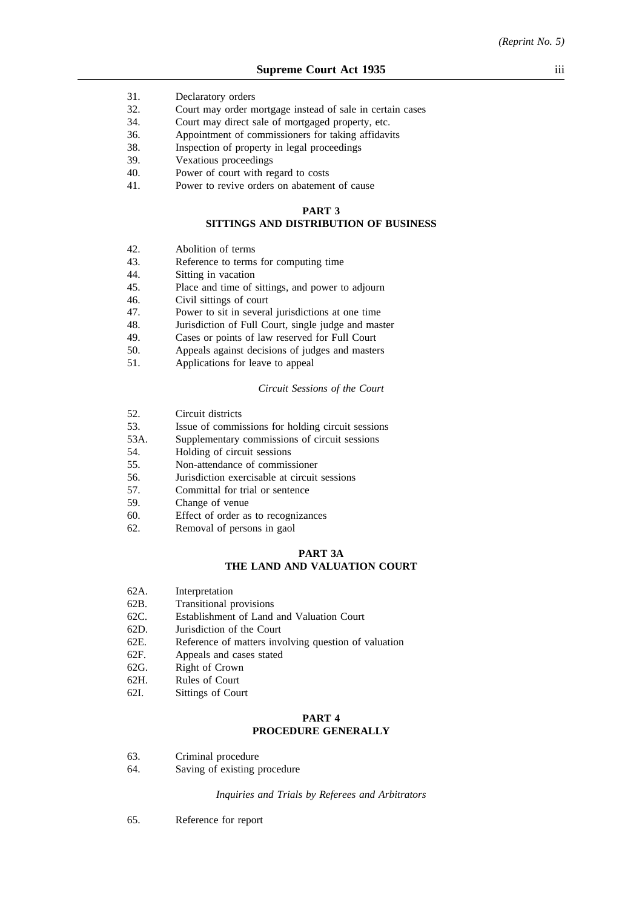31. Declaratory orders
32. Court may order mortgage instead of sale in certain cases
34. Court may direct sale of mortgaged property, etc.
36. Appointment of commissioners for taking affidavits
38. Inspection of property in legal proceedings
39. Vexatious proceedings
40. Power of court with regard to costs
41. Power to revive orders on abatement of cause

## PART 3
## SITTINGS AND DISTRIBUTION OF BUSINESS

42. Abolition of terms
43. Reference to terms for computing time
44. Sitting in vacation
45. Place and time of sittings, and power to adjourn
46. Civil sittings of court
47. Power to sit in several jurisdictions at one time
48. Jurisdiction of Full Court, single judge and master
49. Cases or points of law reserved for Full Court
50. Appeals against decisions of judges and masters
51. Applications for leave to appeal

*Circuit Sessions of the Court*

52. Circuit districts
53. Issue of commissions for holding circuit sessions
53A. Supplementary commissions of circuit sessions
54. Holding of circuit sessions
55. Non-attendance of commissioner
56. Jurisdiction exercisable at circuit sessions
57. Committal for trial or sentence
59. Change of venue
60. Effect of order as to recognizances
62. Removal of persons in gaol

## PART 3A
## THE LAND AND VALUATION COURT

62A. Interpretation
62B. Transitional provisions
62C. Establishment of Land and Valuation Court
62D. Jurisdiction of the Court
62E. Reference of matters involving question of valuation
62F. Appeals and cases stated
62G. Right of Crown
62H. Rules of Court
62I. Sittings of Court

## PART 4
## PROCEDURE GENERALLY

63. Criminal procedure
64. Saving of existing procedure

*Inquiries and Trials by Referees and Arbitrators*

65. Reference for report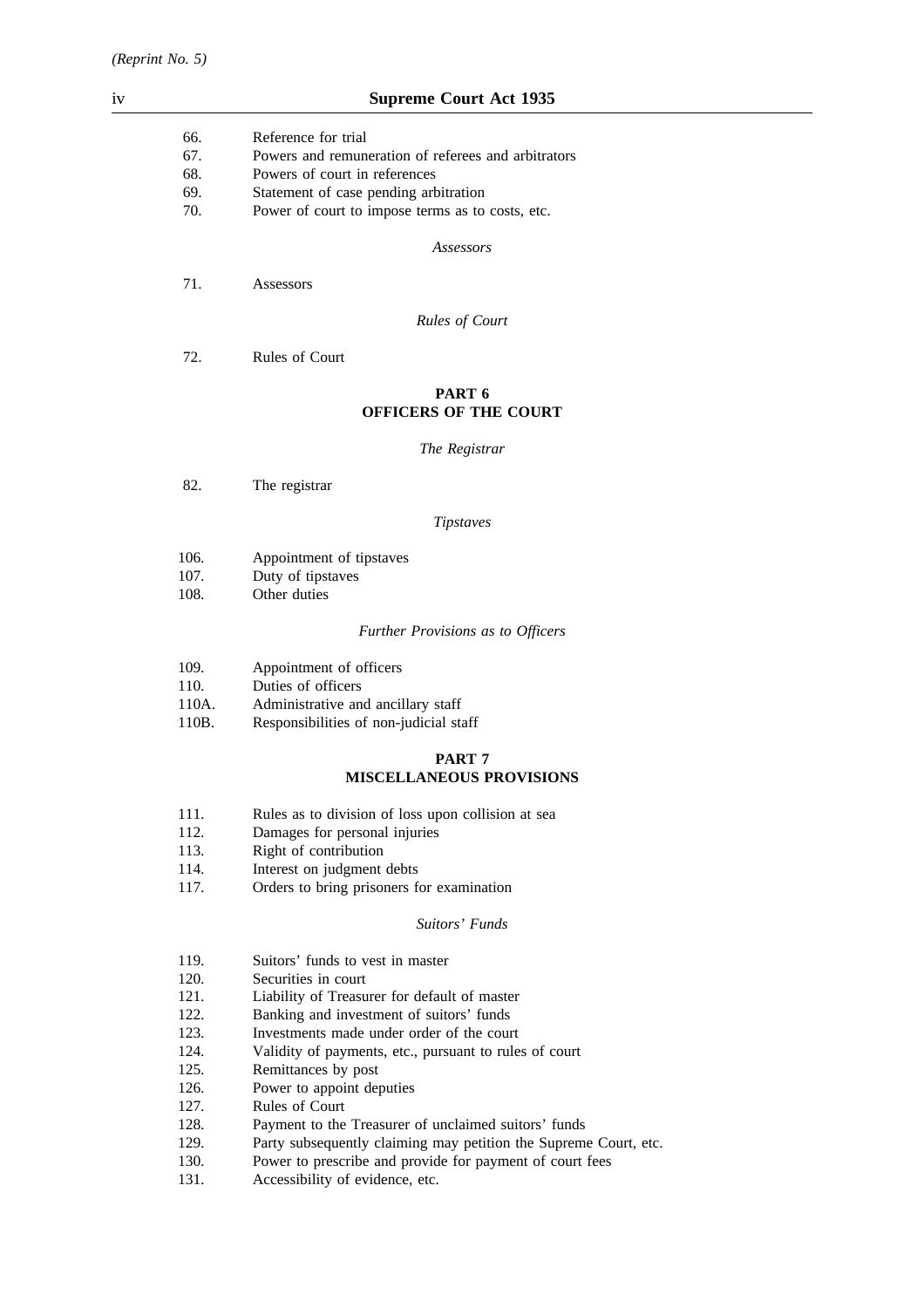66. Reference for trial
67. Powers and remuneration of referees and arbitrators
68. Powers of court in references
69. Statement of case pending arbitration
70. Power of court to impose terms as to costs, etc.

*Assessors*

71. Assessors

*Rules of Court*

72. Rules of Court

## PART 6
## OFFICERS OF THE COURT

*The Registrar*

82. The registrar

*Tipstaves*

106. Appointment of tipstaves
107. Duty of tipstaves
108. Other duties

*Further Provisions as to Officers*

109. Appointment of officers
110. Duties of officers
110A. Administrative and ancillary staff
110B. Responsibilities of non-judicial staff

## PART 7
## MISCELLANEOUS PROVISIONS

111. Rules as to division of loss upon collision at sea
112. Damages for personal injuries
113. Right of contribution
114. Interest on judgment debts
117. Orders to bring prisoners for examination

*Suitors' Funds*

119. Suitors' funds to vest in master
120. Securities in court
121. Liability of Treasurer for default of master
122. Banking and investment of suitors' funds
123. Investments made under order of the court
124. Validity of payments, etc., pursuant to rules of court
125. Remittances by post
126. Power to appoint deputies
127. Rules of Court
128. Payment to the Treasurer of unclaimed suitors' funds
129. Party subsequently claiming may petition the Supreme Court, etc.
130. Power to prescribe and provide for payment of court fees
131. Accessibility of evidence, etc.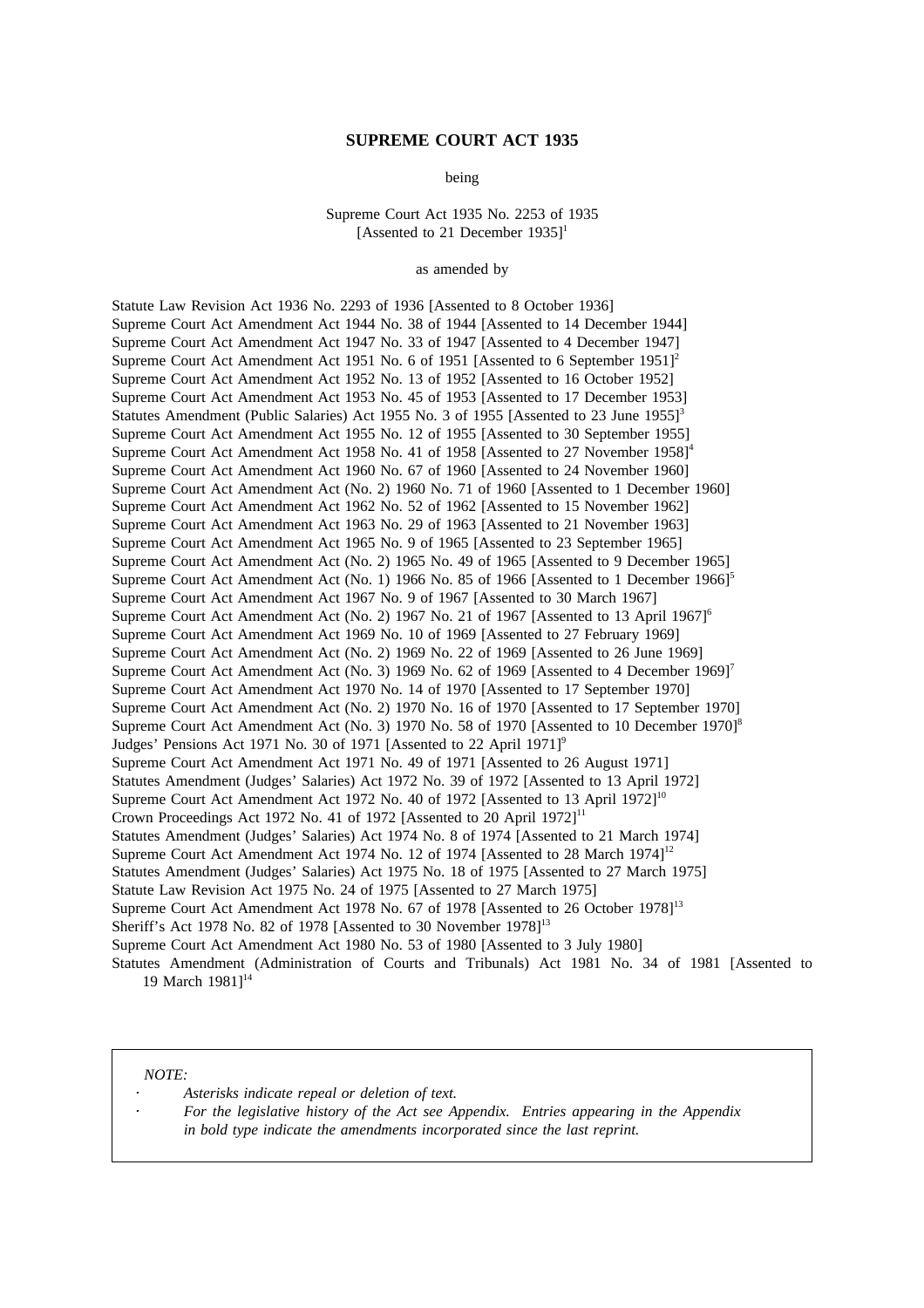# SUPREME COURT ACT 1935

being

Supreme Court Act 1935 No. 2253 of 1935
[Assented to 21 December 1935][1]

as amended by

Statute Law Revision Act 1936 No. 2293 of 1936 [Assented to 8 October 1936]
Supreme Court Act Amendment Act 1944 No. 38 of 1944 [Assented to 14 December 1944]
Supreme Court Act Amendment Act 1947 No. 33 of 1947 [Assented to 4 December 1947]
Supreme Court Act Amendment Act 1951 No. 6 of 1951 [Assented to 6 September 1951][2]
Supreme Court Act Amendment Act 1952 No. 13 of 1952 [Assented to 16 October 1952]
Supreme Court Act Amendment Act 1953 No. 45 of 1953 [Assented to 17 December 1953]
Statutes Amendment (Public Salaries) Act 1955 No. 3 of 1955 [Assented to 23 June 1955][3]
Supreme Court Act Amendment Act 1955 No. 12 of 1955 [Assented to 30 September 1955]
Supreme Court Act Amendment Act 1958 No. 41 of 1958 [Assented to 27 November 1958][4]
Supreme Court Act Amendment Act 1960 No. 67 of 1960 [Assented to 24 November 1960]
Supreme Court Act Amendment Act (No. 2) 1960 No. 71 of 1960 [Assented to 1 December 1960]
Supreme Court Act Amendment Act 1962 No. 52 of 1962 [Assented to 15 November 1962]
Supreme Court Act Amendment Act 1963 No. 29 of 1963 [Assented to 21 November 1963]
Supreme Court Act Amendment Act 1965 No. 9 of 1965 [Assented to 23 September 1965]
Supreme Court Act Amendment Act (No. 2) 1965 No. 49 of 1965 [Assented to 9 December 1965]
Supreme Court Act Amendment Act (No. 1) 1966 No. 85 of 1966 [Assented to 1 December 1966][5]
Supreme Court Act Amendment Act 1967 No. 9 of 1967 [Assented to 30 March 1967]
Supreme Court Act Amendment Act (No. 2) 1967 No. 21 of 1967 [Assented to 13 April 1967][6]
Supreme Court Act Amendment Act 1969 No. 10 of 1969 [Assented to 27 February 1969]
Supreme Court Act Amendment Act (No. 2) 1969 No. 22 of 1969 [Assented to 26 June 1969]
Supreme Court Act Amendment Act (No. 3) 1969 No. 62 of 1969 [Assented to 4 December 1969][7]
Supreme Court Act Amendment Act 1970 No. 14 of 1970 [Assented to 17 September 1970]
Supreme Court Act Amendment Act (No. 2) 1970 No. 16 of 1970 [Assented to 17 September 1970]
Supreme Court Act Amendment Act (No. 3) 1970 No. 58 of 1970 [Assented to 10 December 1970][8]
Judges' Pensions Act 1971 No. 30 of 1971 [Assented to 22 April 1971][9]
Supreme Court Act Amendment Act 1971 No. 49 of 1971 [Assented to 26 August 1971]
Statutes Amendment (Judges' Salaries) Act 1972 No. 39 of 1972 [Assented to 13 April 1972]
Supreme Court Act Amendment Act 1972 No. 40 of 1972 [Assented to 13 April 1972][10]
Crown Proceedings Act 1972 No. 41 of 1972 [Assented to 20 April 1972][11]
Statutes Amendment (Judges' Salaries) Act 1974 No. 8 of 1974 [Assented to 21 March 1974]
Supreme Court Act Amendment Act 1974 No. 12 of 1974 [Assented to 28 March 1974][12]
Statutes Amendment (Judges' Salaries) Act 1975 No. 18 of 1975 [Assented to 27 March 1975]
Statute Law Revision Act 1975 No. 24 of 1975 [Assented to 27 March 1975]
Supreme Court Act Amendment Act 1978 No. 67 of 1978 [Assented to 26 October 1978][13]
Sheriff's Act 1978 No. 82 of 1978 [Assented to 30 November 1978][13]
Supreme Court Act Amendment Act 1980 No. 53 of 1980 [Assented to 3 July 1980]
Statutes Amendment (Administration of Courts and Tribunals) Act 1981 No. 34 of 1981 [Assented to 19 March 1981][14]

*NOTE:*

- *Asterisks indicate repeal or deletion of text.*
- *For the legislative history of the Act see Appendix. Entries appearing in the Appendix in bold type indicate the amendments incorporated since the last reprint.*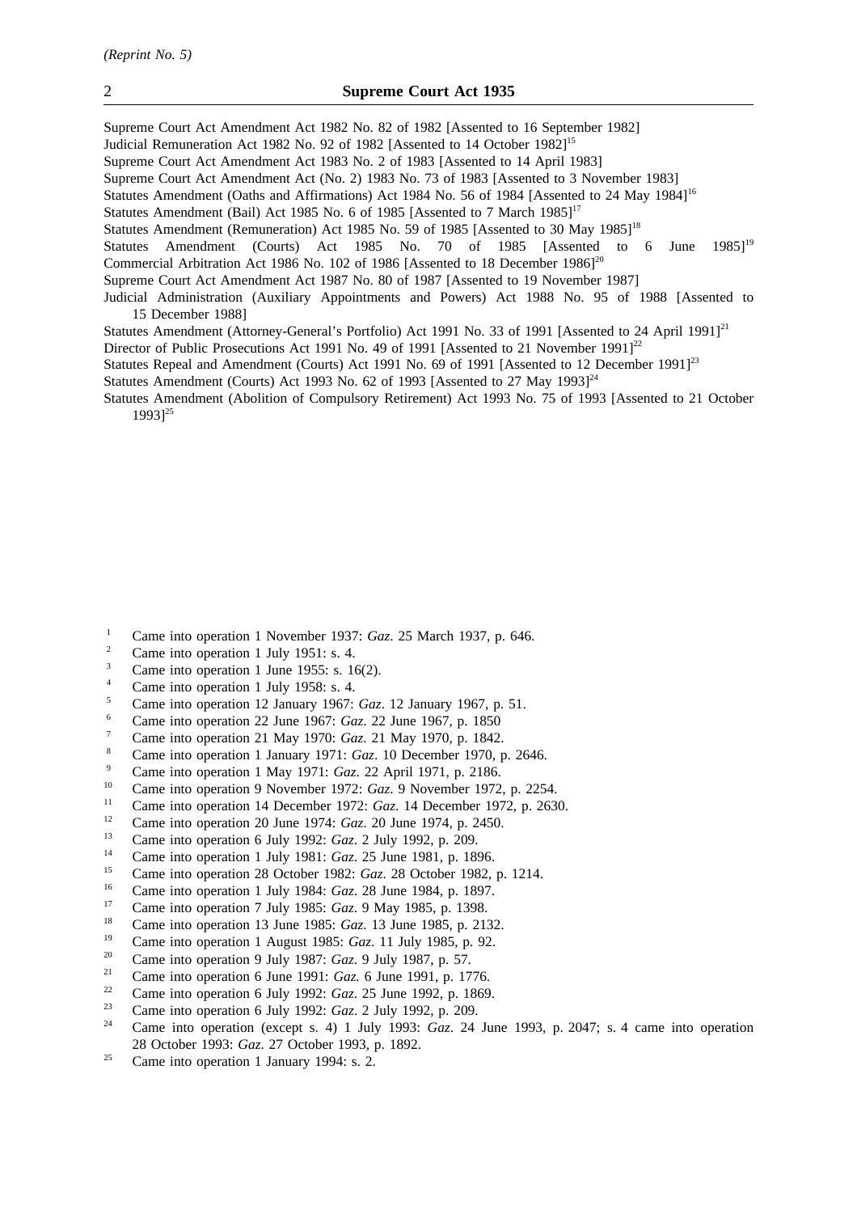Supreme Court Act Amendment Act 1982 No. 82 of 1982 [Assented to 16 September 1982]

Judicial Remuneration Act 1982 No. 92 of 1982 [Assented to 14 October 1982][15]

Supreme Court Act Amendment Act 1983 No. 2 of 1983 [Assented to 14 April 1983]

Supreme Court Act Amendment Act (No. 2) 1983 No. 73 of 1983 [Assented to 3 November 1983]

Statutes Amendment (Oaths and Affirmations) Act 1984 No. 56 of 1984 [Assented to 24 May 1984][16]

Statutes Amendment (Bail) Act 1985 No. 6 of 1985 [Assented to 7 March 1985][17]

Statutes Amendment (Remuneration) Act 1985 No. 59 of 1985 [Assented to 30 May 1985][18]

Statutes Amendment (Courts) Act 1985 No. 70 of 1985 [Assented to 6 June 1985][19]

Commercial Arbitration Act 1986 No. 102 of 1986 [Assented to 18 December 1986][20]

Supreme Court Act Amendment Act 1987 No. 80 of 1987 [Assented to 19 November 1987]

Judicial Administration (Auxiliary Appointments and Powers) Act 1988 No. 95 of 1988 [Assented to 15 December 1988]

Statutes Amendment (Attorney-General's Portfolio) Act 1991 No. 33 of 1991 [Assented to 24 April 1991][21]

Director of Public Prosecutions Act 1991 No. 49 of 1991 [Assented to 21 November 1991][22]

Statutes Repeal and Amendment (Courts) Act 1991 No. 69 of 1991 [Assented to 12 December 1991][23]

Statutes Amendment (Courts) Act 1993 No. 62 of 1993 [Assented to 27 May 1993][24]

Statutes Amendment (Abolition of Compulsory Retirement) Act 1993 No. 75 of 1993 [Assented to 21 October 1993][25]

---

1. Came into operation 1 November 1937: *Gaz.* 25 March 1937, p. 646.
2. Came into operation 1 July 1951: s. 4.
3. Came into operation 1 June 1955: s. 16(2).
4. Came into operation 1 July 1958: s. 4.
5. Came into operation 12 January 1967: *Gaz.* 12 January 1967, p. 51.
6. Came into operation 22 June 1967: *Gaz.* 22 June 1967, p. 1850
7. Came into operation 21 May 1970: *Gaz.* 21 May 1970, p. 1842.
8. Came into operation 1 January 1971: *Gaz.* 10 December 1970, p. 2646.
9. Came into operation 1 May 1971: *Gaz.* 22 April 1971, p. 2186.
10. Came into operation 9 November 1972: *Gaz.* 9 November 1972, p. 2254.
11. Came into operation 14 December 1972: *Gaz.* 14 December 1972, p. 2630.
12. Came into operation 20 June 1974: *Gaz.* 20 June 1974, p. 2450.
13. Came into operation 6 July 1992: *Gaz.* 2 July 1992, p. 209.
14. Came into operation 1 July 1981: *Gaz.* 25 June 1981, p. 1896.
15. Came into operation 28 October 1982: *Gaz.* 28 October 1982, p. 1214.
16. Came into operation 1 July 1984: *Gaz.* 28 June 1984, p. 1897.
17. Came into operation 7 July 1985: *Gaz.* 9 May 1985, p. 1398.
18. Came into operation 13 June 1985: *Gaz.* 13 June 1985, p. 2132.
19. Came into operation 1 August 1985: *Gaz.* 11 July 1985, p. 92.
20. Came into operation 9 July 1987: *Gaz.* 9 July 1987, p. 57.
21. Came into operation 6 June 1991: *Gaz.* 6 June 1991, p. 1776.
22. Came into operation 6 July 1992: *Gaz.* 25 June 1992, p. 1869.
23. Came into operation 6 July 1992: *Gaz.* 2 July 1992, p. 209.
24. Came into operation (except s. 4) 1 July 1993: *Gaz.* 24 June 1993, p. 2047; s. 4 came into operation 28 October 1993: *Gaz.* 27 October 1993, p. 1892.
25. Came into operation 1 January 1994: s. 2.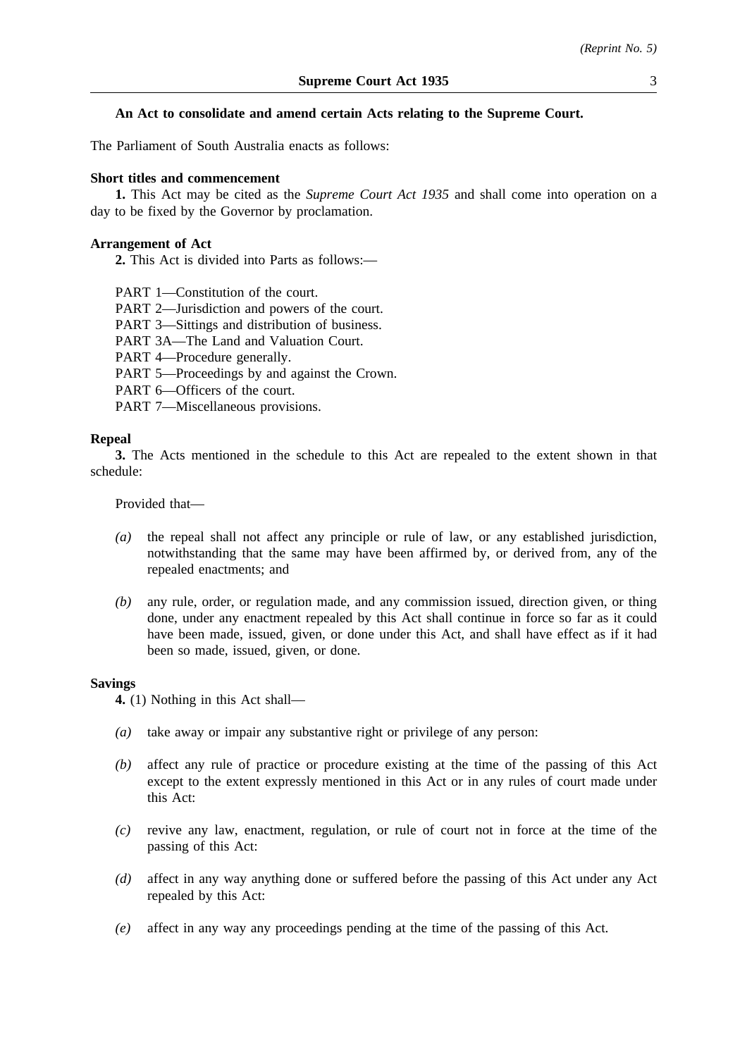**An Act to consolidate and amend certain Acts relating to the Supreme Court.**

The Parliament of South Australia enacts as follows:

**Short titles and commencement**

**1.** This Act may be cited as the *Supreme Court Act 1935* and shall come into operation on a day to be fixed by the Governor by proclamation.

**Arrangement of Act**

**2.** This Act is divided into Parts as follows:—

PART 1—Constitution of the court.
PART 2—Jurisdiction and powers of the court.
PART 3—Sittings and distribution of business.
PART 3A—The Land and Valuation Court.
PART 4—Procedure generally.
PART 5—Proceedings by and against the Crown.
PART 6—Officers of the court.
PART 7—Miscellaneous provisions.

**Repeal**

**3.** The Acts mentioned in the schedule to this Act are repealed to the extent shown in that schedule:

Provided that—

*(a)* the repeal shall not affect any principle or rule of law, or any established jurisdiction, notwithstanding that the same may have been affirmed by, or derived from, any of the repealed enactments; and

*(b)* any rule, order, or regulation made, and any commission issued, direction given, or thing done, under any enactment repealed by this Act shall continue in force so far as it could have been made, issued, given, or done under this Act, and shall have effect as if it had been so made, issued, given, or done.

**Savings**

**4.** (1) Nothing in this Act shall—

*(a)* take away or impair any substantive right or privilege of any person:

*(b)* affect any rule of practice or procedure existing at the time of the passing of this Act except to the extent expressly mentioned in this Act or in any rules of court made under this Act:

*(c)* revive any law, enactment, regulation, or rule of court not in force at the time of the passing of this Act:

*(d)* affect in any way anything done or suffered before the passing of this Act under any Act repealed by this Act:

*(e)* affect in any way any proceedings pending at the time of the passing of this Act.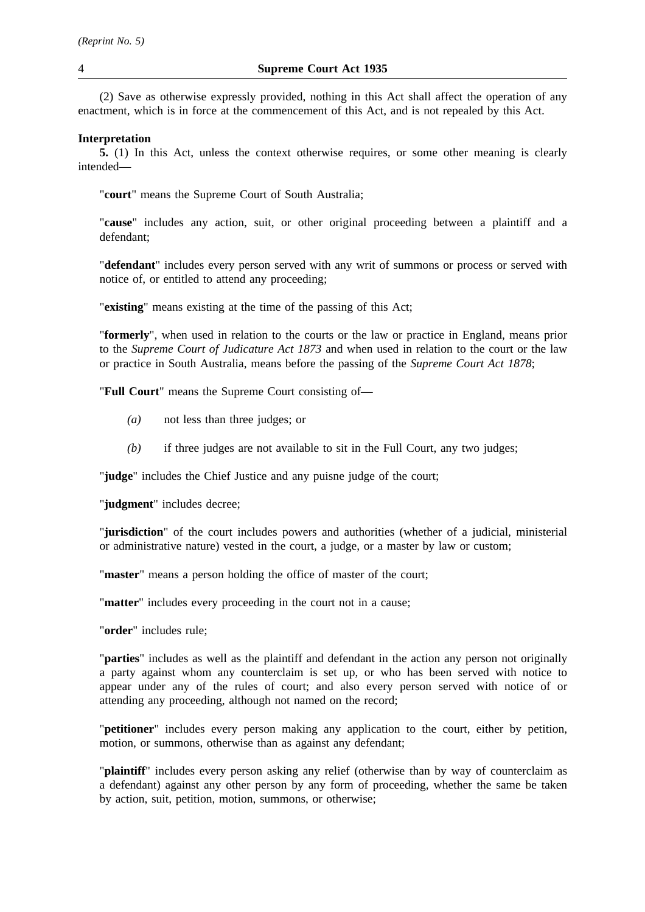(2) Save as otherwise expressly provided, nothing in this Act shall affect the operation of any enactment, which is in force at the commencement of this Act, and is not repealed by this Act.

**Interpretation**

**5.** (1) In this Act, unless the context otherwise requires, or some other meaning is clearly intended—

"**court**" means the Supreme Court of South Australia;

"**cause**" includes any action, suit, or other original proceeding between a plaintiff and a defendant;

"**defendant**" includes every person served with any writ of summons or process or served with notice of, or entitled to attend any proceeding;

"**existing**" means existing at the time of the passing of this Act;

"**formerly**", when used in relation to the courts or the law or practice in England, means prior to the *Supreme Court of Judicature Act 1873* and when used in relation to the court or the law or practice in South Australia, means before the passing of the *Supreme Court Act 1878*;

"**Full Court**" means the Supreme Court consisting of—

*(a)* not less than three judges; or

*(b)* if three judges are not available to sit in the Full Court, any two judges;

"**judge**" includes the Chief Justice and any puisne judge of the court;

"**judgment**" includes decree;

"**jurisdiction**" of the court includes powers and authorities (whether of a judicial, ministerial or administrative nature) vested in the court, a judge, or a master by law or custom;

"**master**" means a person holding the office of master of the court;

"**matter**" includes every proceeding in the court not in a cause;

"**order**" includes rule;

"**parties**" includes as well as the plaintiff and defendant in the action any person not originally a party against whom any counterclaim is set up, or who has been served with notice to appear under any of the rules of court; and also every person served with notice of or attending any proceeding, although not named on the record;

"**petitioner**" includes every person making any application to the court, either by petition, motion, or summons, otherwise than as against any defendant;

"**plaintiff**" includes every person asking any relief (otherwise than by way of counterclaim as a defendant) against any other person by any form of proceeding, whether the same be taken by action, suit, petition, motion, summons, or otherwise;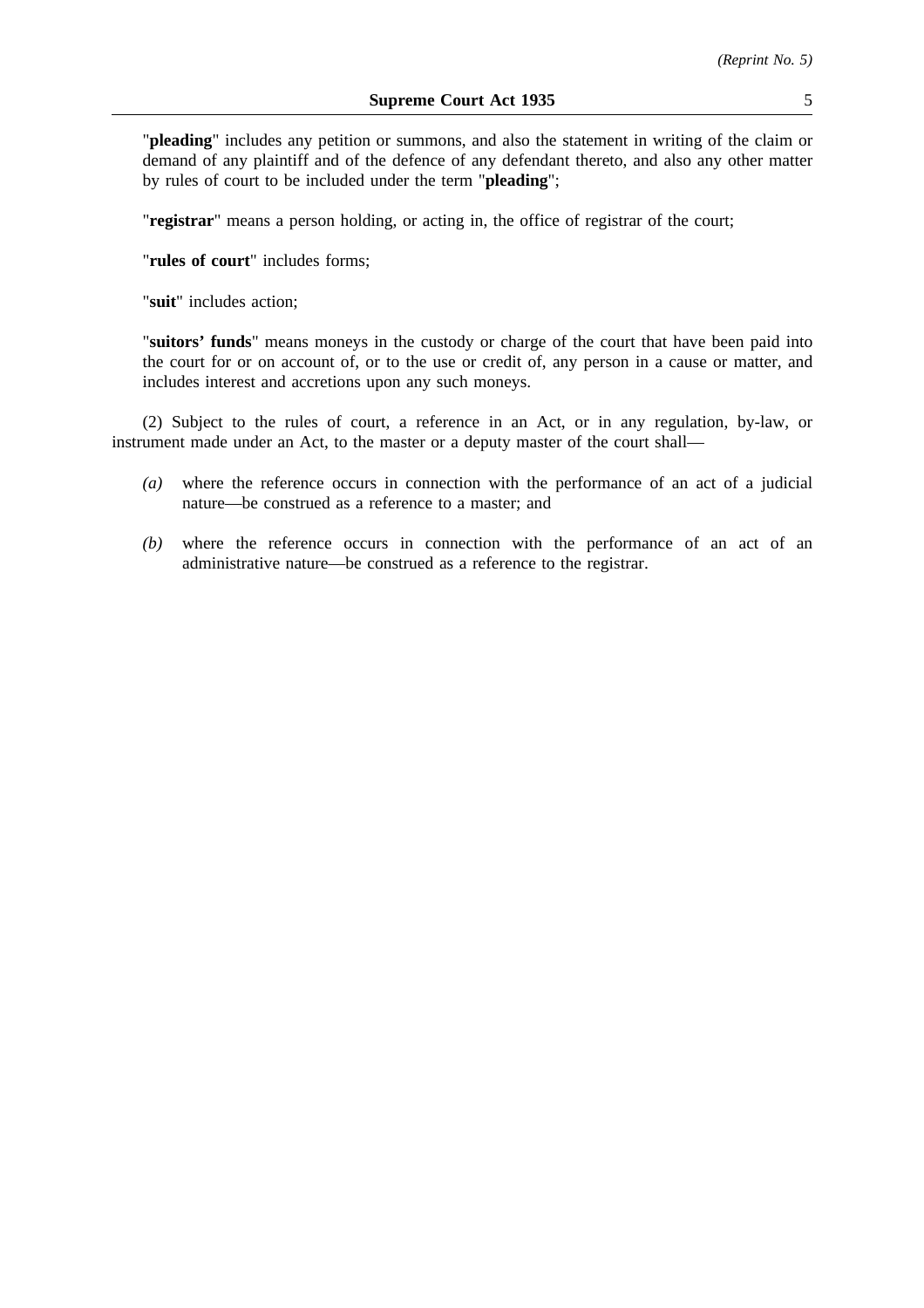"**pleading**" includes any petition or summons, and also the statement in writing of the claim or demand of any plaintiff and of the defence of any defendant thereto, and also any other matter by rules of court to be included under the term "**pleading**";

"**registrar**" means a person holding, or acting in, the office of registrar of the court;

"**rules of court**" includes forms;

"**suit**" includes action;

"**suitors' funds**" means moneys in the custody or charge of the court that have been paid into the court for or on account of, or to the use or credit of, any person in a cause or matter, and includes interest and accretions upon any such moneys.

(2) Subject to the rules of court, a reference in an Act, or in any regulation, by-law, or instrument made under an Act, to the master or a deputy master of the court shall—

*(a)* where the reference occurs in connection with the performance of an act of a judicial nature—be construed as a reference to a master; and

*(b)* where the reference occurs in connection with the performance of an act of an administrative nature—be construed as a reference to the registrar.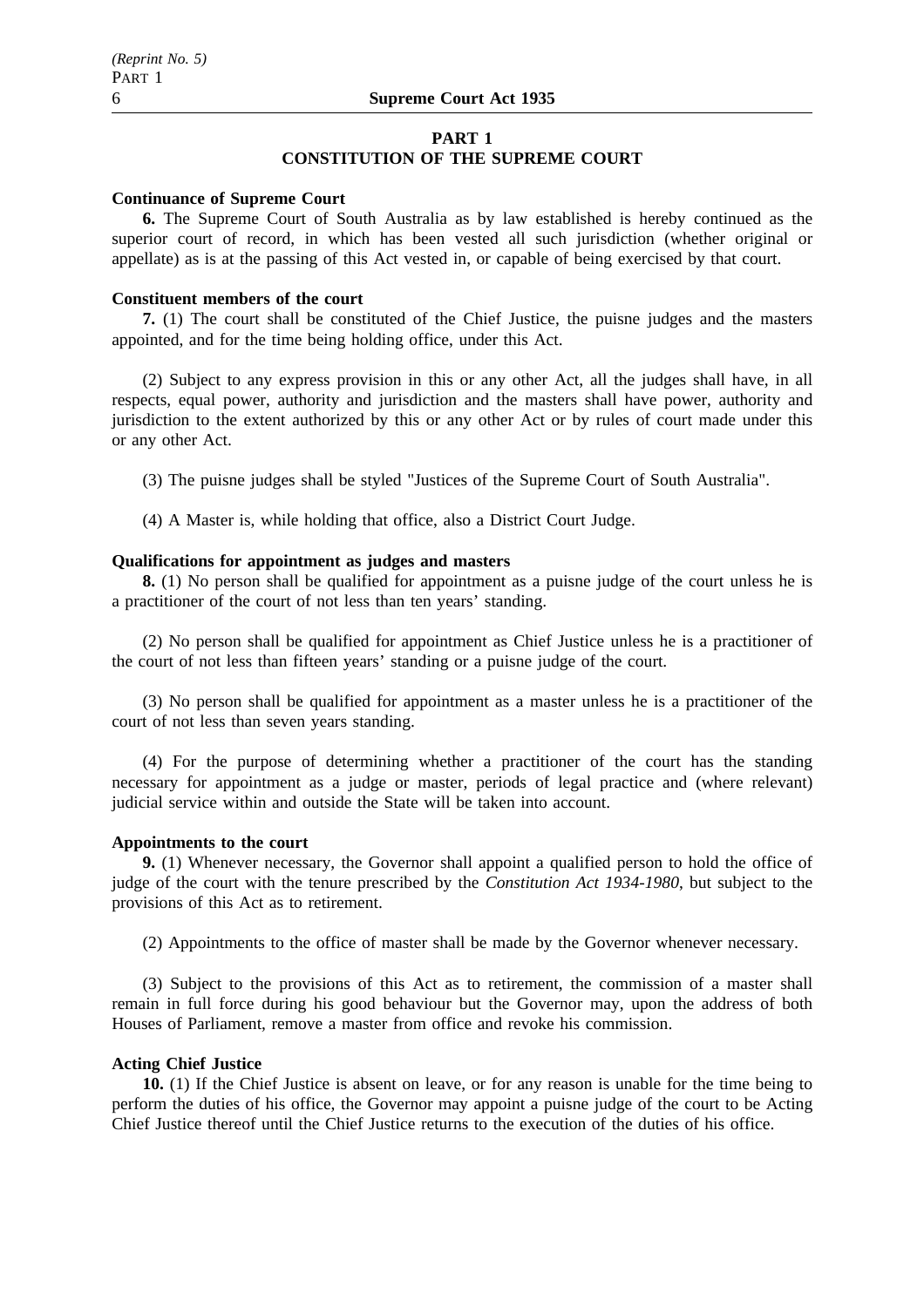## PART 1
## CONSTITUTION OF THE SUPREME COURT

**Continuance of Supreme Court**

**6.** The Supreme Court of South Australia as by law established is hereby continued as the superior court of record, in which has been vested all such jurisdiction (whether original or appellate) as is at the passing of this Act vested in, or capable of being exercised by that court.

**Constituent members of the court**

**7.** (1) The court shall be constituted of the Chief Justice, the puisne judges and the masters appointed, and for the time being holding office, under this Act.

(2) Subject to any express provision in this or any other Act, all the judges shall have, in all respects, equal power, authority and jurisdiction and the masters shall have power, authority and jurisdiction to the extent authorized by this or any other Act or by rules of court made under this or any other Act.

(3) The puisne judges shall be styled "Justices of the Supreme Court of South Australia".

(4) A Master is, while holding that office, also a District Court Judge.

**Qualifications for appointment as judges and masters**

**8.** (1) No person shall be qualified for appointment as a puisne judge of the court unless he is a practitioner of the court of not less than ten years' standing.

(2) No person shall be qualified for appointment as Chief Justice unless he is a practitioner of the court of not less than fifteen years' standing or a puisne judge of the court.

(3) No person shall be qualified for appointment as a master unless he is a practitioner of the court of not less than seven years standing.

(4) For the purpose of determining whether a practitioner of the court has the standing necessary for appointment as a judge or master, periods of legal practice and (where relevant) judicial service within and outside the State will be taken into account.

**Appointments to the court**

**9.** (1) Whenever necessary, the Governor shall appoint a qualified person to hold the office of judge of the court with the tenure prescribed by the *Constitution Act 1934-1980*, but subject to the provisions of this Act as to retirement.

(2) Appointments to the office of master shall be made by the Governor whenever necessary.

(3) Subject to the provisions of this Act as to retirement, the commission of a master shall remain in full force during his good behaviour but the Governor may, upon the address of both Houses of Parliament, remove a master from office and revoke his commission.

**Acting Chief Justice**

**10.** (1) If the Chief Justice is absent on leave, or for any reason is unable for the time being to perform the duties of his office, the Governor may appoint a puisne judge of the court to be Acting Chief Justice thereof until the Chief Justice returns to the execution of the duties of his office.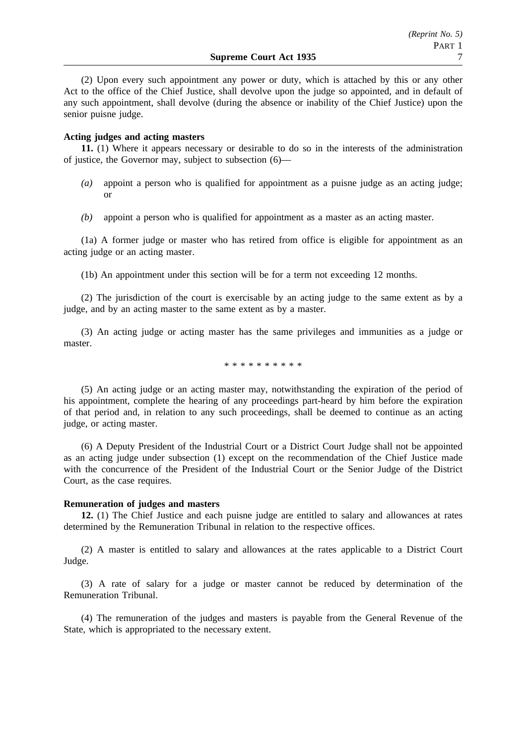(2) Upon every such appointment any power or duty, which is attached by this or any other Act to the office of the Chief Justice, shall devolve upon the judge so appointed, and in default of any such appointment, shall devolve (during the absence or inability of the Chief Justice) upon the senior puisne judge.

**Acting judges and acting masters**

**11.** (1) Where it appears necessary or desirable to do so in the interests of the administration of justice, the Governor may, subject to subsection (6)—

*(a)* appoint a person who is qualified for appointment as a puisne judge as an acting judge; or

*(b)* appoint a person who is qualified for appointment as a master as an acting master.

(1a) A former judge or master who has retired from office is eligible for appointment as an acting judge or an acting master.

(1b) An appointment under this section will be for a term not exceeding 12 months.

(2) The jurisdiction of the court is exercisable by an acting judge to the same extent as by a judge, and by an acting master to the same extent as by a master.

(3) An acting judge or acting master has the same privileges and immunities as a judge or master.

* * * * * * * * * *

(5) An acting judge or an acting master may, notwithstanding the expiration of the period of his appointment, complete the hearing of any proceedings part-heard by him before the expiration of that period and, in relation to any such proceedings, shall be deemed to continue as an acting judge, or acting master.

(6) A Deputy President of the Industrial Court or a District Court Judge shall not be appointed as an acting judge under subsection (1) except on the recommendation of the Chief Justice made with the concurrence of the President of the Industrial Court or the Senior Judge of the District Court, as the case requires.

**Remuneration of judges and masters**

**12.** (1) The Chief Justice and each puisne judge are entitled to salary and allowances at rates determined by the Remuneration Tribunal in relation to the respective offices.

(2) A master is entitled to salary and allowances at the rates applicable to a District Court Judge.

(3) A rate of salary for a judge or master cannot be reduced by determination of the Remuneration Tribunal.

(4) The remuneration of the judges and masters is payable from the General Revenue of the State, which is appropriated to the necessary extent.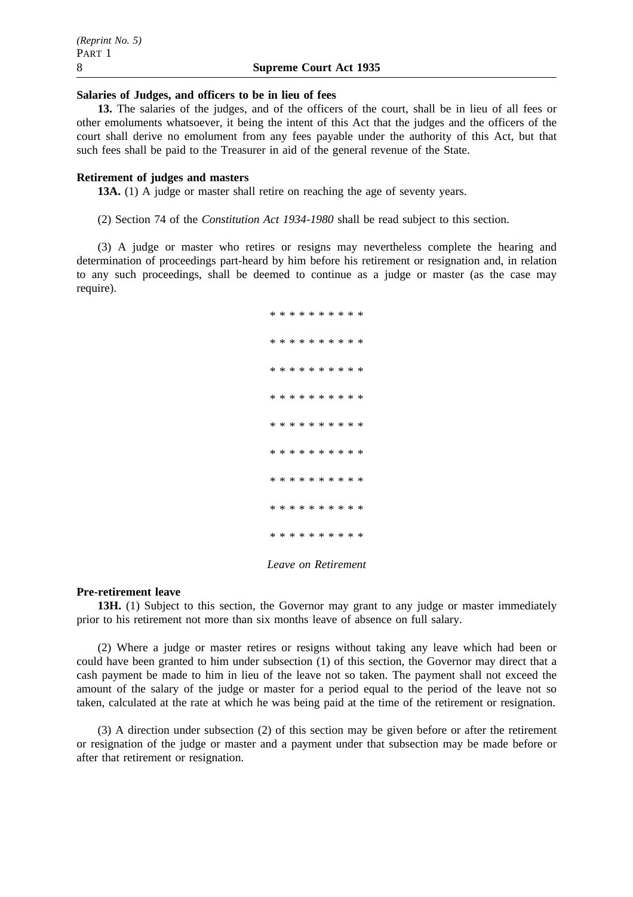**Salaries of Judges, and officers to be in lieu of fees**

**13.** The salaries of the judges, and of the officers of the court, shall be in lieu of all fees or other emoluments whatsoever, it being the intent of this Act that the judges and the officers of the court shall derive no emolument from any fees payable under the authority of this Act, but that such fees shall be paid to the Treasurer in aid of the general revenue of the State.

**Retirement of judges and masters**

**13A.** (1) A judge or master shall retire on reaching the age of seventy years.

(2) Section 74 of the *Constitution Act 1934-1980* shall be read subject to this section.

(3) A judge or master who retires or resigns may nevertheless complete the hearing and determination of proceedings part-heard by him before his retirement or resignation and, in relation to any such proceedings, shall be deemed to continue as a judge or master (as the case may require).

* * * * * * * * * *

* * * * * * * * * *

* * * * * * * * * *

* * * * * * * * * *

* * * * * * * * * *

* * * * * * * * * *

* * * * * * * * * *

* * * * * * * * * *

* * * * * * * * * *

*Leave on Retirement*

**Pre-retirement leave**

**13H.** (1) Subject to this section, the Governor may grant to any judge or master immediately prior to his retirement not more than six months leave of absence on full salary.

(2) Where a judge or master retires or resigns without taking any leave which had been or could have been granted to him under subsection (1) of this section, the Governor may direct that a cash payment be made to him in lieu of the leave not so taken. The payment shall not exceed the amount of the salary of the judge or master for a period equal to the period of the leave not so taken, calculated at the rate at which he was being paid at the time of the retirement or resignation.

(3) A direction under subsection (2) of this section may be given before or after the retirement or resignation of the judge or master and a payment under that subsection may be made before or after that retirement or resignation.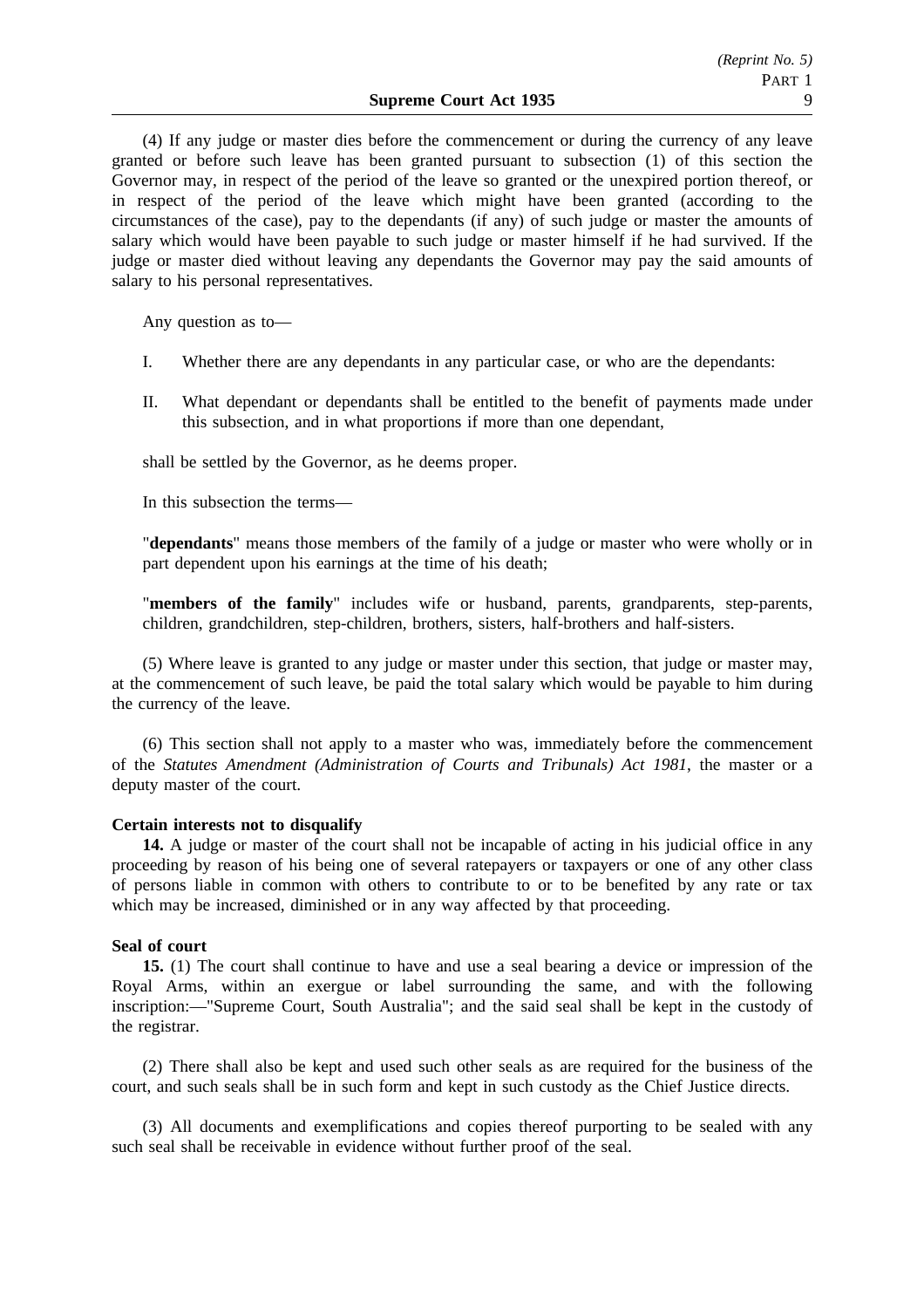(4) If any judge or master dies before the commencement or during the currency of any leave granted or before such leave has been granted pursuant to subsection (1) of this section the Governor may, in respect of the period of the leave so granted or the unexpired portion thereof, or in respect of the period of the leave which might have been granted (according to the circumstances of the case), pay to the dependants (if any) of such judge or master the amounts of salary which would have been payable to such judge or master himself if he had survived. If the judge or master died without leaving any dependants the Governor may pay the said amounts of salary to his personal representatives.

Any question as to—

I. Whether there are any dependants in any particular case, or who are the dependants:

II. What dependant or dependants shall be entitled to the benefit of payments made under this subsection, and in what proportions if more than one dependant,

shall be settled by the Governor, as he deems proper.

In this subsection the terms—

"**dependants**" means those members of the family of a judge or master who were wholly or in part dependent upon his earnings at the time of his death;

"**members of the family**" includes wife or husband, parents, grandparents, step-parents, children, grandchildren, step-children, brothers, sisters, half-brothers and half-sisters.

(5) Where leave is granted to any judge or master under this section, that judge or master may, at the commencement of such leave, be paid the total salary which would be payable to him during the currency of the leave.

(6) This section shall not apply to a master who was, immediately before the commencement of the *Statutes Amendment (Administration of Courts and Tribunals) Act 1981*, the master or a deputy master of the court.

**Certain interests not to disqualify**

**14.** A judge or master of the court shall not be incapable of acting in his judicial office in any proceeding by reason of his being one of several ratepayers or taxpayers or one of any other class of persons liable in common with others to contribute to or to be benefited by any rate or tax which may be increased, diminished or in any way affected by that proceeding.

**Seal of court**

**15.** (1) The court shall continue to have and use a seal bearing a device or impression of the Royal Arms, within an exergue or label surrounding the same, and with the following inscription:—"Supreme Court, South Australia"; and the said seal shall be kept in the custody of the registrar.

(2) There shall also be kept and used such other seals as are required for the business of the court, and such seals shall be in such form and kept in such custody as the Chief Justice directs.

(3) All documents and exemplifications and copies thereof purporting to be sealed with any such seal shall be receivable in evidence without further proof of the seal.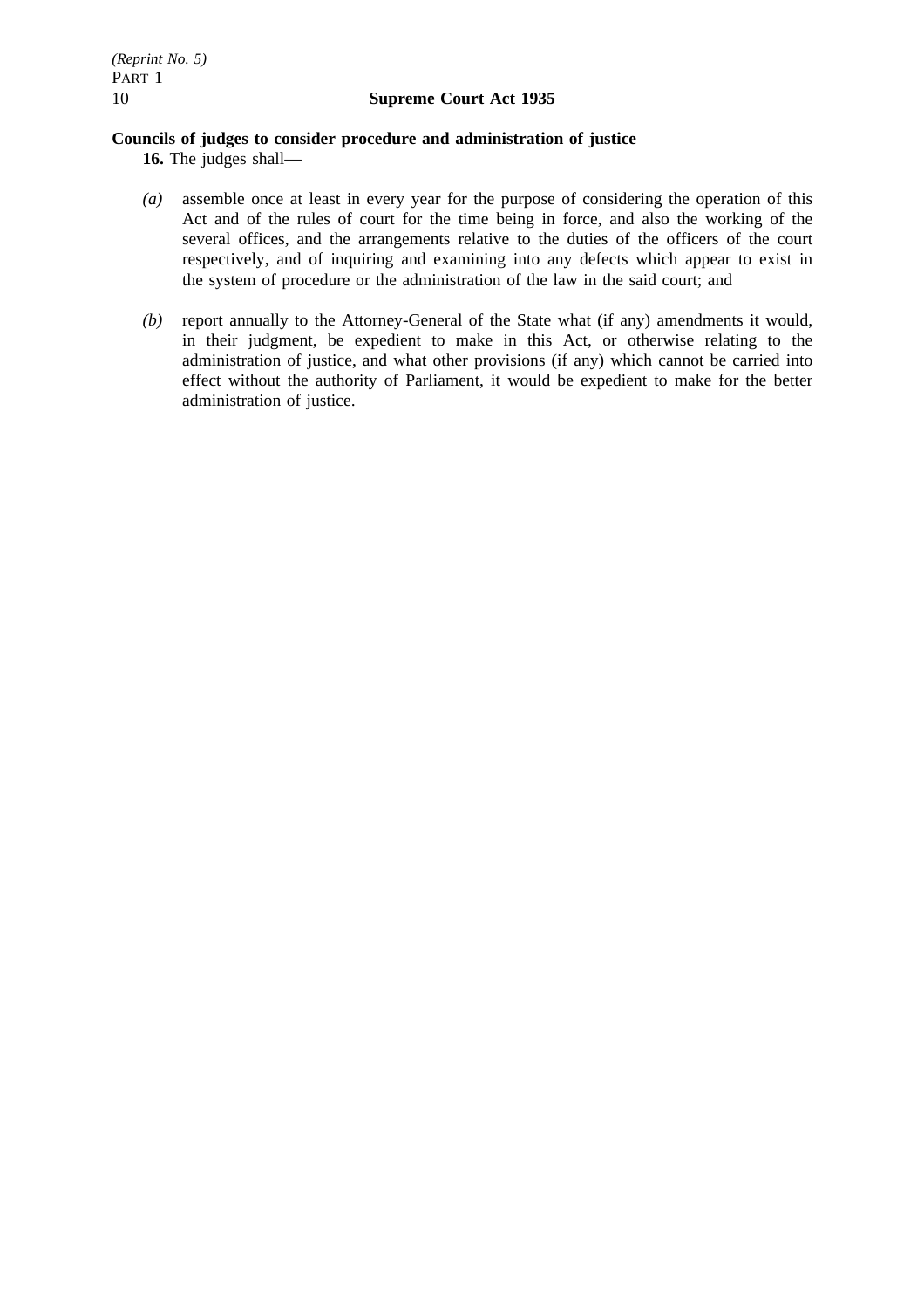**Councils of judges to consider procedure and administration of justice**

**16.** The judges shall—

*(a)* assemble once at least in every year for the purpose of considering the operation of this Act and of the rules of court for the time being in force, and also the working of the several offices, and the arrangements relative to the duties of the officers of the court respectively, and of inquiring and examining into any defects which appear to exist in the system of procedure or the administration of the law in the said court; and

*(b)* report annually to the Attorney-General of the State what (if any) amendments it would, in their judgment, be expedient to make in this Act, or otherwise relating to the administration of justice, and what other provisions (if any) which cannot be carried into effect without the authority of Parliament, it would be expedient to make for the better administration of justice.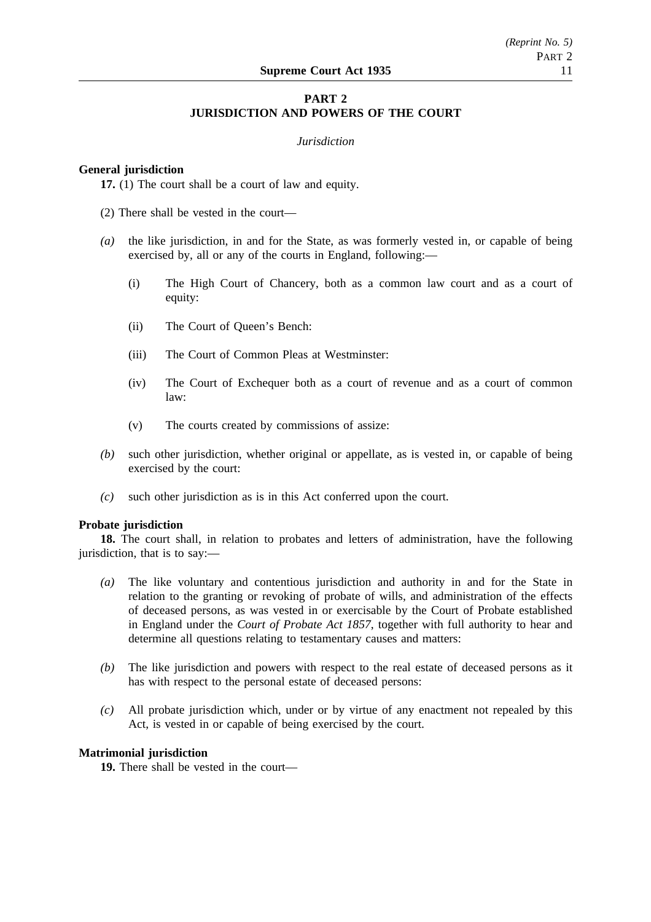# PART 2
# JURISDICTION AND POWERS OF THE COURT

*Jurisdiction*

**General jurisdiction**

**17.** (1) The court shall be a court of law and equity.

(2) There shall be vested in the court—

*(a)* the like jurisdiction, in and for the State, as was formerly vested in, or capable of being exercised by, all or any of the courts in England, following:—

(i) The High Court of Chancery, both as a common law court and as a court of equity:

(ii) The Court of Queen's Bench:

(iii) The Court of Common Pleas at Westminster:

(iv) The Court of Exchequer both as a court of revenue and as a court of common law:

(v) The courts created by commissions of assize:

*(b)* such other jurisdiction, whether original or appellate, as is vested in, or capable of being exercised by the court:

*(c)* such other jurisdiction as is in this Act conferred upon the court.

**Probate jurisdiction**

**18.** The court shall, in relation to probates and letters of administration, have the following jurisdiction, that is to say:—

*(a)* The like voluntary and contentious jurisdiction and authority in and for the State in relation to the granting or revoking of probate of wills, and administration of the effects of deceased persons, as was vested in or exercisable by the Court of Probate established in England under the *Court of Probate Act 1857*, together with full authority to hear and determine all questions relating to testamentary causes and matters:

*(b)* The like jurisdiction and powers with respect to the real estate of deceased persons as it has with respect to the personal estate of deceased persons:

*(c)* All probate jurisdiction which, under or by virtue of any enactment not repealed by this Act, is vested in or capable of being exercised by the court.

**Matrimonial jurisdiction**

**19.** There shall be vested in the court—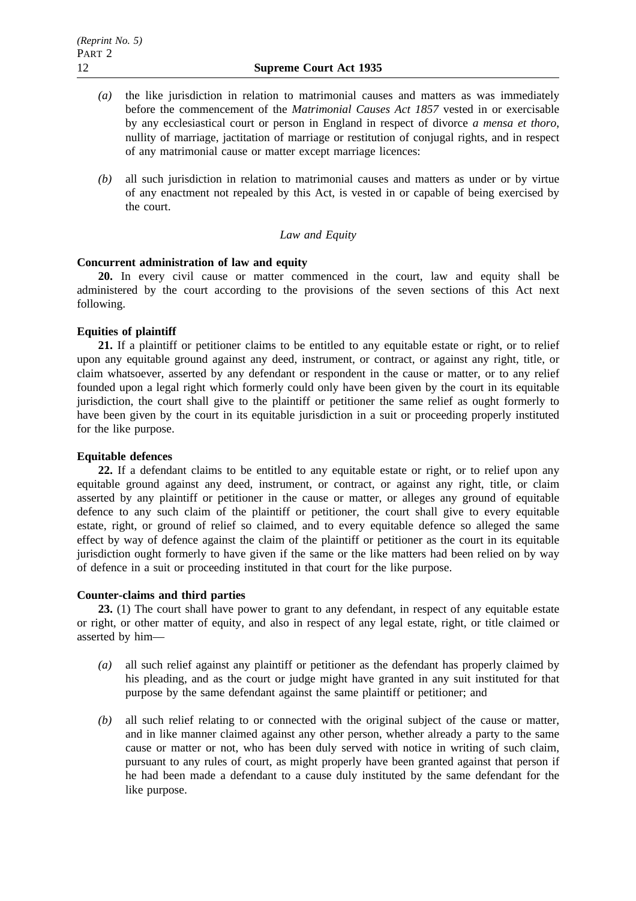*(a)* the like jurisdiction in relation to matrimonial causes and matters as was immediately before the commencement of the *Matrimonial Causes Act 1857* vested in or exercisable by any ecclesiastical court or person in England in respect of divorce *a mensa et thoro*, nullity of marriage, jactitation of marriage or restitution of conjugal rights, and in respect of any matrimonial cause or matter except marriage licences:

*(b)* all such jurisdiction in relation to matrimonial causes and matters as under or by virtue of any enactment not repealed by this Act, is vested in or capable of being exercised by the court.

*Law and Equity*

**Concurrent administration of law and equity**

**20.** In every civil cause or matter commenced in the court, law and equity shall be administered by the court according to the provisions of the seven sections of this Act next following.

**Equities of plaintiff**

**21.** If a plaintiff or petitioner claims to be entitled to any equitable estate or right, or to relief upon any equitable ground against any deed, instrument, or contract, or against any right, title, or claim whatsoever, asserted by any defendant or respondent in the cause or matter, or to any relief founded upon a legal right which formerly could only have been given by the court in its equitable jurisdiction, the court shall give to the plaintiff or petitioner the same relief as ought formerly to have been given by the court in its equitable jurisdiction in a suit or proceeding properly instituted for the like purpose.

**Equitable defences**

**22.** If a defendant claims to be entitled to any equitable estate or right, or to relief upon any equitable ground against any deed, instrument, or contract, or against any right, title, or claim asserted by any plaintiff or petitioner in the cause or matter, or alleges any ground of equitable defence to any such claim of the plaintiff or petitioner, the court shall give to every equitable estate, right, or ground of relief so claimed, and to every equitable defence so alleged the same effect by way of defence against the claim of the plaintiff or petitioner as the court in its equitable jurisdiction ought formerly to have given if the same or the like matters had been relied on by way of defence in a suit or proceeding instituted in that court for the like purpose.

**Counter-claims and third parties**

**23.** (1) The court shall have power to grant to any defendant, in respect of any equitable estate or right, or other matter of equity, and also in respect of any legal estate, right, or title claimed or asserted by him—

*(a)* all such relief against any plaintiff or petitioner as the defendant has properly claimed by his pleading, and as the court or judge might have granted in any suit instituted for that purpose by the same defendant against the same plaintiff or petitioner; and

*(b)* all such relief relating to or connected with the original subject of the cause or matter, and in like manner claimed against any other person, whether already a party to the same cause or matter or not, who has been duly served with notice in writing of such claim, pursuant to any rules of court, as might properly have been granted against that person if he had been made a defendant to a cause duly instituted by the same defendant for the like purpose.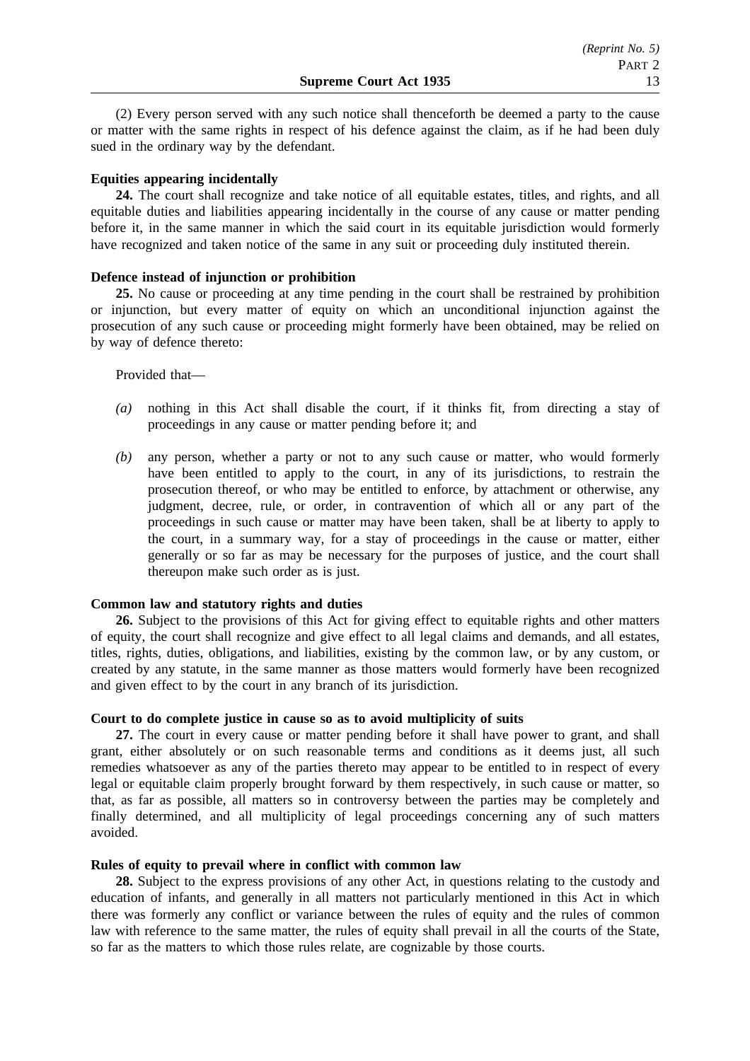(2) Every person served with any such notice shall thenceforth be deemed a party to the cause or matter with the same rights in respect of his defence against the claim, as if he had been duly sued in the ordinary way by the defendant.

**Equities appearing incidentally**

**24.** The court shall recognize and take notice of all equitable estates, titles, and rights, and all equitable duties and liabilities appearing incidentally in the course of any cause or matter pending before it, in the same manner in which the said court in its equitable jurisdiction would formerly have recognized and taken notice of the same in any suit or proceeding duly instituted therein.

**Defence instead of injunction or prohibition**

**25.** No cause or proceeding at any time pending in the court shall be restrained by prohibition or injunction, but every matter of equity on which an unconditional injunction against the prosecution of any such cause or proceeding might formerly have been obtained, may be relied on by way of defence thereto:

Provided that—

*(a)* nothing in this Act shall disable the court, if it thinks fit, from directing a stay of proceedings in any cause or matter pending before it; and

*(b)* any person, whether a party or not to any such cause or matter, who would formerly have been entitled to apply to the court, in any of its jurisdictions, to restrain the prosecution thereof, or who may be entitled to enforce, by attachment or otherwise, any judgment, decree, rule, or order, in contravention of which all or any part of the proceedings in such cause or matter may have been taken, shall be at liberty to apply to the court, in a summary way, for a stay of proceedings in the cause or matter, either generally or so far as may be necessary for the purposes of justice, and the court shall thereupon make such order as is just.

**Common law and statutory rights and duties**

**26.** Subject to the provisions of this Act for giving effect to equitable rights and other matters of equity, the court shall recognize and give effect to all legal claims and demands, and all estates, titles, rights, duties, obligations, and liabilities, existing by the common law, or by any custom, or created by any statute, in the same manner as those matters would formerly have been recognized and given effect to by the court in any branch of its jurisdiction.

**Court to do complete justice in cause so as to avoid multiplicity of suits**

**27.** The court in every cause or matter pending before it shall have power to grant, and shall grant, either absolutely or on such reasonable terms and conditions as it deems just, all such remedies whatsoever as any of the parties thereto may appear to be entitled to in respect of every legal or equitable claim properly brought forward by them respectively, in such cause or matter, so that, as far as possible, all matters so in controversy between the parties may be completely and finally determined, and all multiplicity of legal proceedings concerning any of such matters avoided.

**Rules of equity to prevail where in conflict with common law**

**28.** Subject to the express provisions of any other Act, in questions relating to the custody and education of infants, and generally in all matters not particularly mentioned in this Act in which there was formerly any conflict or variance between the rules of equity and the rules of common law with reference to the same matter, the rules of equity shall prevail in all the courts of the State, so far as the matters to which those rules relate, are cognizable by those courts.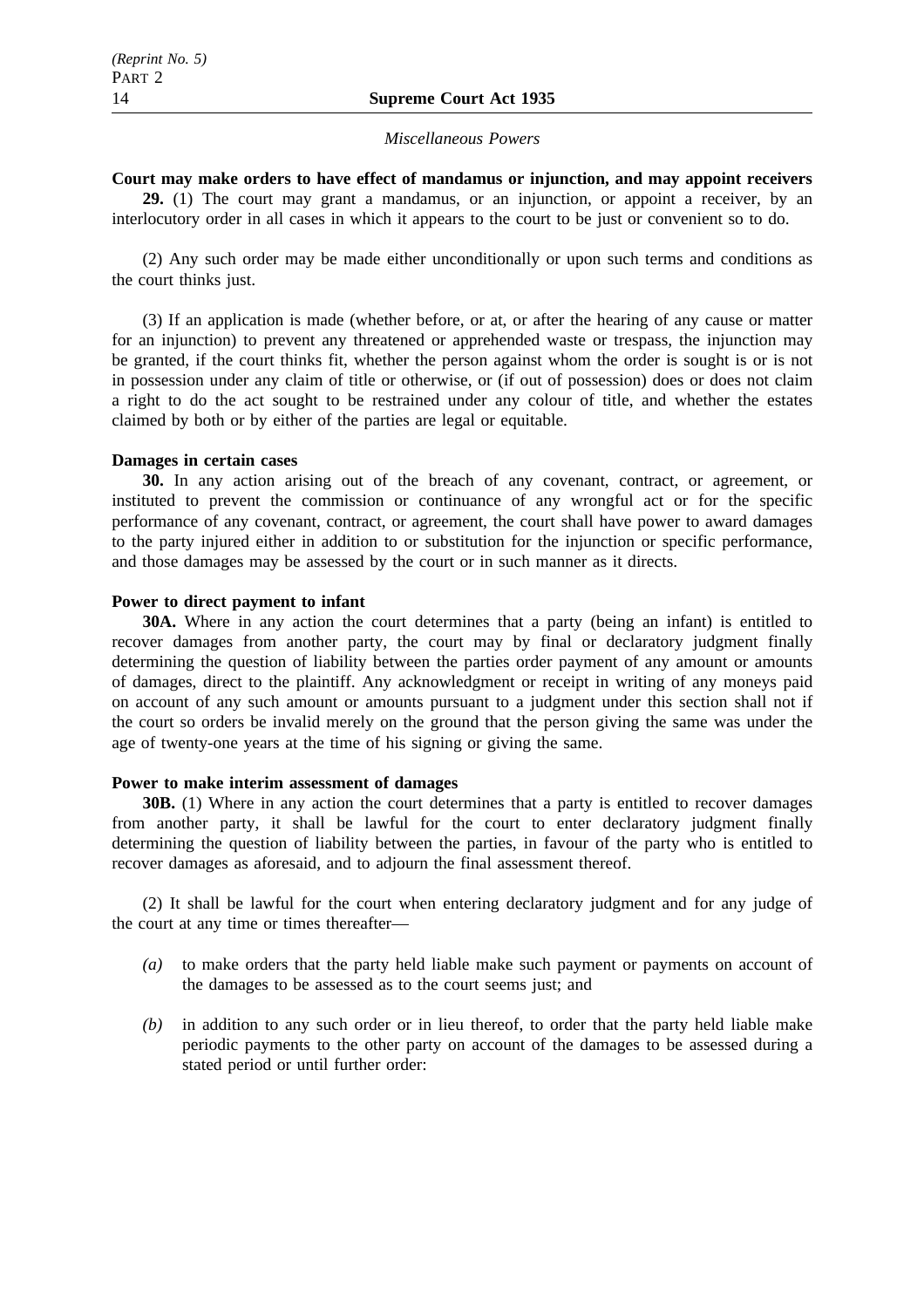*Miscellaneous Powers*

**Court may make orders to have effect of mandamus or injunction, and may appoint receivers**

**29.** (1) The court may grant a mandamus, or an injunction, or appoint a receiver, by an interlocutory order in all cases in which it appears to the court to be just or convenient so to do.

(2) Any such order may be made either unconditionally or upon such terms and conditions as the court thinks just.

(3) If an application is made (whether before, or at, or after the hearing of any cause or matter for an injunction) to prevent any threatened or apprehended waste or trespass, the injunction may be granted, if the court thinks fit, whether the person against whom the order is sought is or is not in possession under any claim of title or otherwise, or (if out of possession) does or does not claim a right to do the act sought to be restrained under any colour of title, and whether the estates claimed by both or by either of the parties are legal or equitable.

**Damages in certain cases**

**30.** In any action arising out of the breach of any covenant, contract, or agreement, or instituted to prevent the commission or continuance of any wrongful act or for the specific performance of any covenant, contract, or agreement, the court shall have power to award damages to the party injured either in addition to or substitution for the injunction or specific performance, and those damages may be assessed by the court or in such manner as it directs.

**Power to direct payment to infant**

**30A.** Where in any action the court determines that a party (being an infant) is entitled to recover damages from another party, the court may by final or declaratory judgment finally determining the question of liability between the parties order payment of any amount or amounts of damages, direct to the plaintiff. Any acknowledgment or receipt in writing of any moneys paid on account of any such amount or amounts pursuant to a judgment under this section shall not if the court so orders be invalid merely on the ground that the person giving the same was under the age of twenty-one years at the time of his signing or giving the same.

**Power to make interim assessment of damages**

**30B.** (1) Where in any action the court determines that a party is entitled to recover damages from another party, it shall be lawful for the court to enter declaratory judgment finally determining the question of liability between the parties, in favour of the party who is entitled to recover damages as aforesaid, and to adjourn the final assessment thereof.

(2) It shall be lawful for the court when entering declaratory judgment and for any judge of the court at any time or times thereafter—

- *(a)* to make orders that the party held liable make such payment or payments on account of the damages to be assessed as to the court seems just; and
- *(b)* in addition to any such order or in lieu thereof, to order that the party held liable make periodic payments to the other party on account of the damages to be assessed during a stated period or until further order: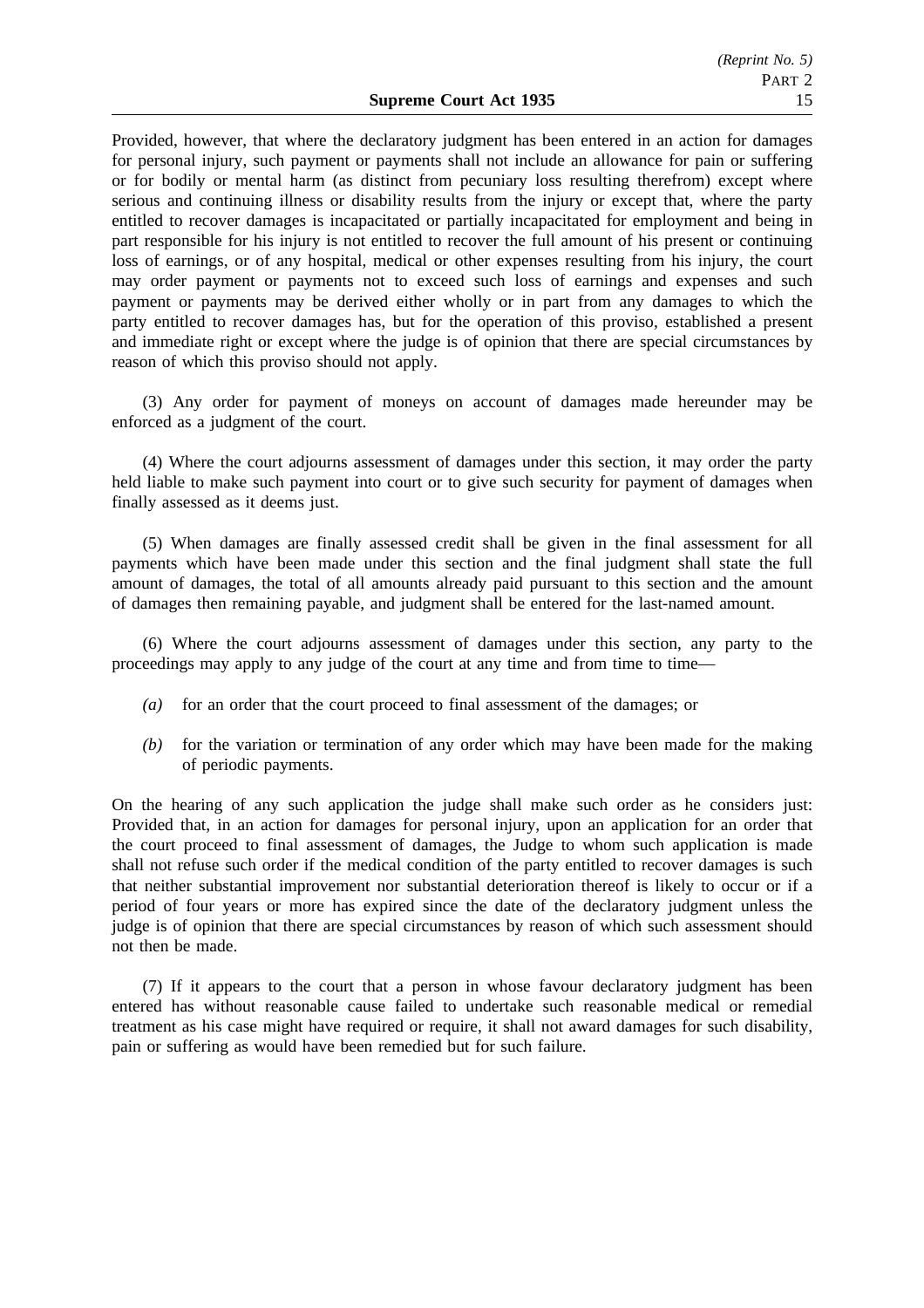Provided, however, that where the declaratory judgment has been entered in an action for damages for personal injury, such payment or payments shall not include an allowance for pain or suffering or for bodily or mental harm (as distinct from pecuniary loss resulting therefrom) except where serious and continuing illness or disability results from the injury or except that, where the party entitled to recover damages is incapacitated or partially incapacitated for employment and being in part responsible for his injury is not entitled to recover the full amount of his present or continuing loss of earnings, or of any hospital, medical or other expenses resulting from his injury, the court may order payment or payments not to exceed such loss of earnings and expenses and such payment or payments may be derived either wholly or in part from any damages to which the party entitled to recover damages has, but for the operation of this proviso, established a present and immediate right or except where the judge is of opinion that there are special circumstances by reason of which this proviso should not apply.

(3) Any order for payment of moneys on account of damages made hereunder may be enforced as a judgment of the court.

(4) Where the court adjourns assessment of damages under this section, it may order the party held liable to make such payment into court or to give such security for payment of damages when finally assessed as it deems just.

(5) When damages are finally assessed credit shall be given in the final assessment for all payments which have been made under this section and the final judgment shall state the full amount of damages, the total of all amounts already paid pursuant to this section and the amount of damages then remaining payable, and judgment shall be entered for the last-named amount.

(6) Where the court adjourns assessment of damages under this section, any party to the proceedings may apply to any judge of the court at any time and from time to time—

- *(a)* for an order that the court proceed to final assessment of the damages; or
- *(b)* for the variation or termination of any order which may have been made for the making of periodic payments.

On the hearing of any such application the judge shall make such order as he considers just: Provided that, in an action for damages for personal injury, upon an application for an order that the court proceed to final assessment of damages, the Judge to whom such application is made shall not refuse such order if the medical condition of the party entitled to recover damages is such that neither substantial improvement nor substantial deterioration thereof is likely to occur or if a period of four years or more has expired since the date of the declaratory judgment unless the judge is of opinion that there are special circumstances by reason of which such assessment should not then be made.

(7) If it appears to the court that a person in whose favour declaratory judgment has been entered has without reasonable cause failed to undertake such reasonable medical or remedial treatment as his case might have required or require, it shall not award damages for such disability, pain or suffering as would have been remedied but for such failure.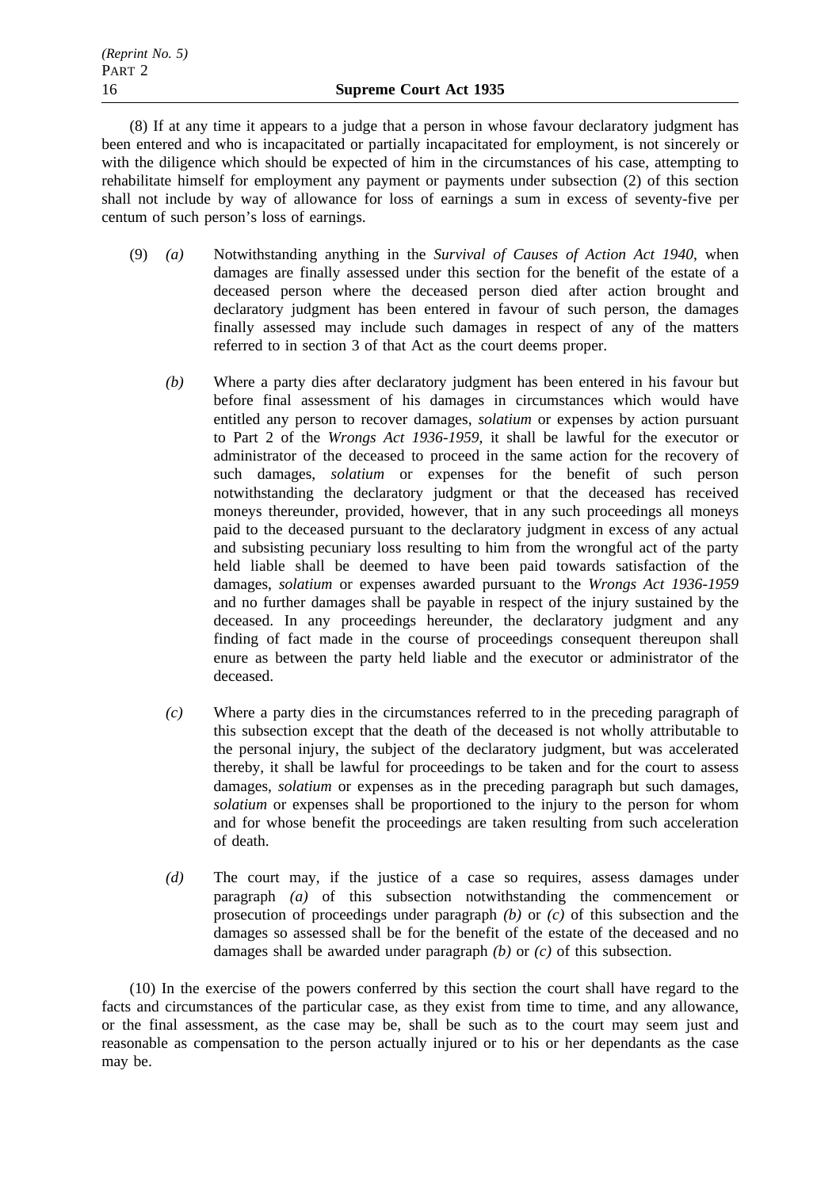(8) If at any time it appears to a judge that a person in whose favour declaratory judgment has been entered and who is incapacitated or partially incapacitated for employment, is not sincerely or with the diligence which should be expected of him in the circumstances of his case, attempting to rehabilitate himself for employment any payment or payments under subsection (2) of this section shall not include by way of allowance for loss of earnings a sum in excess of seventy-five per centum of such person's loss of earnings.

(9) *(a)* Notwithstanding anything in the *Survival of Causes of Action Act 1940*, when damages are finally assessed under this section for the benefit of the estate of a deceased person where the deceased person died after action brought and declaratory judgment has been entered in favour of such person, the damages finally assessed may include such damages in respect of any of the matters referred to in section 3 of that Act as the court deems proper.

*(b)* Where a party dies after declaratory judgment has been entered in his favour but before final assessment of his damages in circumstances which would have entitled any person to recover damages, *solatium* or expenses by action pursuant to Part 2 of the *Wrongs Act 1936-1959*, it shall be lawful for the executor or administrator of the deceased to proceed in the same action for the recovery of such damages, *solatium* or expenses for the benefit of such person notwithstanding the declaratory judgment or that the deceased has received moneys thereunder, provided, however, that in any such proceedings all moneys paid to the deceased pursuant to the declaratory judgment in excess of any actual and subsisting pecuniary loss resulting to him from the wrongful act of the party held liable shall be deemed to have been paid towards satisfaction of the damages, *solatium* or expenses awarded pursuant to the *Wrongs Act 1936-1959* and no further damages shall be payable in respect of the injury sustained by the deceased. In any proceedings hereunder, the declaratory judgment and any finding of fact made in the course of proceedings consequent thereupon shall enure as between the party held liable and the executor or administrator of the deceased.

*(c)* Where a party dies in the circumstances referred to in the preceding paragraph of this subsection except that the death of the deceased is not wholly attributable to the personal injury, the subject of the declaratory judgment, but was accelerated thereby, it shall be lawful for proceedings to be taken and for the court to assess damages, *solatium* or expenses as in the preceding paragraph but such damages, *solatium* or expenses shall be proportioned to the injury to the person for whom and for whose benefit the proceedings are taken resulting from such acceleration of death.

*(d)* The court may, if the justice of a case so requires, assess damages under paragraph *(a)* of this subsection notwithstanding the commencement or prosecution of proceedings under paragraph *(b)* or *(c)* of this subsection and the damages so assessed shall be for the benefit of the estate of the deceased and no damages shall be awarded under paragraph *(b)* or *(c)* of this subsection.

(10) In the exercise of the powers conferred by this section the court shall have regard to the facts and circumstances of the particular case, as they exist from time to time, and any allowance, or the final assessment, as the case may be, shall be such as to the court may seem just and reasonable as compensation to the person actually injured or to his or her dependants as the case may be.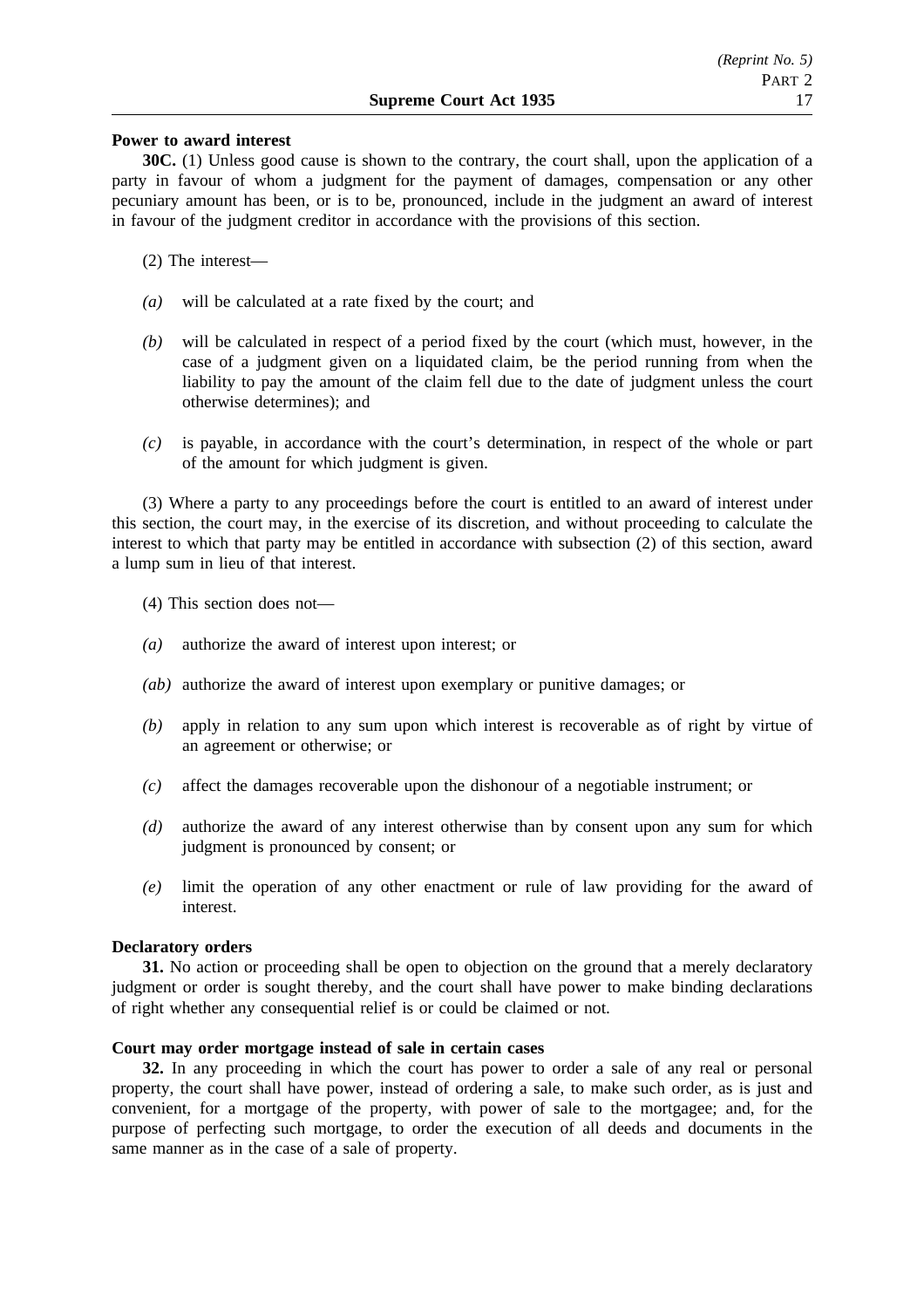**Power to award interest**

**30C.** (1) Unless good cause is shown to the contrary, the court shall, upon the application of a party in favour of whom a judgment for the payment of damages, compensation or any other pecuniary amount has been, or is to be, pronounced, include in the judgment an award of interest in favour of the judgment creditor in accordance with the provisions of this section.

(2) The interest—

*(a)* will be calculated at a rate fixed by the court; and

*(b)* will be calculated in respect of a period fixed by the court (which must, however, in the case of a judgment given on a liquidated claim, be the period running from when the liability to pay the amount of the claim fell due to the date of judgment unless the court otherwise determines); and

*(c)* is payable, in accordance with the court's determination, in respect of the whole or part of the amount for which judgment is given.

(3) Where a party to any proceedings before the court is entitled to an award of interest under this section, the court may, in the exercise of its discretion, and without proceeding to calculate the interest to which that party may be entitled in accordance with subsection (2) of this section, award a lump sum in lieu of that interest.

(4) This section does not—

*(a)* authorize the award of interest upon interest; or

*(ab)* authorize the award of interest upon exemplary or punitive damages; or

*(b)* apply in relation to any sum upon which interest is recoverable as of right by virtue of an agreement or otherwise; or

*(c)* affect the damages recoverable upon the dishonour of a negotiable instrument; or

*(d)* authorize the award of any interest otherwise than by consent upon any sum for which judgment is pronounced by consent; or

*(e)* limit the operation of any other enactment or rule of law providing for the award of interest.

**Declaratory orders**

**31.** No action or proceeding shall be open to objection on the ground that a merely declaratory judgment or order is sought thereby, and the court shall have power to make binding declarations of right whether any consequential relief is or could be claimed or not.

**Court may order mortgage instead of sale in certain cases**

**32.** In any proceeding in which the court has power to order a sale of any real or personal property, the court shall have power, instead of ordering a sale, to make such order, as is just and convenient, for a mortgage of the property, with power of sale to the mortgagee; and, for the purpose of perfecting such mortgage, to order the execution of all deeds and documents in the same manner as in the case of a sale of property.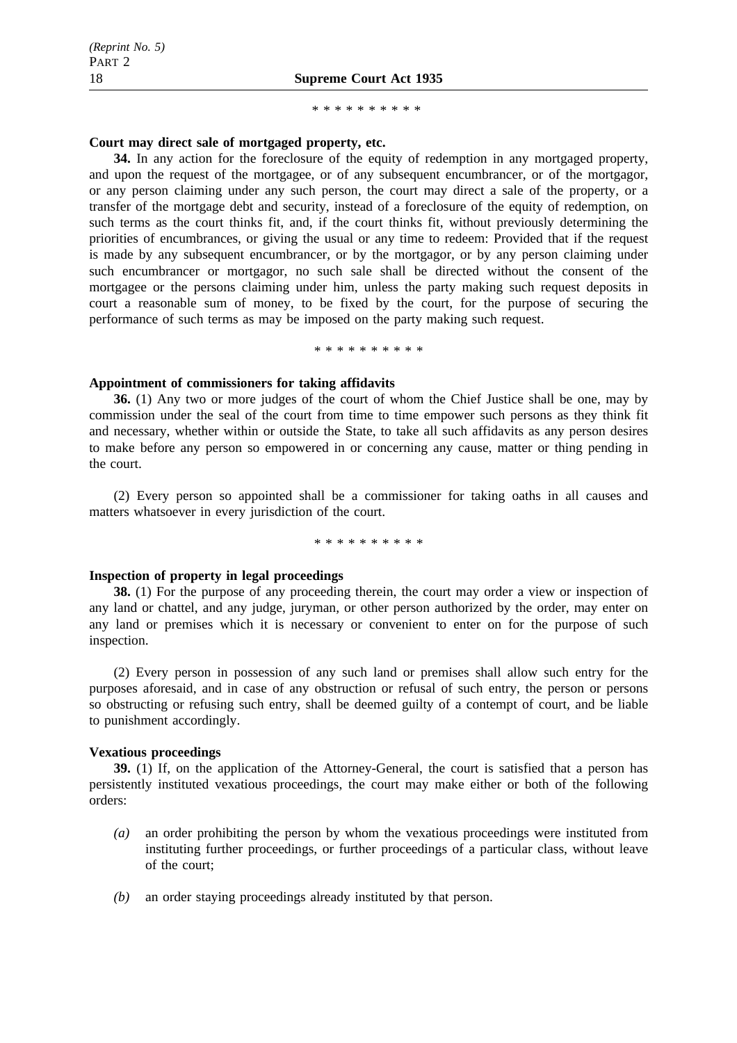\* \* \* \* \* \* \* \* \* \*

**Court may direct sale of mortgaged property, etc.**

**34.** In any action for the foreclosure of the equity of redemption in any mortgaged property, and upon the request of the mortgagee, or of any subsequent encumbrancer, or of the mortgagor, or any person claiming under any such person, the court may direct a sale of the property, or a transfer of the mortgage debt and security, instead of a foreclosure of the equity of redemption, on such terms as the court thinks fit, and, if the court thinks fit, without previously determining the priorities of encumbrances, or giving the usual or any time to redeem: Provided that if the request is made by any subsequent encumbrancer, or by the mortgagor, or by any person claiming under such encumbrancer or mortgagor, no such sale shall be directed without the consent of the mortgagee or the persons claiming under him, unless the party making such request deposits in court a reasonable sum of money, to be fixed by the court, for the purpose of securing the performance of such terms as may be imposed on the party making such request.

\* \* \* \* \* \* \* \* \* \*

**Appointment of commissioners for taking affidavits**

**36.** (1) Any two or more judges of the court of whom the Chief Justice shall be one, may by commission under the seal of the court from time to time empower such persons as they think fit and necessary, whether within or outside the State, to take all such affidavits as any person desires to make before any person so empowered in or concerning any cause, matter or thing pending in the court.

(2) Every person so appointed shall be a commissioner for taking oaths in all causes and matters whatsoever in every jurisdiction of the court.

\* \* \* \* \* \* \* \* \* \*

**Inspection of property in legal proceedings**

**38.** (1) For the purpose of any proceeding therein, the court may order a view or inspection of any land or chattel, and any judge, juryman, or other person authorized by the order, may enter on any land or premises which it is necessary or convenient to enter on for the purpose of such inspection.

(2) Every person in possession of any such land or premises shall allow such entry for the purposes aforesaid, and in case of any obstruction or refusal of such entry, the person or persons so obstructing or refusing such entry, shall be deemed guilty of a contempt of court, and be liable to punishment accordingly.

**Vexatious proceedings**

**39.** (1) If, on the application of the Attorney-General, the court is satisfied that a person has persistently instituted vexatious proceedings, the court may make either or both of the following orders:

*(a)* an order prohibiting the person by whom the vexatious proceedings were instituted from instituting further proceedings, or further proceedings of a particular class, without leave of the court;

*(b)* an order staying proceedings already instituted by that person.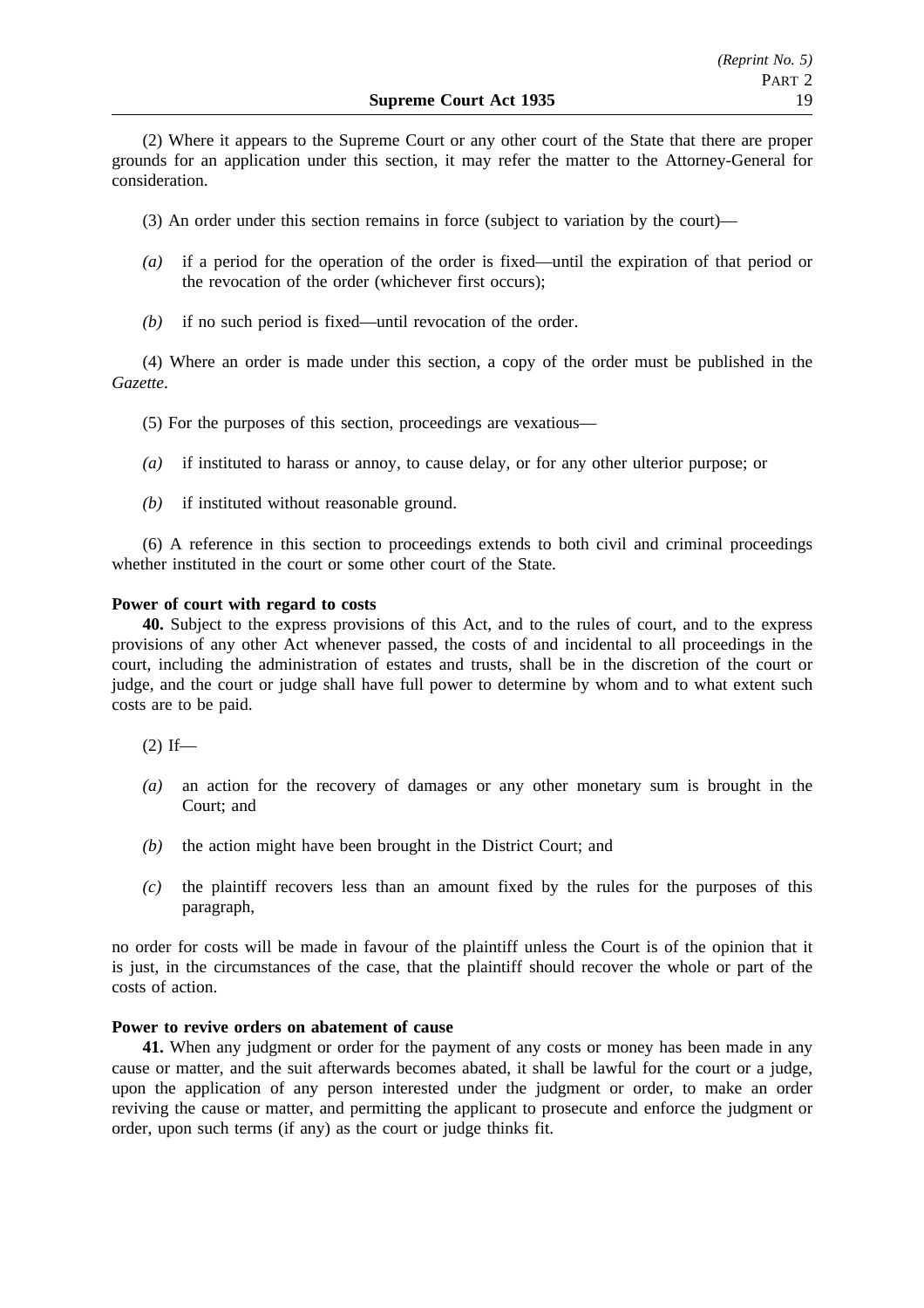(2) Where it appears to the Supreme Court or any other court of the State that there are proper grounds for an application under this section, it may refer the matter to the Attorney-General for consideration.

(3) An order under this section remains in force (subject to variation by the court)—

*(a)* if a period for the operation of the order is fixed—until the expiration of that period or the revocation of the order (whichever first occurs);

*(b)* if no such period is fixed—until revocation of the order.

(4) Where an order is made under this section, a copy of the order must be published in the *Gazette*.

(5) For the purposes of this section, proceedings are vexatious—

*(a)* if instituted to harass or annoy, to cause delay, or for any other ulterior purpose; or

*(b)* if instituted without reasonable ground.

(6) A reference in this section to proceedings extends to both civil and criminal proceedings whether instituted in the court or some other court of the State.

**Power of court with regard to costs**

**40.** Subject to the express provisions of this Act, and to the rules of court, and to the express provisions of any other Act whenever passed, the costs of and incidental to all proceedings in the court, including the administration of estates and trusts, shall be in the discretion of the court or judge, and the court or judge shall have full power to determine by whom and to what extent such costs are to be paid.

(2) If—

*(a)* an action for the recovery of damages or any other monetary sum is brought in the Court; and

*(b)* the action might have been brought in the District Court; and

*(c)* the plaintiff recovers less than an amount fixed by the rules for the purposes of this paragraph,

no order for costs will be made in favour of the plaintiff unless the Court is of the opinion that it is just, in the circumstances of the case, that the plaintiff should recover the whole or part of the costs of action.

**Power to revive orders on abatement of cause**

**41.** When any judgment or order for the payment of any costs or money has been made in any cause or matter, and the suit afterwards becomes abated, it shall be lawful for the court or a judge, upon the application of any person interested under the judgment or order, to make an order reviving the cause or matter, and permitting the applicant to prosecute and enforce the judgment or order, upon such terms (if any) as the court or judge thinks fit.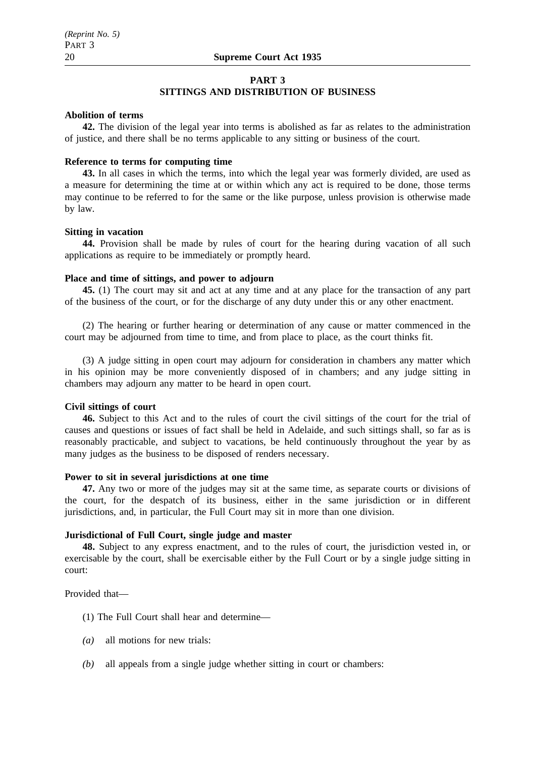## PART 3
## SITTINGS AND DISTRIBUTION OF BUSINESS

**Abolition of terms**

**42.** The division of the legal year into terms is abolished as far as relates to the administration of justice, and there shall be no terms applicable to any sitting or business of the court.

**Reference to terms for computing time**

**43.** In all cases in which the terms, into which the legal year was formerly divided, are used as a measure for determining the time at or within which any act is required to be done, those terms may continue to be referred to for the same or the like purpose, unless provision is otherwise made by law.

**Sitting in vacation**

**44.** Provision shall be made by rules of court for the hearing during vacation of all such applications as require to be immediately or promptly heard.

**Place and time of sittings, and power to adjourn**

**45.** (1) The court may sit and act at any time and at any place for the transaction of any part of the business of the court, or for the discharge of any duty under this or any other enactment.

(2) The hearing or further hearing or determination of any cause or matter commenced in the court may be adjourned from time to time, and from place to place, as the court thinks fit.

(3) A judge sitting in open court may adjourn for consideration in chambers any matter which in his opinion may be more conveniently disposed of in chambers; and any judge sitting in chambers may adjourn any matter to be heard in open court.

**Civil sittings of court**

**46.** Subject to this Act and to the rules of court the civil sittings of the court for the trial of causes and questions or issues of fact shall be held in Adelaide, and such sittings shall, so far as is reasonably practicable, and subject to vacations, be held continuously throughout the year by as many judges as the business to be disposed of renders necessary.

**Power to sit in several jurisdictions at one time**

**47.** Any two or more of the judges may sit at the same time, as separate courts or divisions of the court, for the despatch of its business, either in the same jurisdiction or in different jurisdictions, and, in particular, the Full Court may sit in more than one division.

**Jurisdictional of Full Court, single judge and master**

**48.** Subject to any express enactment, and to the rules of court, the jurisdiction vested in, or exercisable by the court, shall be exercisable either by the Full Court or by a single judge sitting in court:

Provided that—

(1) The Full Court shall hear and determine—

*(a)* all motions for new trials:

*(b)* all appeals from a single judge whether sitting in court or chambers: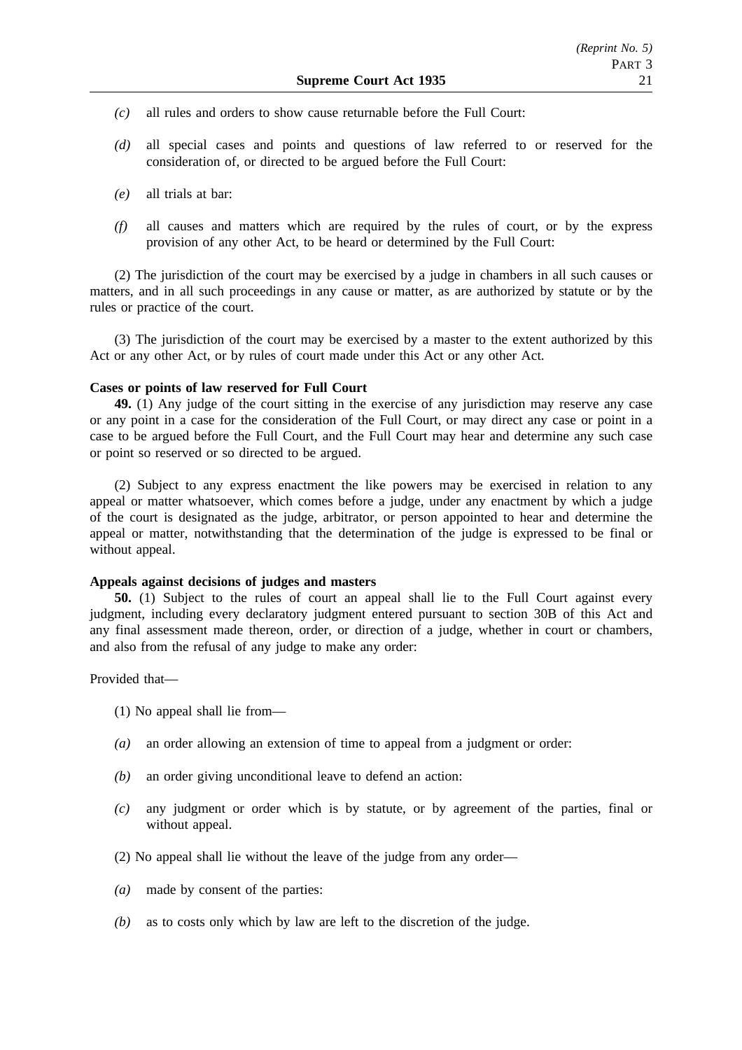*(c)* all rules and orders to show cause returnable before the Full Court:

*(d)* all special cases and points and questions of law referred to or reserved for the consideration of, or directed to be argued before the Full Court:

*(e)* all trials at bar:

*(f)* all causes and matters which are required by the rules of court, or by the express provision of any other Act, to be heard or determined by the Full Court:

(2) The jurisdiction of the court may be exercised by a judge in chambers in all such causes or matters, and in all such proceedings in any cause or matter, as are authorized by statute or by the rules or practice of the court.

(3) The jurisdiction of the court may be exercised by a master to the extent authorized by this Act or any other Act, or by rules of court made under this Act or any other Act.

**Cases or points of law reserved for Full Court**

**49.** (1) Any judge of the court sitting in the exercise of any jurisdiction may reserve any case or any point in a case for the consideration of the Full Court, or may direct any case or point in a case to be argued before the Full Court, and the Full Court may hear and determine any such case or point so reserved or so directed to be argued.

(2) Subject to any express enactment the like powers may be exercised in relation to any appeal or matter whatsoever, which comes before a judge, under any enactment by which a judge of the court is designated as the judge, arbitrator, or person appointed to hear and determine the appeal or matter, notwithstanding that the determination of the judge is expressed to be final or without appeal.

**Appeals against decisions of judges and masters**

**50.** (1) Subject to the rules of court an appeal shall lie to the Full Court against every judgment, including every declaratory judgment entered pursuant to section 30B of this Act and any final assessment made thereon, order, or direction of a judge, whether in court or chambers, and also from the refusal of any judge to make any order:

Provided that—

(1) No appeal shall lie from—

*(a)* an order allowing an extension of time to appeal from a judgment or order:

*(b)* an order giving unconditional leave to defend an action:

*(c)* any judgment or order which is by statute, or by agreement of the parties, final or without appeal.

(2) No appeal shall lie without the leave of the judge from any order—

*(a)* made by consent of the parties:

*(b)* as to costs only which by law are left to the discretion of the judge.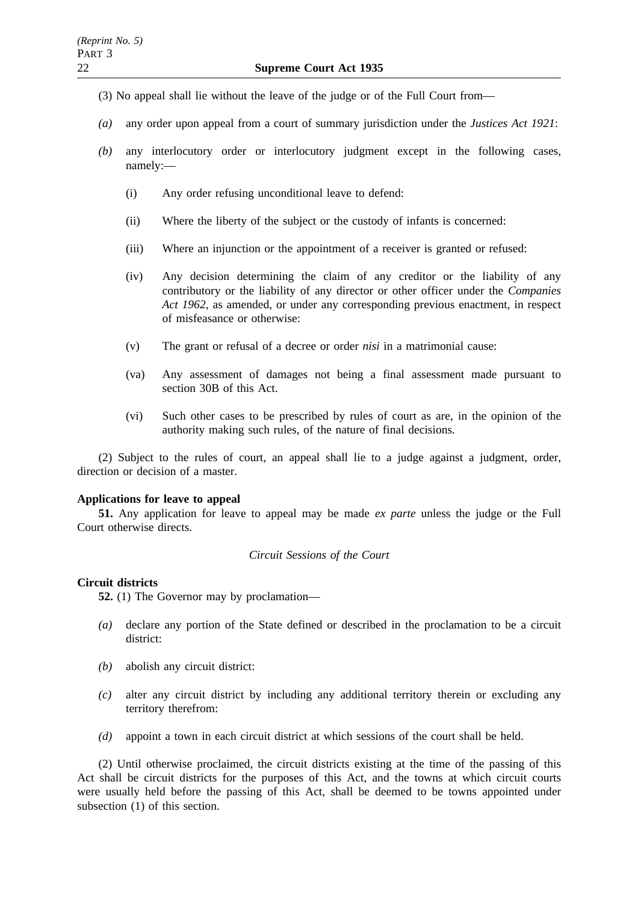(3) No appeal shall lie without the leave of the judge or of the Full Court from—

*(a)* any order upon appeal from a court of summary jurisdiction under the *Justices Act 1921*:

*(b)* any interlocutory order or interlocutory judgment except in the following cases, namely:—

(i) Any order refusing unconditional leave to defend:

(ii) Where the liberty of the subject or the custody of infants is concerned:

(iii) Where an injunction or the appointment of a receiver is granted or refused:

(iv) Any decision determining the claim of any creditor or the liability of any contributory or the liability of any director or other officer under the *Companies Act 1962*, as amended, or under any corresponding previous enactment, in respect of misfeasance or otherwise:

(v) The grant or refusal of a decree or order *nisi* in a matrimonial cause:

(va) Any assessment of damages not being a final assessment made pursuant to section 30B of this Act.

(vi) Such other cases to be prescribed by rules of court as are, in the opinion of the authority making such rules, of the nature of final decisions.

(2) Subject to the rules of court, an appeal shall lie to a judge against a judgment, order, direction or decision of a master.

**Applications for leave to appeal**

**51.** Any application for leave to appeal may be made *ex parte* unless the judge or the Full Court otherwise directs.

*Circuit Sessions of the Court*

**Circuit districts**

**52.** (1) The Governor may by proclamation—

*(a)* declare any portion of the State defined or described in the proclamation to be a circuit district:

*(b)* abolish any circuit district:

*(c)* alter any circuit district by including any additional territory therein or excluding any territory therefrom:

*(d)* appoint a town in each circuit district at which sessions of the court shall be held.

(2) Until otherwise proclaimed, the circuit districts existing at the time of the passing of this Act shall be circuit districts for the purposes of this Act, and the towns at which circuit courts were usually held before the passing of this Act, shall be deemed to be towns appointed under subsection (1) of this section.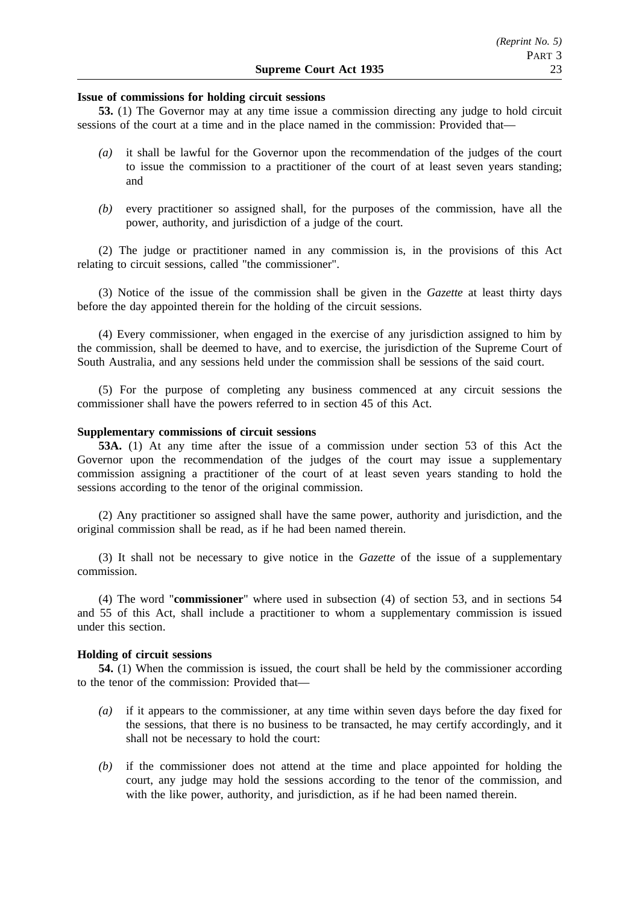**Issue of commissions for holding circuit sessions**

**53.** (1) The Governor may at any time issue a commission directing any judge to hold circuit sessions of the court at a time and in the place named in the commission: Provided that—

*(a)* it shall be lawful for the Governor upon the recommendation of the judges of the court to issue the commission to a practitioner of the court of at least seven years standing; and

*(b)* every practitioner so assigned shall, for the purposes of the commission, have all the power, authority, and jurisdiction of a judge of the court.

(2) The judge or practitioner named in any commission is, in the provisions of this Act relating to circuit sessions, called "the commissioner".

(3) Notice of the issue of the commission shall be given in the *Gazette* at least thirty days before the day appointed therein for the holding of the circuit sessions.

(4) Every commissioner, when engaged in the exercise of any jurisdiction assigned to him by the commission, shall be deemed to have, and to exercise, the jurisdiction of the Supreme Court of South Australia, and any sessions held under the commission shall be sessions of the said court.

(5) For the purpose of completing any business commenced at any circuit sessions the commissioner shall have the powers referred to in section 45 of this Act.

**Supplementary commissions of circuit sessions**

**53A.** (1) At any time after the issue of a commission under section 53 of this Act the Governor upon the recommendation of the judges of the court may issue a supplementary commission assigning a practitioner of the court of at least seven years standing to hold the sessions according to the tenor of the original commission.

(2) Any practitioner so assigned shall have the same power, authority and jurisdiction, and the original commission shall be read, as if he had been named therein.

(3) It shall not be necessary to give notice in the *Gazette* of the issue of a supplementary commission.

(4) The word "**commissioner**" where used in subsection (4) of section 53, and in sections 54 and 55 of this Act, shall include a practitioner to whom a supplementary commission is issued under this section.

**Holding of circuit sessions**

**54.** (1) When the commission is issued, the court shall be held by the commissioner according to the tenor of the commission: Provided that—

*(a)* if it appears to the commissioner, at any time within seven days before the day fixed for the sessions, that there is no business to be transacted, he may certify accordingly, and it shall not be necessary to hold the court:

*(b)* if the commissioner does not attend at the time and place appointed for holding the court, any judge may hold the sessions according to the tenor of the commission, and with the like power, authority, and jurisdiction, as if he had been named therein.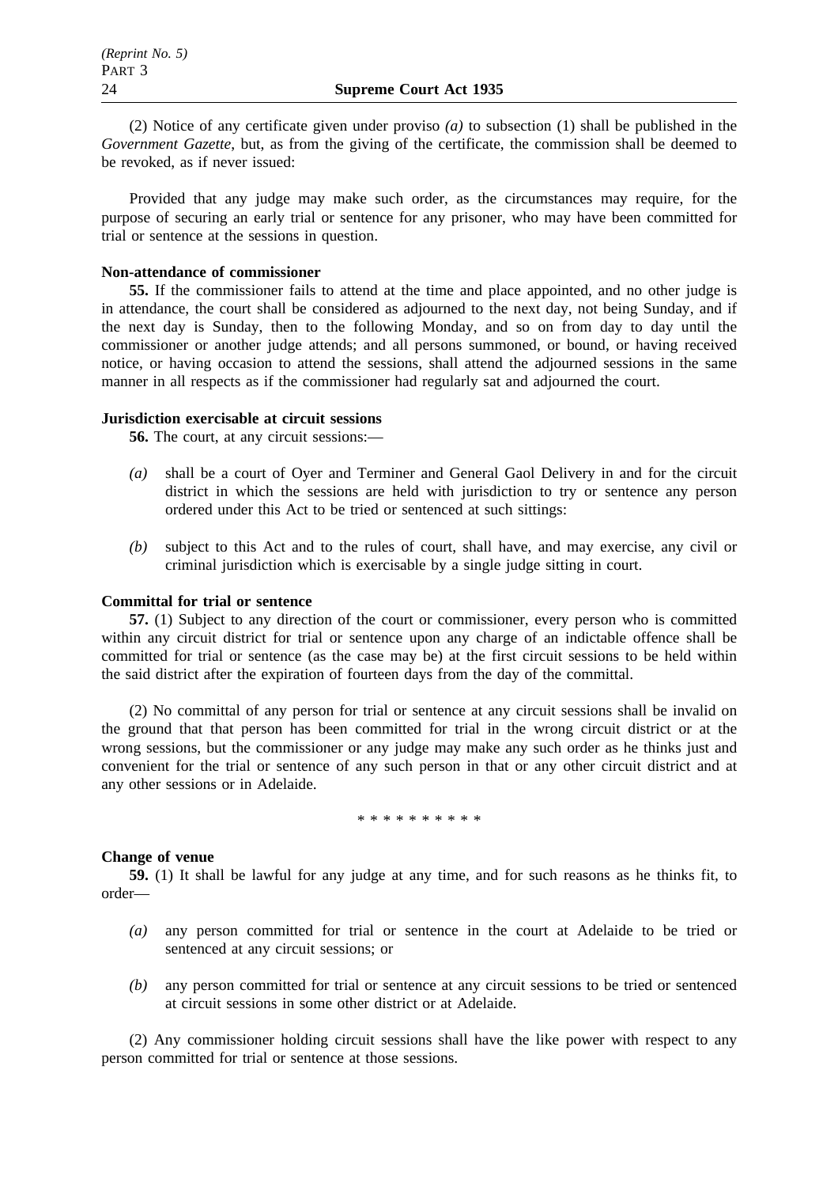(2) Notice of any certificate given under proviso *(a)* to subsection (1) shall be published in the *Government Gazette*, but, as from the giving of the certificate, the commission shall be deemed to be revoked, as if never issued:

Provided that any judge may make such order, as the circumstances may require, for the purpose of securing an early trial or sentence for any prisoner, who may have been committed for trial or sentence at the sessions in question.

**Non-attendance of commissioner**

**55.** If the commissioner fails to attend at the time and place appointed, and no other judge is in attendance, the court shall be considered as adjourned to the next day, not being Sunday, and if the next day is Sunday, then to the following Monday, and so on from day to day until the commissioner or another judge attends; and all persons summoned, or bound, or having received notice, or having occasion to attend the sessions, shall attend the adjourned sessions in the same manner in all respects as if the commissioner had regularly sat and adjourned the court.

**Jurisdiction exercisable at circuit sessions**

**56.** The court, at any circuit sessions:—

*(a)* shall be a court of Oyer and Terminer and General Gaol Delivery in and for the circuit district in which the sessions are held with jurisdiction to try or sentence any person ordered under this Act to be tried or sentenced at such sittings:

*(b)* subject to this Act and to the rules of court, shall have, and may exercise, any civil or criminal jurisdiction which is exercisable by a single judge sitting in court.

**Committal for trial or sentence**

**57.** (1) Subject to any direction of the court or commissioner, every person who is committed within any circuit district for trial or sentence upon any charge of an indictable offence shall be committed for trial or sentence (as the case may be) at the first circuit sessions to be held within the said district after the expiration of fourteen days from the day of the committal.

(2) No committal of any person for trial or sentence at any circuit sessions shall be invalid on the ground that that person has been committed for trial in the wrong circuit district or at the wrong sessions, but the commissioner or any judge may make any such order as he thinks just and convenient for the trial or sentence of any such person in that or any other circuit district and at any other sessions or in Adelaide.

\* \* \* \* \* \* \* \* \* \*

**Change of venue**

**59.** (1) It shall be lawful for any judge at any time, and for such reasons as he thinks fit, to order—

*(a)* any person committed for trial or sentence in the court at Adelaide to be tried or sentenced at any circuit sessions; or

*(b)* any person committed for trial or sentence at any circuit sessions to be tried or sentenced at circuit sessions in some other district or at Adelaide.

(2) Any commissioner holding circuit sessions shall have the like power with respect to any person committed for trial or sentence at those sessions.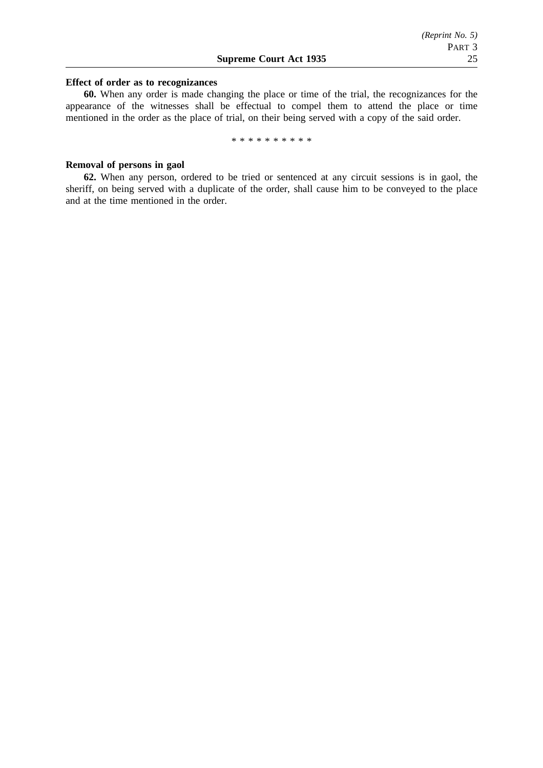**Effect of order as to recognizances**

**60.** When any order is made changing the place or time of the trial, the recognizances for the appearance of the witnesses shall be effectual to compel them to attend the place or time mentioned in the order as the place of trial, on their being served with a copy of the said order.

\* \* \* \* \* \* \* \* \* \*

**Removal of persons in gaol**

**62.** When any person, ordered to be tried or sentenced at any circuit sessions is in gaol, the sheriff, on being served with a duplicate of the order, shall cause him to be conveyed to the place and at the time mentioned in the order.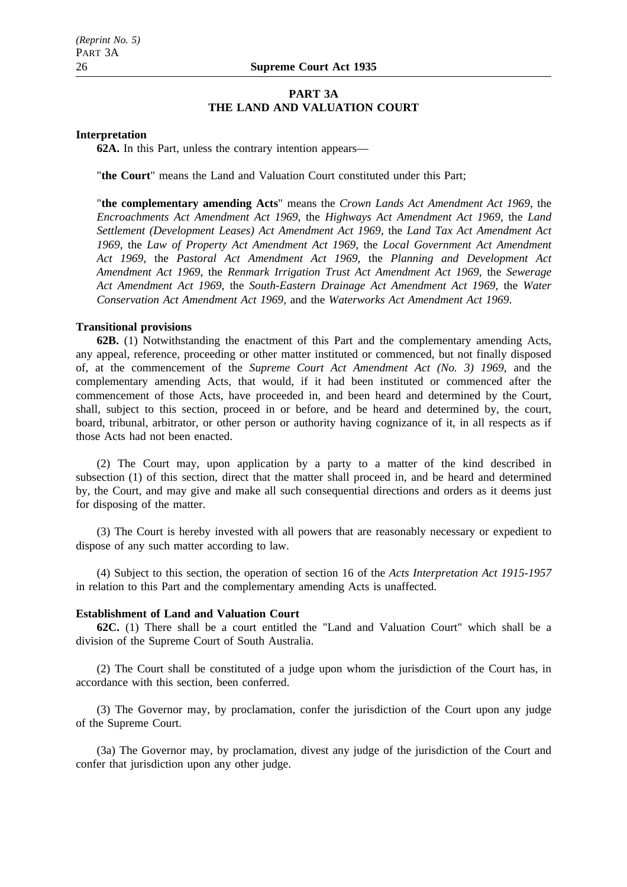## PART 3A
## THE LAND AND VALUATION COURT

**Interpretation**

**62A.** In this Part, unless the contrary intention appears—

"**the Court**" means the Land and Valuation Court constituted under this Part;

"**the complementary amending Acts**" means the *Crown Lands Act Amendment Act 1969*, the *Encroachments Act Amendment Act 1969*, the *Highways Act Amendment Act 1969*, the *Land Settlement (Development Leases) Act Amendment Act 1969*, the *Land Tax Act Amendment Act 1969*, the *Law of Property Act Amendment Act 1969*, the *Local Government Act Amendment Act 1969*, the *Pastoral Act Amendment Act 1969*, the *Planning and Development Act Amendment Act 1969*, the *Renmark Irrigation Trust Act Amendment Act 1969*, the *Sewerage Act Amendment Act 1969*, the *South-Eastern Drainage Act Amendment Act 1969*, the *Water Conservation Act Amendment Act 1969*, and the *Waterworks Act Amendment Act 1969*.

**Transitional provisions**

**62B.** (1) Notwithstanding the enactment of this Part and the complementary amending Acts, any appeal, reference, proceeding or other matter instituted or commenced, but not finally disposed of, at the commencement of the *Supreme Court Act Amendment Act (No. 3) 1969*, and the complementary amending Acts, that would, if it had been instituted or commenced after the commencement of those Acts, have proceeded in, and been heard and determined by the Court, shall, subject to this section, proceed in or before, and be heard and determined by, the court, board, tribunal, arbitrator, or other person or authority having cognizance of it, in all respects as if those Acts had not been enacted.

(2) The Court may, upon application by a party to a matter of the kind described in subsection (1) of this section, direct that the matter shall proceed in, and be heard and determined by, the Court, and may give and make all such consequential directions and orders as it deems just for disposing of the matter.

(3) The Court is hereby invested with all powers that are reasonably necessary or expedient to dispose of any such matter according to law.

(4) Subject to this section, the operation of section 16 of the *Acts Interpretation Act 1915-1957* in relation to this Part and the complementary amending Acts is unaffected.

**Establishment of Land and Valuation Court**

**62C.** (1) There shall be a court entitled the "Land and Valuation Court" which shall be a division of the Supreme Court of South Australia.

(2) The Court shall be constituted of a judge upon whom the jurisdiction of the Court has, in accordance with this section, been conferred.

(3) The Governor may, by proclamation, confer the jurisdiction of the Court upon any judge of the Supreme Court.

(3a) The Governor may, by proclamation, divest any judge of the jurisdiction of the Court and confer that jurisdiction upon any other judge.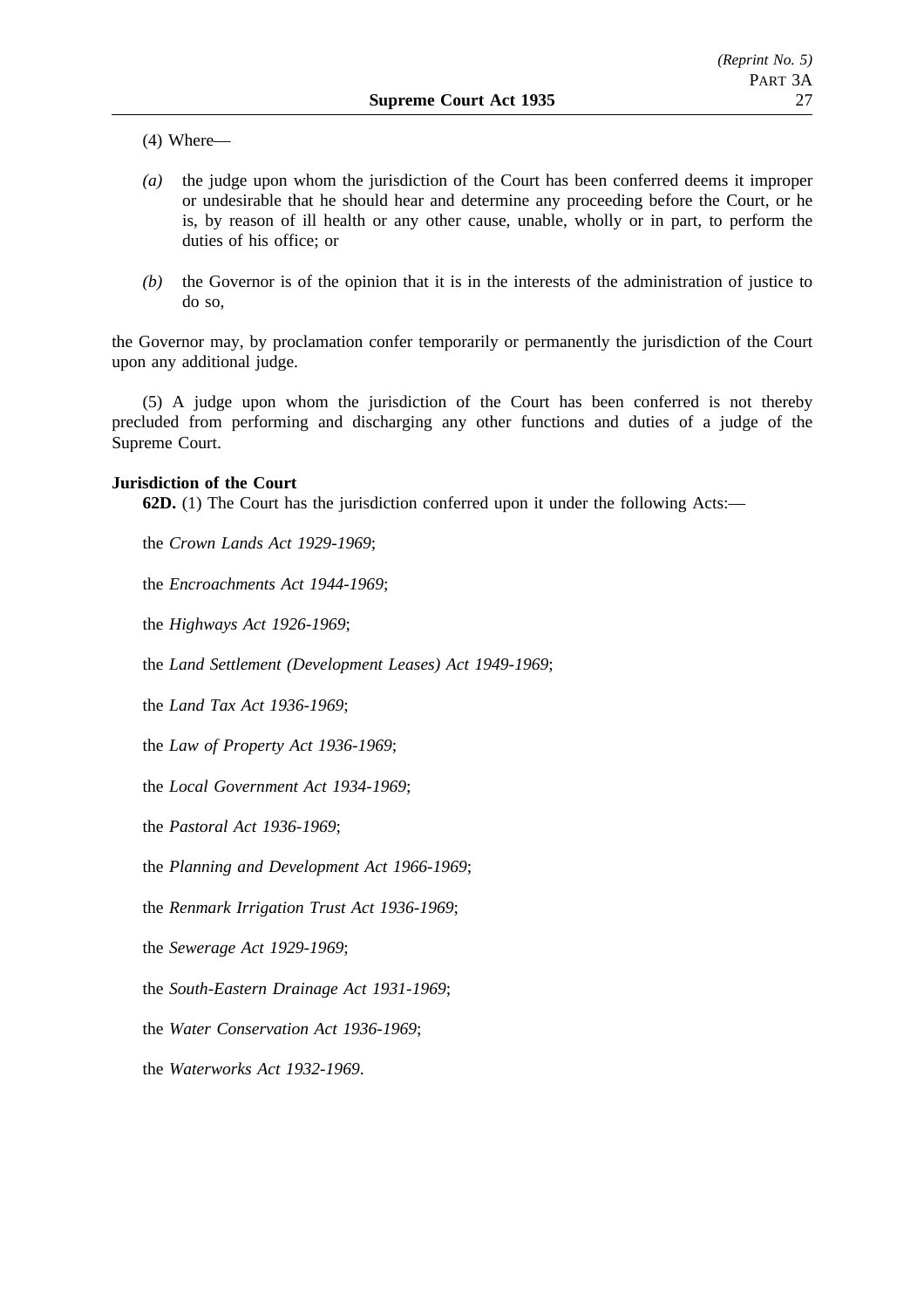(4) Where—

*(a)* the judge upon whom the jurisdiction of the Court has been conferred deems it improper or undesirable that he should hear and determine any proceeding before the Court, or he is, by reason of ill health or any other cause, unable, wholly or in part, to perform the duties of his office; or

*(b)* the Governor is of the opinion that it is in the interests of the administration of justice to do so,

the Governor may, by proclamation confer temporarily or permanently the jurisdiction of the Court upon any additional judge.

(5) A judge upon whom the jurisdiction of the Court has been conferred is not thereby precluded from performing and discharging any other functions and duties of a judge of the Supreme Court.

**Jurisdiction of the Court**

**62D.** (1) The Court has the jurisdiction conferred upon it under the following Acts:—

the *Crown Lands Act 1929-1969*;

the *Encroachments Act 1944-1969*;

the *Highways Act 1926-1969*;

the *Land Settlement (Development Leases) Act 1949-1969*;

the *Land Tax Act 1936-1969*;

the *Law of Property Act 1936-1969*;

the *Local Government Act 1934-1969*;

the *Pastoral Act 1936-1969*;

the *Planning and Development Act 1966-1969*;

the *Renmark Irrigation Trust Act 1936-1969*;

the *Sewerage Act 1929-1969*;

the *South-Eastern Drainage Act 1931-1969*;

the *Water Conservation Act 1936-1969*;

the *Waterworks Act 1932-1969*.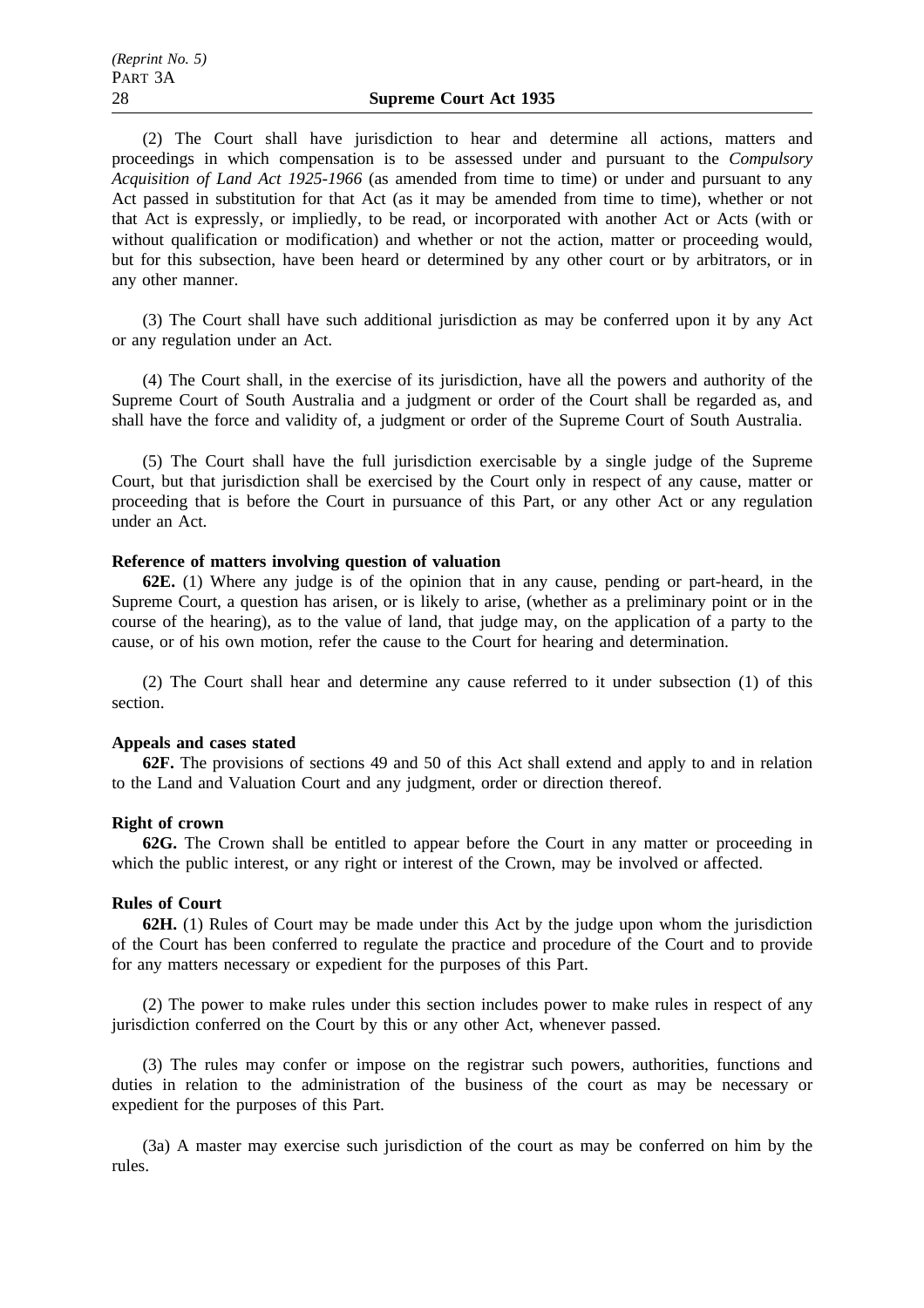(2) The Court shall have jurisdiction to hear and determine all actions, matters and proceedings in which compensation is to be assessed under and pursuant to the *Compulsory Acquisition of Land Act 1925-1966* (as amended from time to time) or under and pursuant to any Act passed in substitution for that Act (as it may be amended from time to time), whether or not that Act is expressly, or impliedly, to be read, or incorporated with another Act or Acts (with or without qualification or modification) and whether or not the action, matter or proceeding would, but for this subsection, have been heard or determined by any other court or by arbitrators, or in any other manner.

(3) The Court shall have such additional jurisdiction as may be conferred upon it by any Act or any regulation under an Act.

(4) The Court shall, in the exercise of its jurisdiction, have all the powers and authority of the Supreme Court of South Australia and a judgment or order of the Court shall be regarded as, and shall have the force and validity of, a judgment or order of the Supreme Court of South Australia.

(5) The Court shall have the full jurisdiction exercisable by a single judge of the Supreme Court, but that jurisdiction shall be exercised by the Court only in respect of any cause, matter or proceeding that is before the Court in pursuance of this Part, or any other Act or any regulation under an Act.

**Reference of matters involving question of valuation**

**62E.** (1) Where any judge is of the opinion that in any cause, pending or part-heard, in the Supreme Court, a question has arisen, or is likely to arise, (whether as a preliminary point or in the course of the hearing), as to the value of land, that judge may, on the application of a party to the cause, or of his own motion, refer the cause to the Court for hearing and determination.

(2) The Court shall hear and determine any cause referred to it under subsection (1) of this section.

**Appeals and cases stated**

**62F.** The provisions of sections 49 and 50 of this Act shall extend and apply to and in relation to the Land and Valuation Court and any judgment, order or direction thereof.

**Right of crown**

**62G.** The Crown shall be entitled to appear before the Court in any matter or proceeding in which the public interest, or any right or interest of the Crown, may be involved or affected.

**Rules of Court**

**62H.** (1) Rules of Court may be made under this Act by the judge upon whom the jurisdiction of the Court has been conferred to regulate the practice and procedure of the Court and to provide for any matters necessary or expedient for the purposes of this Part.

(2) The power to make rules under this section includes power to make rules in respect of any jurisdiction conferred on the Court by this or any other Act, whenever passed.

(3) The rules may confer or impose on the registrar such powers, authorities, functions and duties in relation to the administration of the business of the court as may be necessary or expedient for the purposes of this Part.

(3a) A master may exercise such jurisdiction of the court as may be conferred on him by the rules.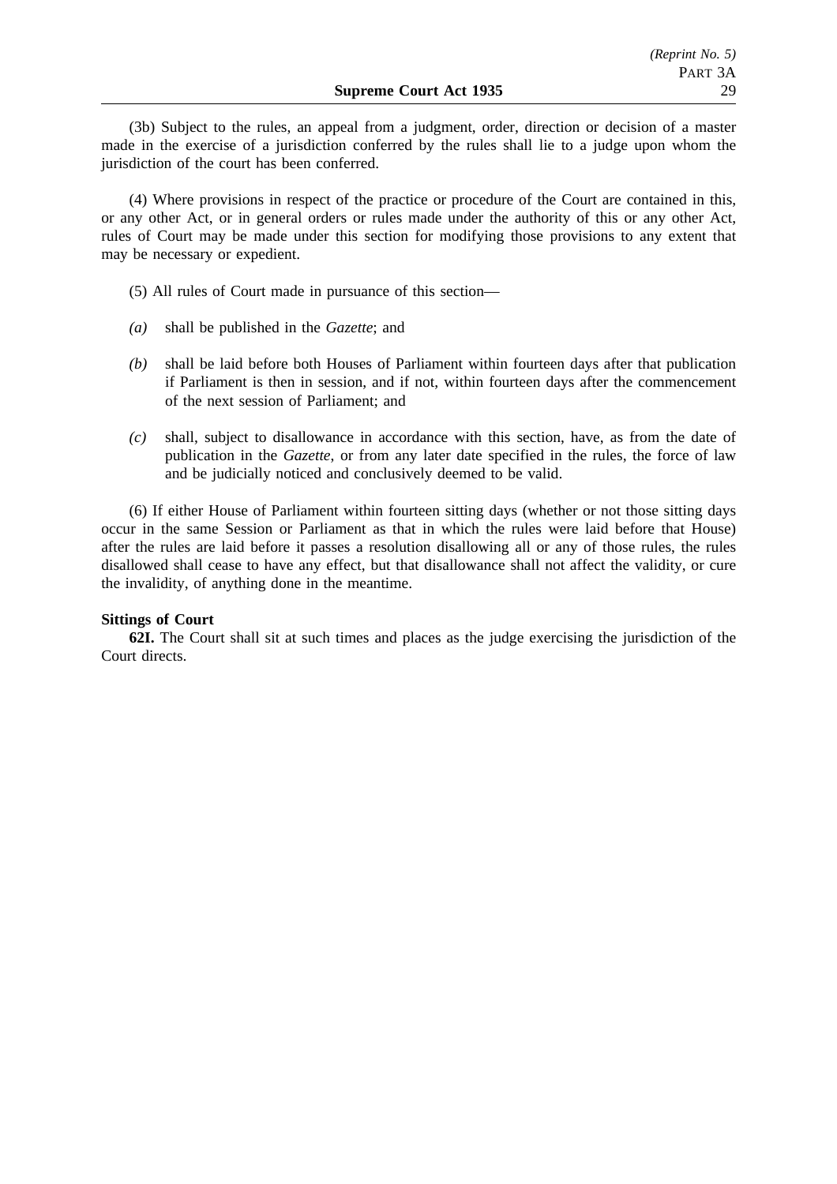(3b) Subject to the rules, an appeal from a judgment, order, direction or decision of a master made in the exercise of a jurisdiction conferred by the rules shall lie to a judge upon whom the jurisdiction of the court has been conferred.

(4) Where provisions in respect of the practice or procedure of the Court are contained in this, or any other Act, or in general orders or rules made under the authority of this or any other Act, rules of Court may be made under this section for modifying those provisions to any extent that may be necessary or expedient.

(5) All rules of Court made in pursuance of this section—

*(a)* shall be published in the *Gazette*; and

*(b)* shall be laid before both Houses of Parliament within fourteen days after that publication if Parliament is then in session, and if not, within fourteen days after the commencement of the next session of Parliament; and

*(c)* shall, subject to disallowance in accordance with this section, have, as from the date of publication in the *Gazette*, or from any later date specified in the rules, the force of law and be judicially noticed and conclusively deemed to be valid.

(6) If either House of Parliament within fourteen sitting days (whether or not those sitting days occur in the same Session or Parliament as that in which the rules were laid before that House) after the rules are laid before it passes a resolution disallowing all or any of those rules, the rules disallowed shall cease to have any effect, but that disallowance shall not affect the validity, or cure the invalidity, of anything done in the meantime.

**Sittings of Court**

**62I.** The Court shall sit at such times and places as the judge exercising the jurisdiction of the Court directs.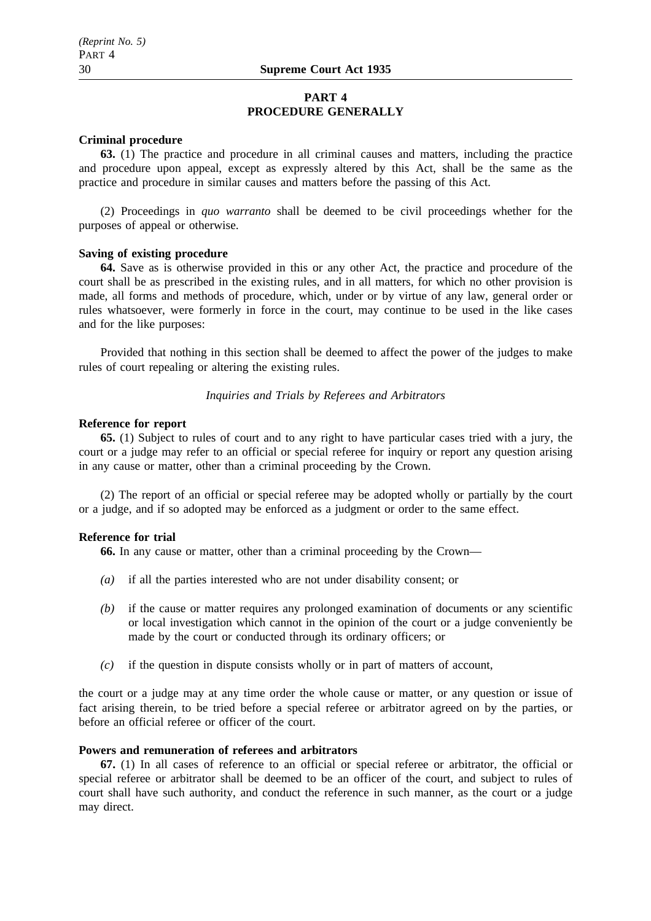## PART 4
## PROCEDURE GENERALLY

**Criminal procedure**

**63.** (1) The practice and procedure in all criminal causes and matters, including the practice and procedure upon appeal, except as expressly altered by this Act, shall be the same as the practice and procedure in similar causes and matters before the passing of this Act.

(2) Proceedings in *quo warranto* shall be deemed to be civil proceedings whether for the purposes of appeal or otherwise.

**Saving of existing procedure**

**64.** Save as is otherwise provided in this or any other Act, the practice and procedure of the court shall be as prescribed in the existing rules, and in all matters, for which no other provision is made, all forms and methods of procedure, which, under or by virtue of any law, general order or rules whatsoever, were formerly in force in the court, may continue to be used in the like cases and for the like purposes:

Provided that nothing in this section shall be deemed to affect the power of the judges to make rules of court repealing or altering the existing rules.

*Inquiries and Trials by Referees and Arbitrators*

**Reference for report**

**65.** (1) Subject to rules of court and to any right to have particular cases tried with a jury, the court or a judge may refer to an official or special referee for inquiry or report any question arising in any cause or matter, other than a criminal proceeding by the Crown.

(2) The report of an official or special referee may be adopted wholly or partially by the court or a judge, and if so adopted may be enforced as a judgment or order to the same effect.

**Reference for trial**

**66.** In any cause or matter, other than a criminal proceeding by the Crown—

*(a)* if all the parties interested who are not under disability consent; or

*(b)* if the cause or matter requires any prolonged examination of documents or any scientific or local investigation which cannot in the opinion of the court or a judge conveniently be made by the court or conducted through its ordinary officers; or

*(c)* if the question in dispute consists wholly or in part of matters of account,

the court or a judge may at any time order the whole cause or matter, or any question or issue of fact arising therein, to be tried before a special referee or arbitrator agreed on by the parties, or before an official referee or officer of the court.

**Powers and remuneration of referees and arbitrators**

**67.** (1) In all cases of reference to an official or special referee or arbitrator, the official or special referee or arbitrator shall be deemed to be an officer of the court, and subject to rules of court shall have such authority, and conduct the reference in such manner, as the court or a judge may direct.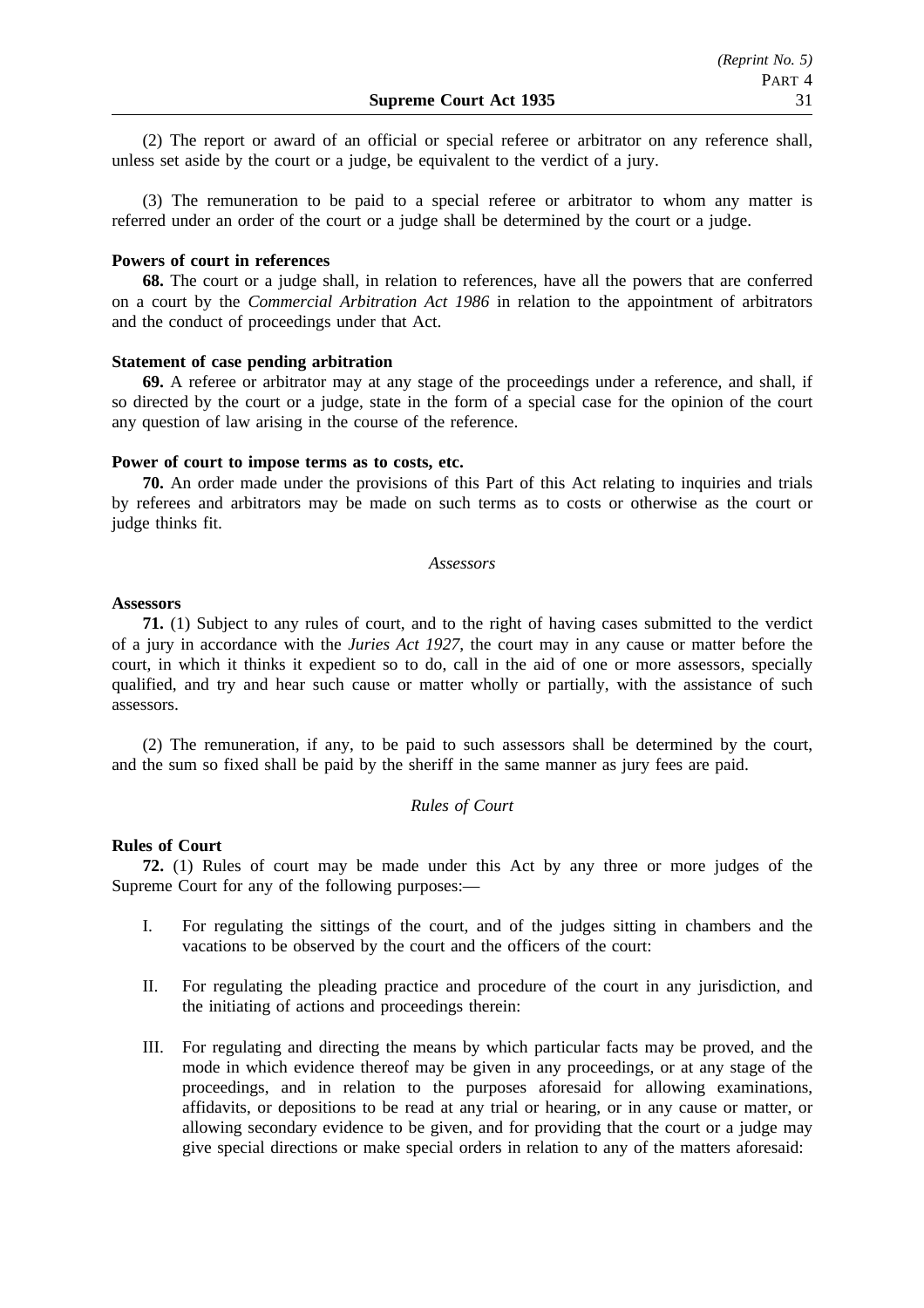(2) The report or award of an official or special referee or arbitrator on any reference shall, unless set aside by the court or a judge, be equivalent to the verdict of a jury.

(3) The remuneration to be paid to a special referee or arbitrator to whom any matter is referred under an order of the court or a judge shall be determined by the court or a judge.

**Powers of court in references**

**68.** The court or a judge shall, in relation to references, have all the powers that are conferred on a court by the *Commercial Arbitration Act 1986* in relation to the appointment of arbitrators and the conduct of proceedings under that Act.

**Statement of case pending arbitration**

**69.** A referee or arbitrator may at any stage of the proceedings under a reference, and shall, if so directed by the court or a judge, state in the form of a special case for the opinion of the court any question of law arising in the course of the reference.

**Power of court to impose terms as to costs, etc.**

**70.** An order made under the provisions of this Part of this Act relating to inquiries and trials by referees and arbitrators may be made on such terms as to costs or otherwise as the court or judge thinks fit.

*Assessors*

**Assessors**

**71.** (1) Subject to any rules of court, and to the right of having cases submitted to the verdict of a jury in accordance with the *Juries Act 1927*, the court may in any cause or matter before the court, in which it thinks it expedient so to do, call in the aid of one or more assessors, specially qualified, and try and hear such cause or matter wholly or partially, with the assistance of such assessors.

(2) The remuneration, if any, to be paid to such assessors shall be determined by the court, and the sum so fixed shall be paid by the sheriff in the same manner as jury fees are paid.

*Rules of Court*

**Rules of Court**

**72.** (1) Rules of court may be made under this Act by any three or more judges of the Supreme Court for any of the following purposes:—

I. For regulating the sittings of the court, and of the judges sitting in chambers and the vacations to be observed by the court and the officers of the court:

II. For regulating the pleading practice and procedure of the court in any jurisdiction, and the initiating of actions and proceedings therein:

III. For regulating and directing the means by which particular facts may be proved, and the mode in which evidence thereof may be given in any proceedings, or at any stage of the proceedings, and in relation to the purposes aforesaid for allowing examinations, affidavits, or depositions to be read at any trial or hearing, or in any cause or matter, or allowing secondary evidence to be given, and for providing that the court or a judge may give special directions or make special orders in relation to any of the matters aforesaid: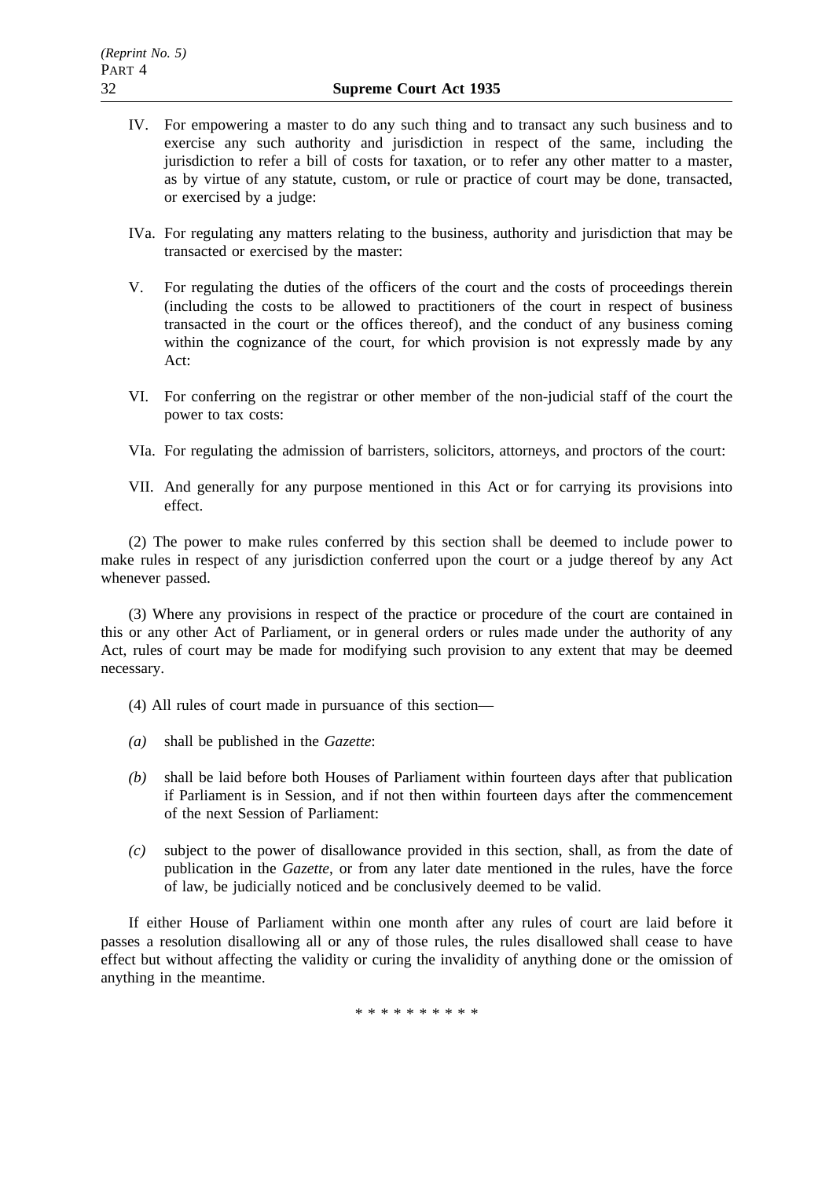IV. For empowering a master to do any such thing and to transact any such business and to exercise any such authority and jurisdiction in respect of the same, including the jurisdiction to refer a bill of costs for taxation, or to refer any other matter to a master, as by virtue of any statute, custom, or rule or practice of court may be done, transacted, or exercised by a judge:

IVa. For regulating any matters relating to the business, authority and jurisdiction that may be transacted or exercised by the master:

V. For regulating the duties of the officers of the court and the costs of proceedings therein (including the costs to be allowed to practitioners of the court in respect of business transacted in the court or the offices thereof), and the conduct of any business coming within the cognizance of the court, for which provision is not expressly made by any Act:

VI. For conferring on the registrar or other member of the non-judicial staff of the court the power to tax costs:

VIa. For regulating the admission of barristers, solicitors, attorneys, and proctors of the court:

VII. And generally for any purpose mentioned in this Act or for carrying its provisions into effect.

(2) The power to make rules conferred by this section shall be deemed to include power to make rules in respect of any jurisdiction conferred upon the court or a judge thereof by any Act whenever passed.

(3) Where any provisions in respect of the practice or procedure of the court are contained in this or any other Act of Parliament, or in general orders or rules made under the authority of any Act, rules of court may be made for modifying such provision to any extent that may be deemed necessary.

(4) All rules of court made in pursuance of this section—

*(a)* shall be published in the *Gazette*:

*(b)* shall be laid before both Houses of Parliament within fourteen days after that publication if Parliament is in Session, and if not then within fourteen days after the commencement of the next Session of Parliament:

*(c)* subject to the power of disallowance provided in this section, shall, as from the date of publication in the *Gazette*, or from any later date mentioned in the rules, have the force of law, be judicially noticed and be conclusively deemed to be valid.

If either House of Parliament within one month after any rules of court are laid before it passes a resolution disallowing all or any of those rules, the rules disallowed shall cease to have effect but without affecting the validity or curing the invalidity of anything done or the omission of anything in the meantime.

* * * * * * * * * *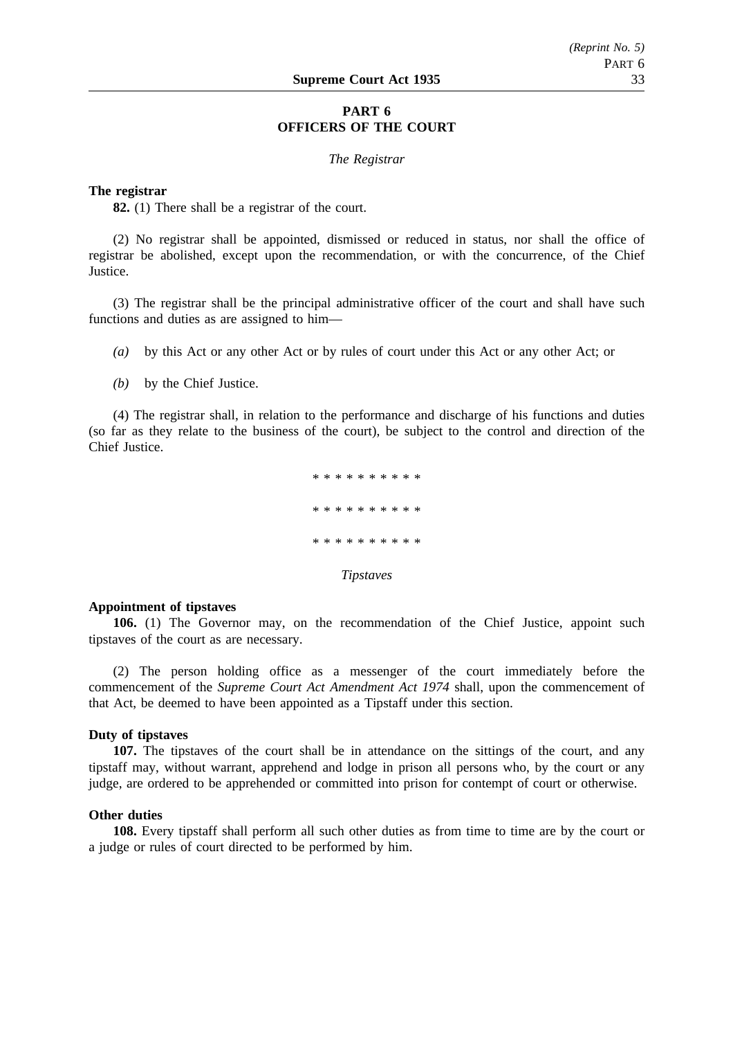# PART 6
# OFFICERS OF THE COURT

*The Registrar*

**The registrar**

**82.** (1) There shall be a registrar of the court.

(2) No registrar shall be appointed, dismissed or reduced in status, nor shall the office of registrar be abolished, except upon the recommendation, or with the concurrence, of the Chief Justice.

(3) The registrar shall be the principal administrative officer of the court and shall have such functions and duties as are assigned to him—

*(a)* by this Act or any other Act or by rules of court under this Act or any other Act; or

*(b)* by the Chief Justice.

(4) The registrar shall, in relation to the performance and discharge of his functions and duties (so far as they relate to the business of the court), be subject to the control and direction of the Chief Justice.

\* \* \* \* \* \* \* \* \* \*

\* \* \* \* \* \* \* \* \* \*

\* \* \* \* \* \* \* \* \* \*

*Tipstaves*

**Appointment of tipstaves**

**106.** (1) The Governor may, on the recommendation of the Chief Justice, appoint such tipstaves of the court as are necessary.

(2) The person holding office as a messenger of the court immediately before the commencement of the *Supreme Court Act Amendment Act 1974* shall, upon the commencement of that Act, be deemed to have been appointed as a Tipstaff under this section.

**Duty of tipstaves**

**107.** The tipstaves of the court shall be in attendance on the sittings of the court, and any tipstaff may, without warrant, apprehend and lodge in prison all persons who, by the court or any judge, are ordered to be apprehended or committed into prison for contempt of court or otherwise.

**Other duties**

**108.** Every tipstaff shall perform all such other duties as from time to time are by the court or a judge or rules of court directed to be performed by him.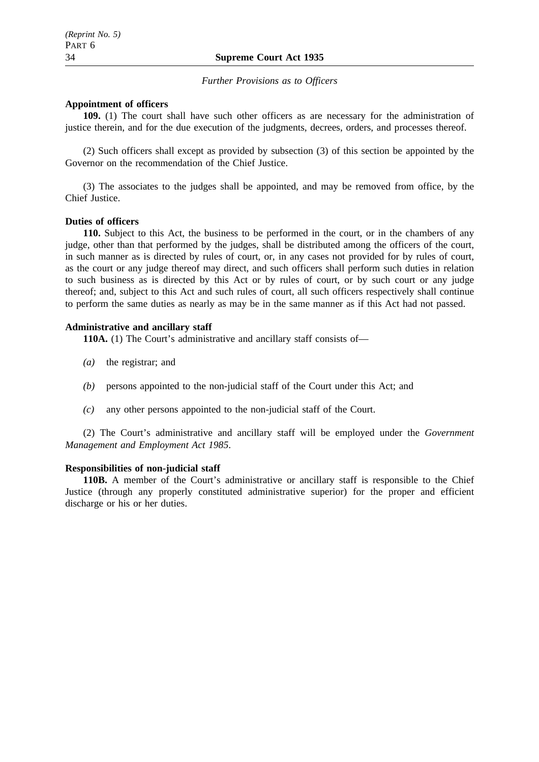*Further Provisions as to Officers*

**Appointment of officers**

**109.** (1) The court shall have such other officers as are necessary for the administration of justice therein, and for the due execution of the judgments, decrees, orders, and processes thereof.

(2) Such officers shall except as provided by subsection (3) of this section be appointed by the Governor on the recommendation of the Chief Justice.

(3) The associates to the judges shall be appointed, and may be removed from office, by the Chief Justice.

**Duties of officers**

**110.** Subject to this Act, the business to be performed in the court, or in the chambers of any judge, other than that performed by the judges, shall be distributed among the officers of the court, in such manner as is directed by rules of court, or, in any cases not provided for by rules of court, as the court or any judge thereof may direct, and such officers shall perform such duties in relation to such business as is directed by this Act or by rules of court, or by such court or any judge thereof; and, subject to this Act and such rules of court, all such officers respectively shall continue to perform the same duties as nearly as may be in the same manner as if this Act had not passed.

**Administrative and ancillary staff**

**110A.** (1) The Court's administrative and ancillary staff consists of—

*(a)* the registrar; and

*(b)* persons appointed to the non-judicial staff of the Court under this Act; and

*(c)* any other persons appointed to the non-judicial staff of the Court.

(2) The Court's administrative and ancillary staff will be employed under the *Government Management and Employment Act 1985*.

**Responsibilities of non-judicial staff**

**110B.** A member of the Court's administrative or ancillary staff is responsible to the Chief Justice (through any properly constituted administrative superior) for the proper and efficient discharge or his or her duties.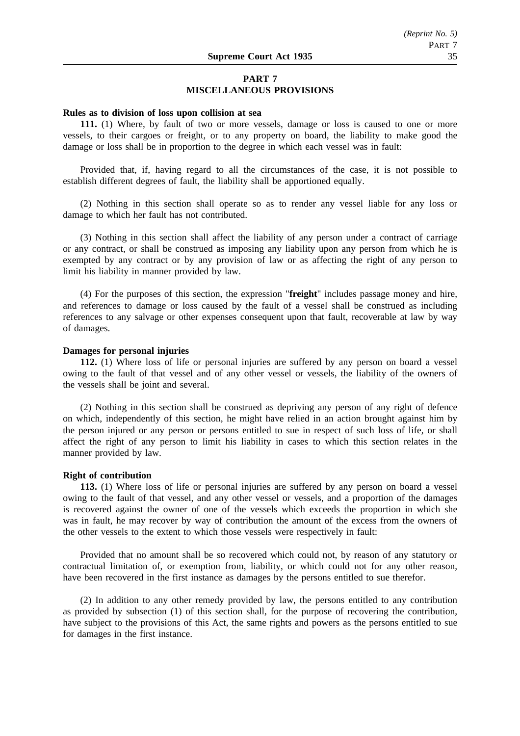## PART 7
## MISCELLANEOUS PROVISIONS

**Rules as to division of loss upon collision at sea**

**111.** (1) Where, by fault of two or more vessels, damage or loss is caused to one or more vessels, to their cargoes or freight, or to any property on board, the liability to make good the damage or loss shall be in proportion to the degree in which each vessel was in fault:

Provided that, if, having regard to all the circumstances of the case, it is not possible to establish different degrees of fault, the liability shall be apportioned equally.

(2) Nothing in this section shall operate so as to render any vessel liable for any loss or damage to which her fault has not contributed.

(3) Nothing in this section shall affect the liability of any person under a contract of carriage or any contract, or shall be construed as imposing any liability upon any person from which he is exempted by any contract or by any provision of law or as affecting the right of any person to limit his liability in manner provided by law.

(4) For the purposes of this section, the expression "**freight**" includes passage money and hire, and references to damage or loss caused by the fault of a vessel shall be construed as including references to any salvage or other expenses consequent upon that fault, recoverable at law by way of damages.

**Damages for personal injuries**

**112.** (1) Where loss of life or personal injuries are suffered by any person on board a vessel owing to the fault of that vessel and of any other vessel or vessels, the liability of the owners of the vessels shall be joint and several.

(2) Nothing in this section shall be construed as depriving any person of any right of defence on which, independently of this section, he might have relied in an action brought against him by the person injured or any person or persons entitled to sue in respect of such loss of life, or shall affect the right of any person to limit his liability in cases to which this section relates in the manner provided by law.

**Right of contribution**

**113.** (1) Where loss of life or personal injuries are suffered by any person on board a vessel owing to the fault of that vessel, and any other vessel or vessels, and a proportion of the damages is recovered against the owner of one of the vessels which exceeds the proportion in which she was in fault, he may recover by way of contribution the amount of the excess from the owners of the other vessels to the extent to which those vessels were respectively in fault:

Provided that no amount shall be so recovered which could not, by reason of any statutory or contractual limitation of, or exemption from, liability, or which could not for any other reason, have been recovered in the first instance as damages by the persons entitled to sue therefor.

(2) In addition to any other remedy provided by law, the persons entitled to any contribution as provided by subsection (1) of this section shall, for the purpose of recovering the contribution, have subject to the provisions of this Act, the same rights and powers as the persons entitled to sue for damages in the first instance.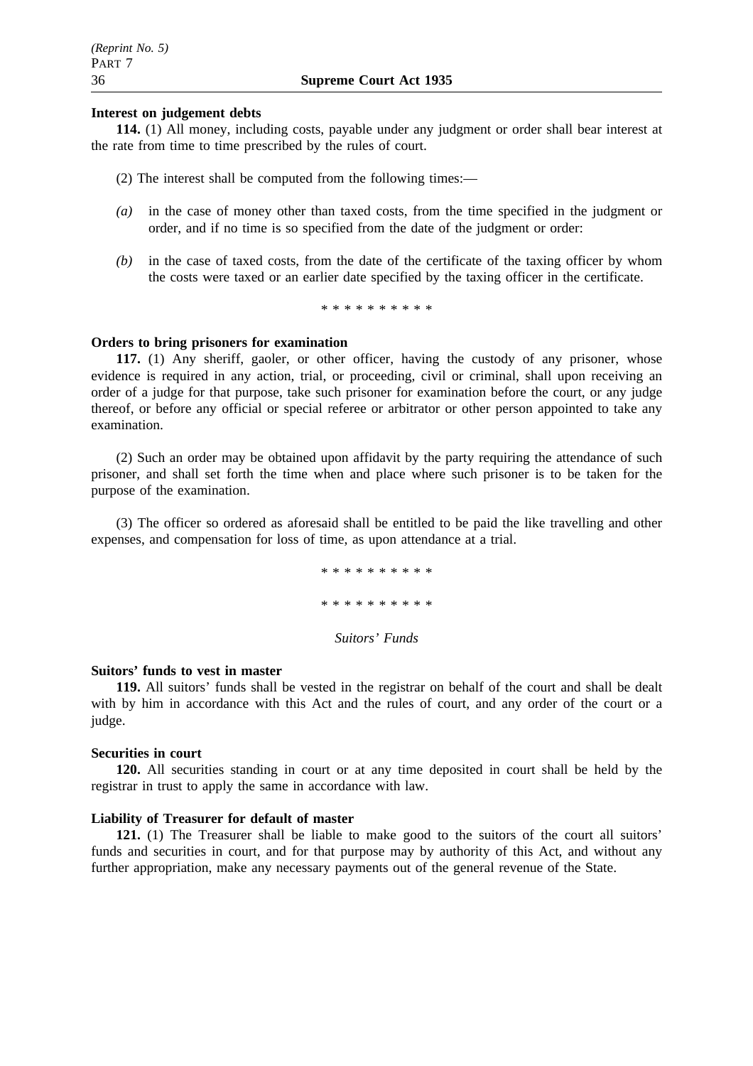**Interest on judgement debts**

**114.** (1) All money, including costs, payable under any judgment or order shall bear interest at the rate from time to time prescribed by the rules of court.

(2) The interest shall be computed from the following times:—

*(a)* in the case of money other than taxed costs, from the time specified in the judgment or order, and if no time is so specified from the date of the judgment or order:

*(b)* in the case of taxed costs, from the date of the certificate of the taxing officer by whom the costs were taxed or an earlier date specified by the taxing officer in the certificate.

\* \* \* \* \* \* \* \* \* \*

**Orders to bring prisoners for examination**

**117.** (1) Any sheriff, gaoler, or other officer, having the custody of any prisoner, whose evidence is required in any action, trial, or proceeding, civil or criminal, shall upon receiving an order of a judge for that purpose, take such prisoner for examination before the court, or any judge thereof, or before any official or special referee or arbitrator or other person appointed to take any examination.

(2) Such an order may be obtained upon affidavit by the party requiring the attendance of such prisoner, and shall set forth the time when and place where such prisoner is to be taken for the purpose of the examination.

(3) The officer so ordered as aforesaid shall be entitled to be paid the like travelling and other expenses, and compensation for loss of time, as upon attendance at a trial.

\* \* \* \* \* \* \* \* \* \*

\* \* \* \* \* \* \* \* \* \*

*Suitors' Funds*

**Suitors' funds to vest in master**

**119.** All suitors' funds shall be vested in the registrar on behalf of the court and shall be dealt with by him in accordance with this Act and the rules of court, and any order of the court or a judge.

**Securities in court**

**120.** All securities standing in court or at any time deposited in court shall be held by the registrar in trust to apply the same in accordance with law.

**Liability of Treasurer for default of master**

**121.** (1) The Treasurer shall be liable to make good to the suitors of the court all suitors' funds and securities in court, and for that purpose may by authority of this Act, and without any further appropriation, make any necessary payments out of the general revenue of the State.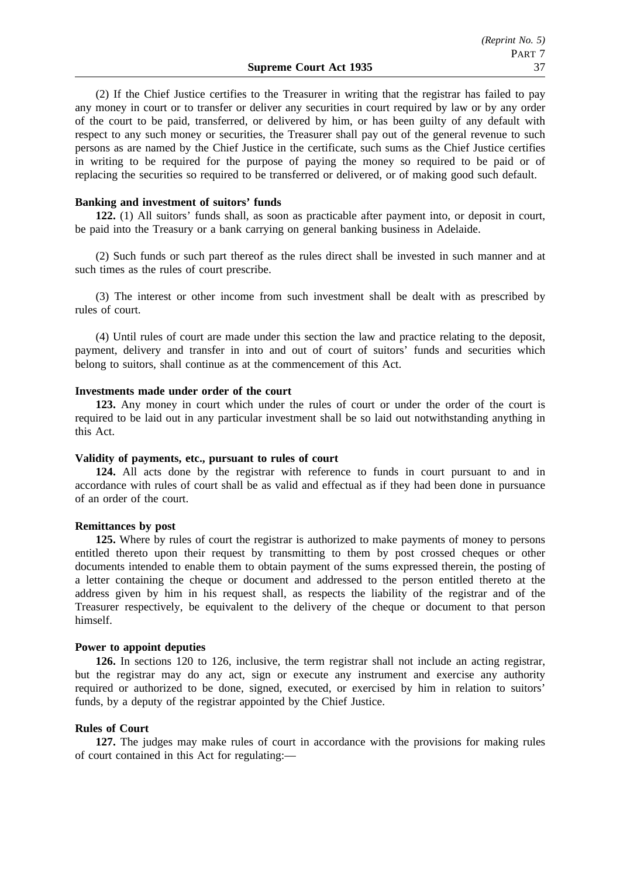(2) If the Chief Justice certifies to the Treasurer in writing that the registrar has failed to pay any money in court or to transfer or deliver any securities in court required by law or by any order of the court to be paid, transferred, or delivered by him, or has been guilty of any default with respect to any such money or securities, the Treasurer shall pay out of the general revenue to such persons as are named by the Chief Justice in the certificate, such sums as the Chief Justice certifies in writing to be required for the purpose of paying the money so required to be paid or of replacing the securities so required to be transferred or delivered, or of making good such default.

**Banking and investment of suitors' funds**

**122.** (1) All suitors' funds shall, as soon as practicable after payment into, or deposit in court, be paid into the Treasury or a bank carrying on general banking business in Adelaide.

(2) Such funds or such part thereof as the rules direct shall be invested in such manner and at such times as the rules of court prescribe.

(3) The interest or other income from such investment shall be dealt with as prescribed by rules of court.

(4) Until rules of court are made under this section the law and practice relating to the deposit, payment, delivery and transfer in into and out of court of suitors' funds and securities which belong to suitors, shall continue as at the commencement of this Act.

**Investments made under order of the court**

**123.** Any money in court which under the rules of court or under the order of the court is required to be laid out in any particular investment shall be so laid out notwithstanding anything in this Act.

**Validity of payments, etc., pursuant to rules of court**

**124.** All acts done by the registrar with reference to funds in court pursuant to and in accordance with rules of court shall be as valid and effectual as if they had been done in pursuance of an order of the court.

**Remittances by post**

**125.** Where by rules of court the registrar is authorized to make payments of money to persons entitled thereto upon their request by transmitting to them by post crossed cheques or other documents intended to enable them to obtain payment of the sums expressed therein, the posting of a letter containing the cheque or document and addressed to the person entitled thereto at the address given by him in his request shall, as respects the liability of the registrar and of the Treasurer respectively, be equivalent to the delivery of the cheque or document to that person himself.

**Power to appoint deputies**

**126.** In sections 120 to 126, inclusive, the term registrar shall not include an acting registrar, but the registrar may do any act, sign or execute any instrument and exercise any authority required or authorized to be done, signed, executed, or exercised by him in relation to suitors' funds, by a deputy of the registrar appointed by the Chief Justice.

**Rules of Court**

**127.** The judges may make rules of court in accordance with the provisions for making rules of court contained in this Act for regulating:—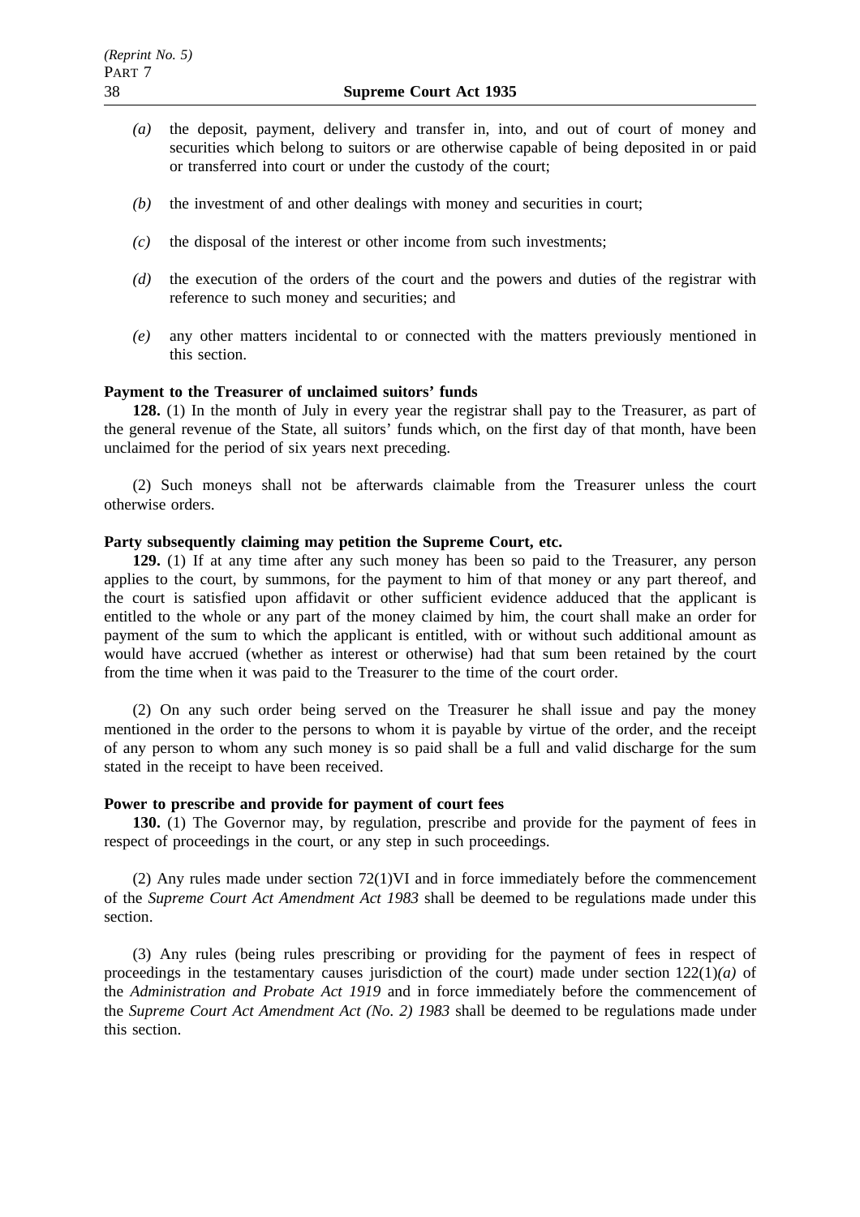*(a)* the deposit, payment, delivery and transfer in, into, and out of court of money and securities which belong to suitors or are otherwise capable of being deposited in or paid or transferred into court or under the custody of the court;

*(b)* the investment of and other dealings with money and securities in court;

*(c)* the disposal of the interest or other income from such investments;

*(d)* the execution of the orders of the court and the powers and duties of the registrar with reference to such money and securities; and

*(e)* any other matters incidental to or connected with the matters previously mentioned in this section.

**Payment to the Treasurer of unclaimed suitors' funds**

**128.** (1) In the month of July in every year the registrar shall pay to the Treasurer, as part of the general revenue of the State, all suitors' funds which, on the first day of that month, have been unclaimed for the period of six years next preceding.

(2) Such moneys shall not be afterwards claimable from the Treasurer unless the court otherwise orders.

**Party subsequently claiming may petition the Supreme Court, etc.**

**129.** (1) If at any time after any such money has been so paid to the Treasurer, any person applies to the court, by summons, for the payment to him of that money or any part thereof, and the court is satisfied upon affidavit or other sufficient evidence adduced that the applicant is entitled to the whole or any part of the money claimed by him, the court shall make an order for payment of the sum to which the applicant is entitled, with or without such additional amount as would have accrued (whether as interest or otherwise) had that sum been retained by the court from the time when it was paid to the Treasurer to the time of the court order.

(2) On any such order being served on the Treasurer he shall issue and pay the money mentioned in the order to the persons to whom it is payable by virtue of the order, and the receipt of any person to whom any such money is so paid shall be a full and valid discharge for the sum stated in the receipt to have been received.

**Power to prescribe and provide for payment of court fees**

**130.** (1) The Governor may, by regulation, prescribe and provide for the payment of fees in respect of proceedings in the court, or any step in such proceedings.

(2) Any rules made under section 72(1)VI and in force immediately before the commencement of the *Supreme Court Act Amendment Act 1983* shall be deemed to be regulations made under this section.

(3) Any rules (being rules prescribing or providing for the payment of fees in respect of proceedings in the testamentary causes jurisdiction of the court) made under section 122(1)*(a)* of the *Administration and Probate Act 1919* and in force immediately before the commencement of the *Supreme Court Act Amendment Act (No. 2) 1983* shall be deemed to be regulations made under this section.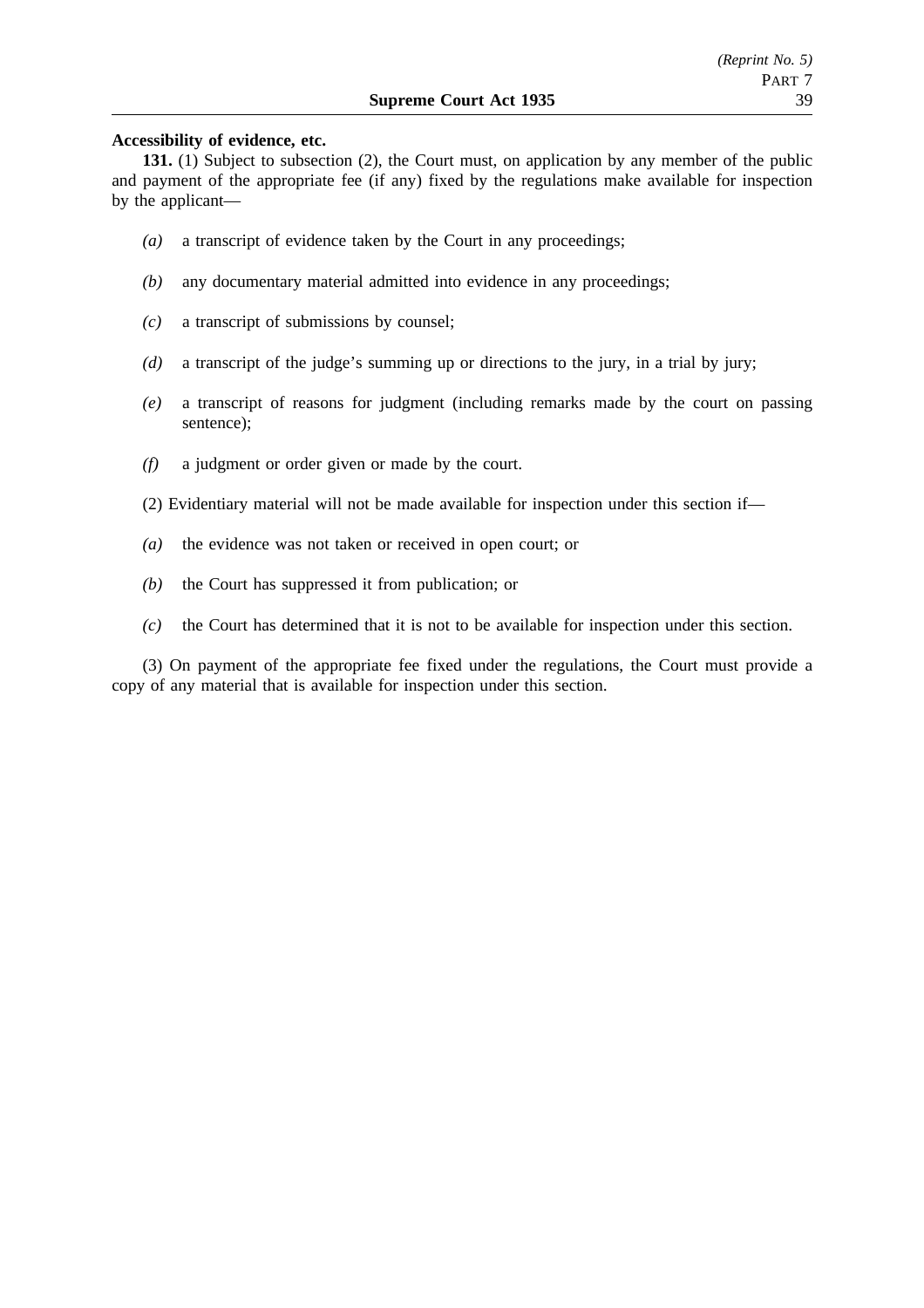**Accessibility of evidence, etc.**

**131.** (1) Subject to subsection (2), the Court must, on application by any member of the public and payment of the appropriate fee (if any) fixed by the regulations make available for inspection by the applicant—

*(a)* a transcript of evidence taken by the Court in any proceedings;

*(b)* any documentary material admitted into evidence in any proceedings;

*(c)* a transcript of submissions by counsel;

*(d)* a transcript of the judge's summing up or directions to the jury, in a trial by jury;

*(e)* a transcript of reasons for judgment (including remarks made by the court on passing sentence);

*(f)* a judgment or order given or made by the court.

(2) Evidentiary material will not be made available for inspection under this section if—

*(a)* the evidence was not taken or received in open court; or

*(b)* the Court has suppressed it from publication; or

*(c)* the Court has determined that it is not to be available for inspection under this section.

(3) On payment of the appropriate fee fixed under the regulations, the Court must provide a copy of any material that is available for inspection under this section.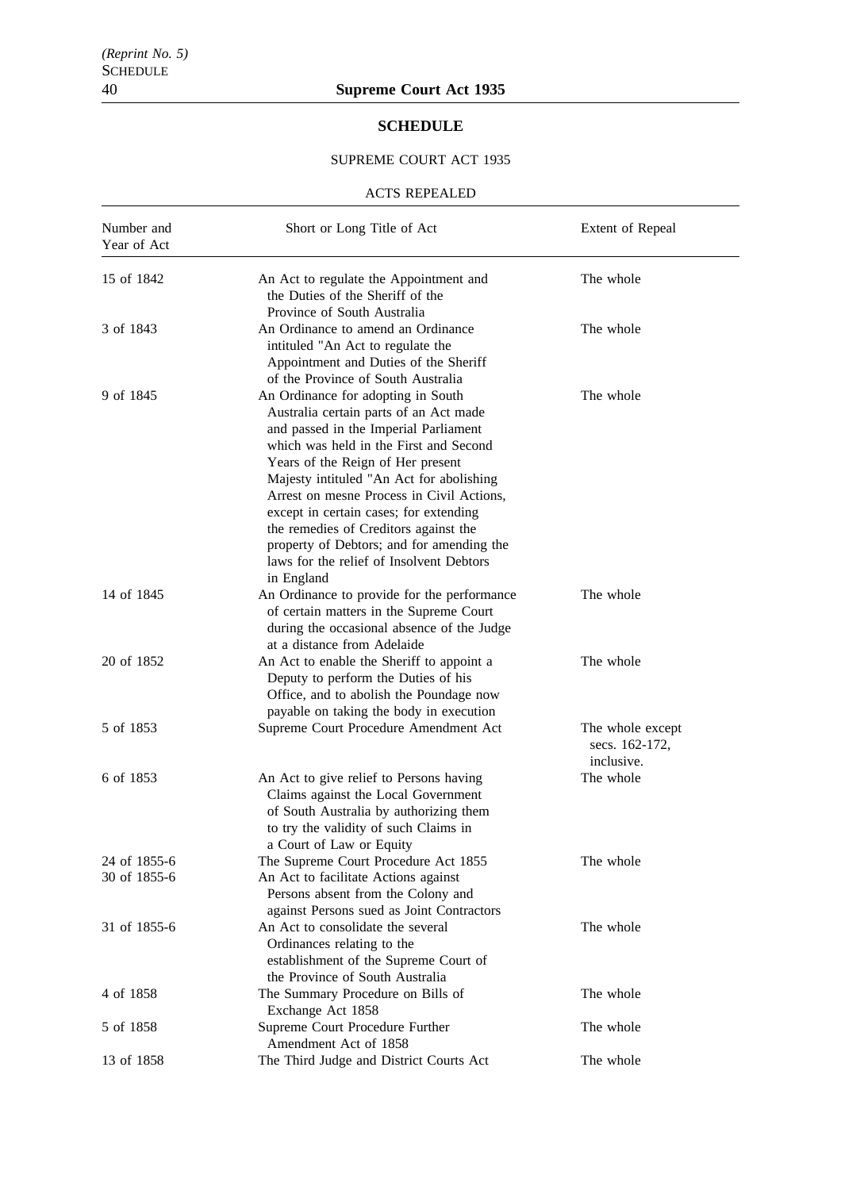## SCHEDULE

SUPREME COURT ACT 1935

ACTS REPEALED

| Number and Year of Act | Short or Long Title of Act | Extent of Repeal |
|---|---|---|
| 15 of 1842 | An Act to regulate the Appointment and the Duties of the Sheriff of the Province of South Australia | The whole |
| 3 of 1843 | An Ordinance to amend an Ordinance intituled "An Act to regulate the Appointment and Duties of the Sheriff of the Province of South Australia | The whole |
| 9 of 1845 | An Ordinance for adopting in South Australia certain parts of an Act made and passed in the Imperial Parliament which was held in the First and Second Years of the Reign of Her present Majesty intituled "An Act for abolishing Arrest on mesne Process in Civil Actions, except in certain cases; for extending the remedies of Creditors against the property of Debtors; and for amending the laws for the relief of Insolvent Debtors in England | The whole |
| 14 of 1845 | An Ordinance to provide for the performance of certain matters in the Supreme Court during the occasional absence of the Judge at a distance from Adelaide | The whole |
| 20 of 1852 | An Act to enable the Sheriff to appoint a Deputy to perform the Duties of his Office, and to abolish the Poundage now payable on taking the body in execution | The whole |
| 5 of 1853 | Supreme Court Procedure Amendment Act | The whole except secs. 162-172, inclusive. |
| 6 of 1853 | An Act to give relief to Persons having Claims against the Local Government of South Australia by authorizing them to try the validity of such Claims in a Court of Law or Equity | The whole |
| 24 of 1855-6 | The Supreme Court Procedure Act 1855 | The whole |
| 30 of 1855-6 | An Act to facilitate Actions against Persons absent from the Colony and against Persons sued as Joint Contractors | |
| 31 of 1855-6 | An Act to consolidate the several Ordinances relating to the establishment of the Supreme Court of the Province of South Australia | The whole |
| 4 of 1858 | The Summary Procedure on Bills of Exchange Act 1858 | The whole |
| 5 of 1858 | Supreme Court Procedure Further Amendment Act of 1858 | The whole |
| 13 of 1858 | The Third Judge and District Courts Act | The whole |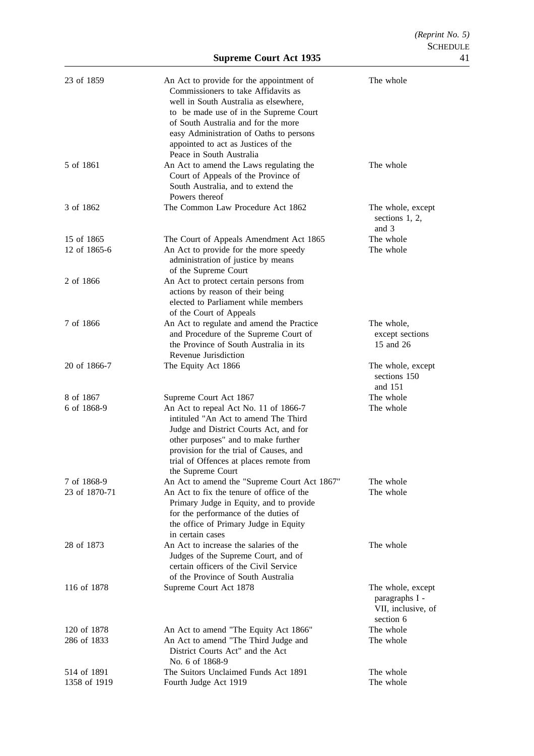| | | |
|---|---|---|
| 23 of 1859 | An Act to provide for the appointment of Commissioners to take Affidavits as well in South Australia as elsewhere, to be made use of in the Supreme Court of South Australia and for the more easy Administration of Oaths to persons appointed to act as Justices of the Peace in South Australia | The whole |
| 5 of 1861 | An Act to amend the Laws regulating the Court of Appeals of the Province of South Australia, and to extend the Powers thereof | The whole |
| 3 of 1862 | The Common Law Procedure Act 1862 | The whole, except sections 1, 2, and 3 |
| 15 of 1865 | The Court of Appeals Amendment Act 1865 | The whole |
| 12 of 1865-6 | An Act to provide for the more speedy administration of justice by means of the Supreme Court | The whole |
| 2 of 1866 | An Act to protect certain persons from actions by reason of their being elected to Parliament while members of the Court of Appeals | |
| 7 of 1866 | An Act to regulate and amend the Practice and Procedure of the Supreme Court of the Province of South Australia in its Revenue Jurisdiction | The whole, except sections 15 and 26 |
| 20 of 1866-7 | The Equity Act 1866 | The whole, except sections 150 and 151 |
| 8 of 1867 | Supreme Court Act 1867 | The whole |
| 6 of 1868-9 | An Act to repeal Act No. 11 of 1866-7 intituled "An Act to amend The Third Judge and District Courts Act, and for other purposes" and to make further provision for the trial of Causes, and trial of Offences at places remote from the Supreme Court | The whole |
| 7 of 1868-9 | An Act to amend the "Supreme Court Act 1867" | The whole |
| 23 of 1870-71 | An Act to fix the tenure of office of the Primary Judge in Equity, and to provide for the performance of the duties of the office of Primary Judge in Equity in certain cases | The whole |
| 28 of 1873 | An Act to increase the salaries of the Judges of the Supreme Court, and of certain officers of the Civil Service of the Province of South Australia | The whole |
| 116 of 1878 | Supreme Court Act 1878 | The whole, except paragraphs I - VII, inclusive, of section 6 |
| 120 of 1878 | An Act to amend "The Equity Act 1866" | The whole |
| 286 of 1833 | An Act to amend "The Third Judge and District Courts Act" and the Act No. 6 of 1868-9 | The whole |
| 514 of 1891 | The Suitors Unclaimed Funds Act 1891 | The whole |
| 1358 of 1919 | Fourth Judge Act 1919 | The whole |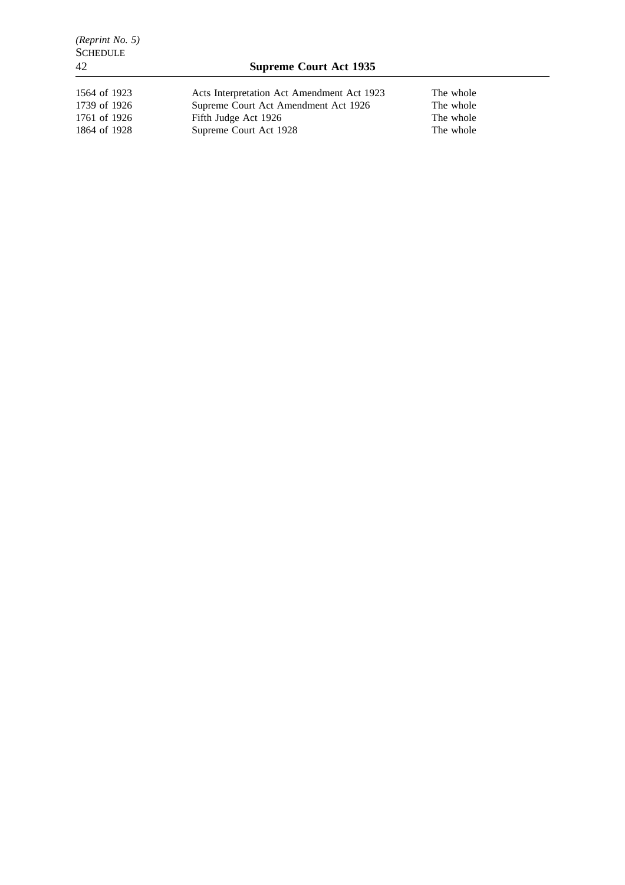| | | |
|---|---|---|
| 1564 of 1923 | Acts Interpretation Act Amendment Act 1923 | The whole |
| 1739 of 1926 | Supreme Court Act Amendment Act 1926 | The whole |
| 1761 of 1926 | Fifth Judge Act 1926 | The whole |
| 1864 of 1928 | Supreme Court Act 1928 | The whole |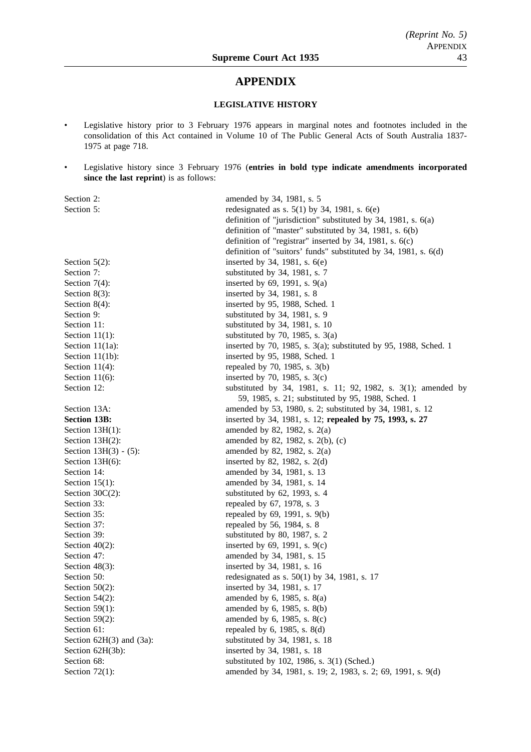# APPENDIX

## LEGISLATIVE HISTORY

- Legislative history prior to 3 February 1976 appears in marginal notes and footnotes included in the consolidation of this Act contained in Volume 10 of The Public General Acts of South Australia 1837-1975 at page 718.
- Legislative history since 3 February 1976 (**entries in bold type indicate amendments incorporated since the last reprint**) is as follows:

| | |
|---|---|
| Section 2: | amended by 34, 1981, s. 5 |
| Section 5: | redesignated as s. 5(1) by 34, 1981, s. 6(e) |
| | definition of "jurisdiction" substituted by 34, 1981, s. 6(a) |
| | definition of "master" substituted by 34, 1981, s. 6(b) |
| | definition of "registrar" inserted by 34, 1981, s. 6(c) |
| | definition of "suitors' funds" substituted by 34, 1981, s. 6(d) |
| Section 5(2): | inserted by 34, 1981, s. 6(e) |
| Section 7: | substituted by 34, 1981, s. 7 |
| Section 7(4): | inserted by 69, 1991, s. 9(a) |
| Section 8(3): | inserted by 34, 1981, s. 8 |
| Section 8(4): | inserted by 95, 1988, Sched. 1 |
| Section 9: | substituted by 34, 1981, s. 9 |
| Section 11: | substituted by 34, 1981, s. 10 |
| Section 11(1): | substituted by 70, 1985, s. 3(a) |
| Section 11(1a): | inserted by 70, 1985, s. 3(a); substituted by 95, 1988, Sched. 1 |
| Section 11(1b): | inserted by 95, 1988, Sched. 1 |
| Section 11(4): | repealed by 70, 1985, s. 3(b) |
| Section 11(6): | inserted by 70, 1985, s. 3(c) |
| Section 12: | substituted by 34, 1981, s. 11; 92, 1982, s. 3(1); amended by 59, 1985, s. 21; substituted by 95, 1988, Sched. 1 |
| Section 13A: | amended by 53, 1980, s. 2; substituted by 34, 1981, s. 12 |
| **Section 13B:** | inserted by 34, 1981, s. 12; **repealed by 75, 1993, s. 27** |
| Section 13H(1): | amended by 82, 1982, s. 2(a) |
| Section 13H(2): | amended by 82, 1982, s. 2(b), (c) |
| Section 13H(3) - (5): | amended by 82, 1982, s. 2(a) |
| Section 13H(6): | inserted by 82, 1982, s. 2(d) |
| Section 14: | amended by 34, 1981, s. 13 |
| Section 15(1): | amended by 34, 1981, s. 14 |
| Section 30C(2): | substituted by 62, 1993, s. 4 |
| Section 33: | repealed by 67, 1978, s. 3 |
| Section 35: | repealed by 69, 1991, s. 9(b) |
| Section 37: | repealed by 56, 1984, s. 8 |
| Section 39: | substituted by 80, 1987, s. 2 |
| Section 40(2): | inserted by 69, 1991, s. 9(c) |
| Section 47: | amended by 34, 1981, s. 15 |
| Section 48(3): | inserted by 34, 1981, s. 16 |
| Section 50: | redesignated as s. 50(1) by 34, 1981, s. 17 |
| Section 50(2): | inserted by 34, 1981, s. 17 |
| Section 54(2): | amended by 6, 1985, s. 8(a) |
| Section 59(1): | amended by 6, 1985, s. 8(b) |
| Section 59(2): | amended by 6, 1985, s. 8(c) |
| Section 61: | repealed by 6, 1985, s. 8(d) |
| Section 62H(3) and (3a): | substituted by 34, 1981, s. 18 |
| Section 62H(3b): | inserted by 34, 1981, s. 18 |
| Section 68: | substituted by 102, 1986, s. 3(1) (Sched.) |
| Section 72(1): | amended by 34, 1981, s. 19; 2, 1983, s. 2; 69, 1991, s. 9(d) |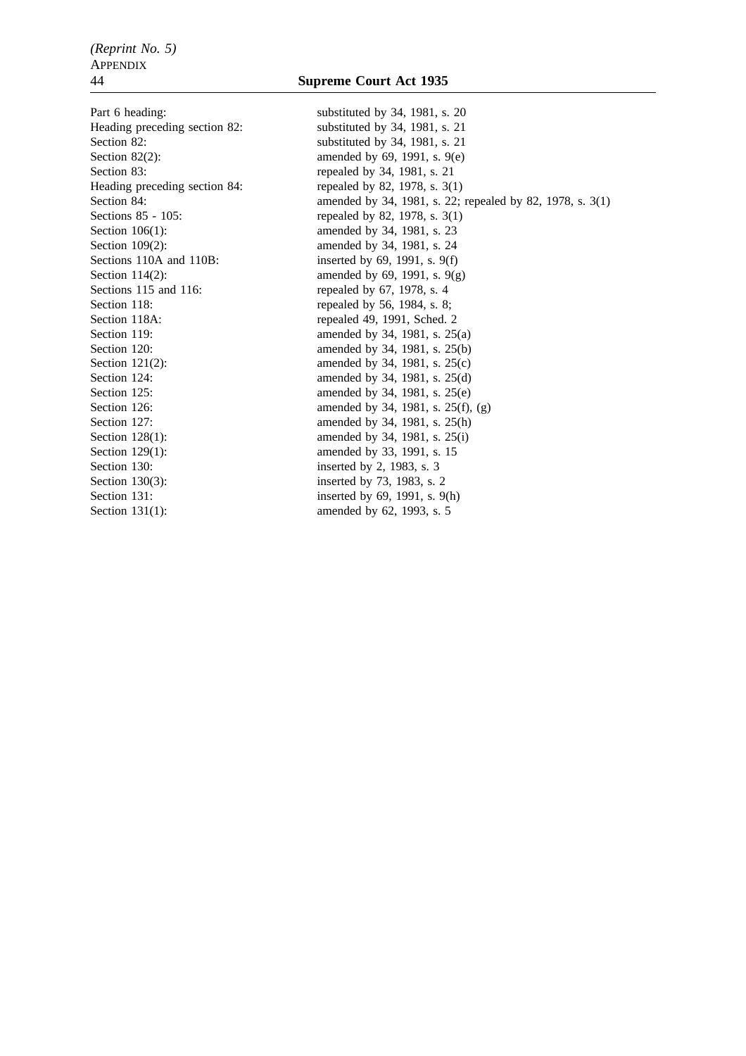| | |
|---|---|
| Part 6 heading: | substituted by 34, 1981, s. 20 |
| Heading preceding section 82: | substituted by 34, 1981, s. 21 |
| Section 82: | substituted by 34, 1981, s. 21 |
| Section 82(2): | amended by 69, 1991, s. 9(e) |
| Section 83: | repealed by 34, 1981, s. 21 |
| Heading preceding section 84: | repealed by 82, 1978, s. 3(1) |
| Section 84: | amended by 34, 1981, s. 22; repealed by 82, 1978, s. 3(1) |
| Sections 85 - 105: | repealed by 82, 1978, s. 3(1) |
| Section 106(1): | amended by 34, 1981, s. 23 |
| Section 109(2): | amended by 34, 1981, s. 24 |
| Sections 110A and 110B: | inserted by 69, 1991, s. 9(f) |
| Section 114(2): | amended by 69, 1991, s. 9(g) |
| Sections 115 and 116: | repealed by 67, 1978, s. 4 |
| Section 118: | repealed by 56, 1984, s. 8; |
| Section 118A: | repealed 49, 1991, Sched. 2 |
| Section 119: | amended by 34, 1981, s. 25(a) |
| Section 120: | amended by 34, 1981, s. 25(b) |
| Section 121(2): | amended by 34, 1981, s. 25(c) |
| Section 124: | amended by 34, 1981, s. 25(d) |
| Section 125: | amended by 34, 1981, s. 25(e) |
| Section 126: | amended by 34, 1981, s. 25(f), (g) |
| Section 127: | amended by 34, 1981, s. 25(h) |
| Section 128(1): | amended by 34, 1981, s. 25(i) |
| Section 129(1): | amended by 33, 1991, s. 15 |
| Section 130: | inserted by 2, 1983, s. 3 |
| Section 130(3): | inserted by 73, 1983, s. 2 |
| Section 131: | inserted by 69, 1991, s. 9(h) |
| Section 131(1): | amended by 62, 1993, s. 5 |